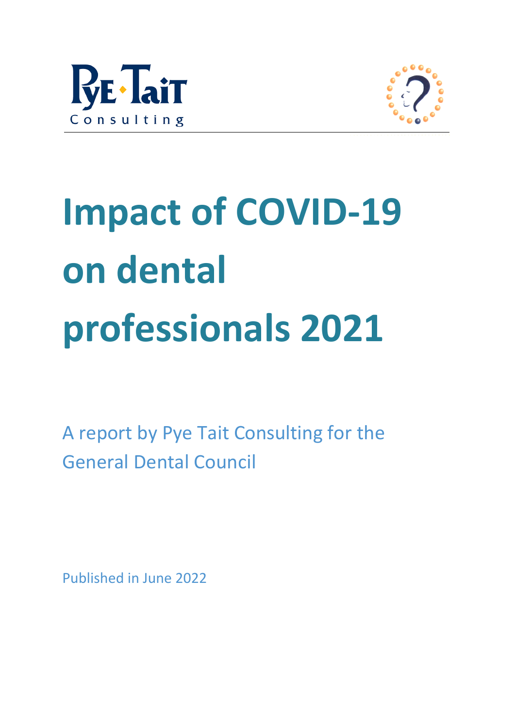# Impact of COVID-19 on dental professionals 2021

A report by Pye Tait Consulting for the General Dental Council

Published in June 2022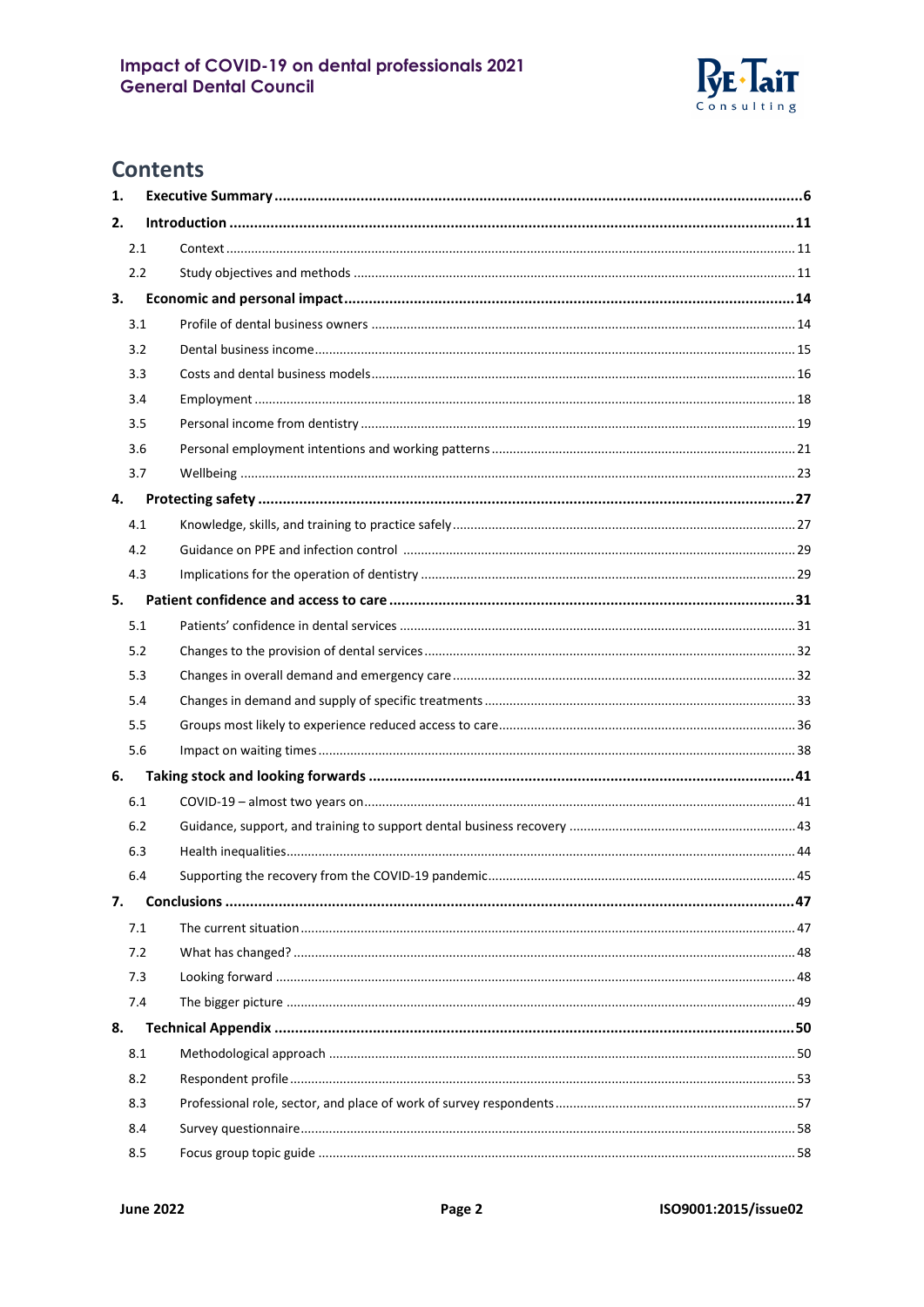## Contents

| | | |
|---|---|---|
| **1.** | **Executive Summary** | **6** |
| **2.** | **Introduction** | **11** |
| 2.1 | Context | 11 |
| 2.2 | Study objectives and methods | 11 |
| **3.** | **Economic and personal impact** | **14** |
| 3.1 | Profile of dental business owners | 14 |
| 3.2 | Dental business income | 15 |
| 3.3 | Costs and dental business models | 16 |
| 3.4 | Employment | 18 |
| 3.5 | Personal income from dentistry | 19 |
| 3.6 | Personal employment intentions and working patterns | 21 |
| 3.7 | Wellbeing | 23 |
| **4.** | **Protecting safety** | **27** |
| 4.1 | Knowledge, skills, and training to practice safely | 27 |
| 4.2 | Guidance on PPE and infection control | 29 |
| 4.3 | Implications for the operation of dentistry | 29 |
| **5.** | **Patient confidence and access to care** | **31** |
| 5.1 | Patients' confidence in dental services | 31 |
| 5.2 | Changes to the provision of dental services | 32 |
| 5.3 | Changes in overall demand and emergency care | 32 |
| 5.4 | Changes in demand and supply of specific treatments | 33 |
| 5.5 | Groups most likely to experience reduced access to care | 36 |
| 5.6 | Impact on waiting times | 38 |
| **6.** | **Taking stock and looking forwards** | **41** |
| 6.1 | COVID-19 – almost two years on | 41 |
| 6.2 | Guidance, support, and training to support dental business recovery | 43 |
| 6.3 | Health inequalities | 44 |
| 6.4 | Supporting the recovery from the COVID-19 pandemic | 45 |
| **7.** | **Conclusions** | **47** |
| 7.1 | The current situation | 47 |
| 7.2 | What has changed? | 48 |
| 7.3 | Looking forward | 48 |
| 7.4 | The bigger picture | 49 |
| **8.** | **Technical Appendix** | **50** |
| 8.1 | Methodological approach | 50 |
| 8.2 | Respondent profile | 53 |
| 8.3 | Professional role, sector, and place of work of survey respondents | 57 |
| 8.4 | Survey questionnaire | 58 |
| 8.5 | Focus group topic guide | 58 |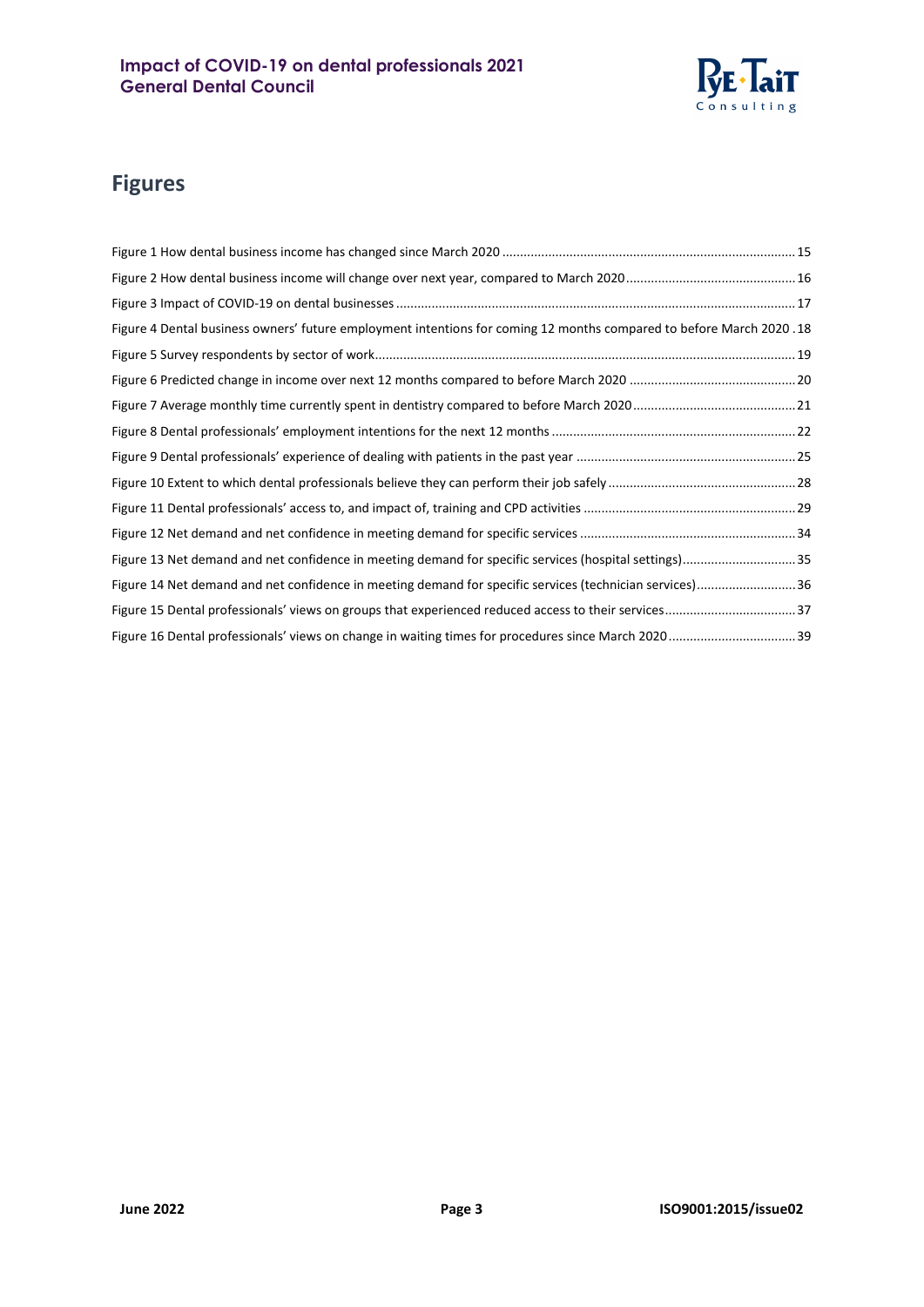# Figures

Figure 1 How dental business income has changed since March 2020 .......... 15
Figure 2 How dental business income will change over next year, compared to March 2020 .......... 16
Figure 3 Impact of COVID-19 on dental businesses .......... 17
Figure 4 Dental business owners' future employment intentions for coming 12 months compared to before March 2020 . 18
Figure 5 Survey respondents by sector of work .......... 19
Figure 6 Predicted change in income over next 12 months compared to before March 2020 .......... 20
Figure 7 Average monthly time currently spent in dentistry compared to before March 2020 .......... 21
Figure 8 Dental professionals' employment intentions for the next 12 months .......... 22
Figure 9 Dental professionals' experience of dealing with patients in the past year .......... 25
Figure 10 Extent to which dental professionals believe they can perform their job safely .......... 28
Figure 11 Dental professionals' access to, and impact of, training and CPD activities .......... 29
Figure 12 Net demand and net confidence in meeting demand for specific services .......... 34
Figure 13 Net demand and net confidence in meeting demand for specific services (hospital settings) .......... 35
Figure 14 Net demand and net confidence in meeting demand for specific services (technician services) .......... 36
Figure 15 Dental professionals' views on groups that experienced reduced access to their services .......... 37
Figure 16 Dental professionals' views on change in waiting times for procedures since March 2020 .......... 39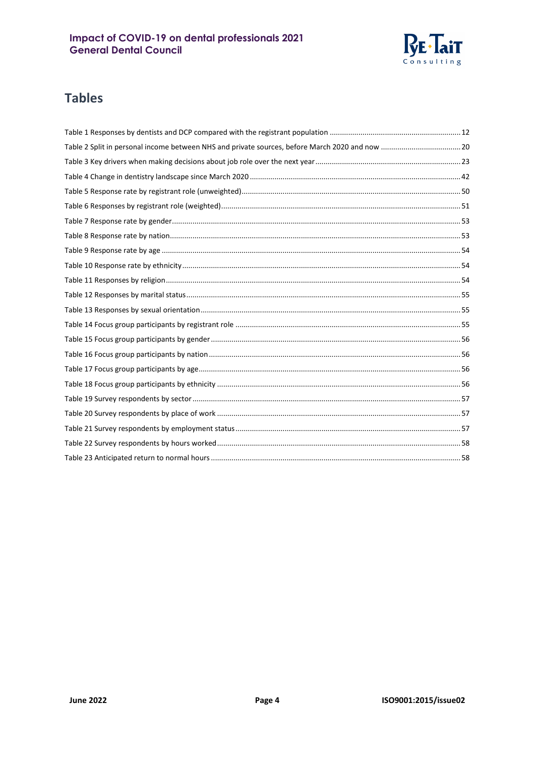## Tables

Table 1 Responses by dentists and DCP compared with the registrant population ... 12
Table 2 Split in personal income between NHS and private sources, before March 2020 and now ... 20
Table 3 Key drivers when making decisions about job role over the next year ... 23
Table 4 Change in dentistry landscape since March 2020 ... 42
Table 5 Response rate by registrant role (unweighted) ... 50
Table 6 Responses by registrant role (weighted) ... 51
Table 7 Response rate by gender ... 53
Table 8 Response rate by nation ... 53
Table 9 Response rate by age ... 54
Table 10 Response rate by ethnicity ... 54
Table 11 Responses by religion ... 54
Table 12 Responses by marital status ... 55
Table 13 Responses by sexual orientation ... 55
Table 14 Focus group participants by registrant role ... 55
Table 15 Focus group participants by gender ... 56
Table 16 Focus group participants by nation ... 56
Table 17 Focus group participants by age ... 56
Table 18 Focus group participants by ethnicity ... 56
Table 19 Survey respondents by sector ... 57
Table 20 Survey respondents by place of work ... 57
Table 21 Survey respondents by employment status ... 57
Table 22 Survey respondents by hours worked ... 58
Table 23 Anticipated return to normal hours ... 58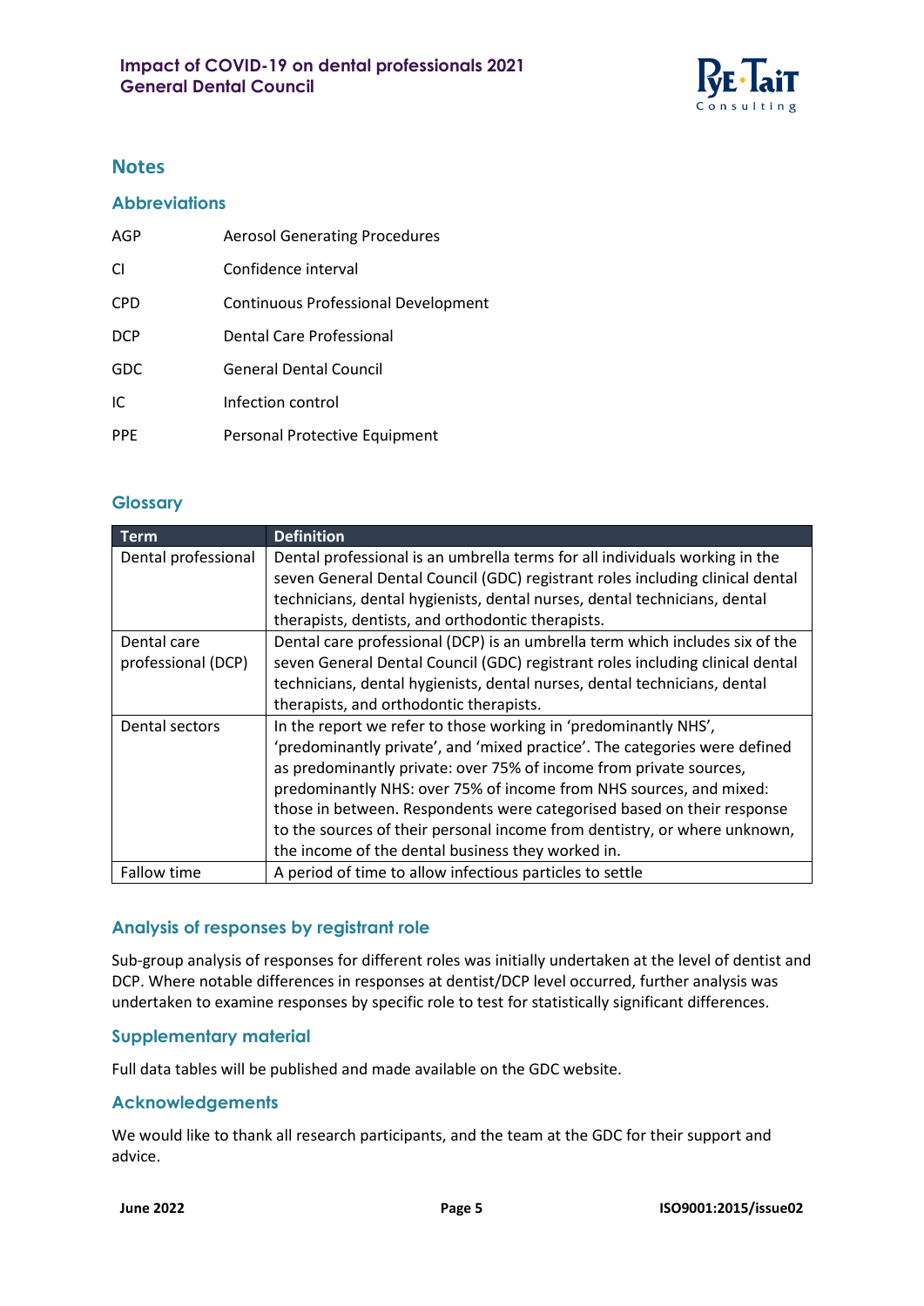## Notes

### Abbreviations

| | |
|---|---|
| AGP | Aerosol Generating Procedures |
| CI | Confidence interval |
| CPD | Continuous Professional Development |
| DCP | Dental Care Professional |
| GDC | General Dental Council |
| IC | Infection control |
| PPE | Personal Protective Equipment |

### Glossary

| Term | Definition |
|---|---|
| Dental professional | Dental professional is an umbrella terms for all individuals working in the seven General Dental Council (GDC) registrant roles including clinical dental technicians, dental hygienists, dental nurses, dental technicians, dental therapists, dentists, and orthodontic therapists. |
| Dental care professional (DCP) | Dental care professional (DCP) is an umbrella term which includes six of the seven General Dental Council (GDC) registrant roles including clinical dental technicians, dental hygienists, dental nurses, dental technicians, dental therapists, and orthodontic therapists. |
| Dental sectors | In the report we refer to those working in 'predominantly NHS', 'predominantly private', and 'mixed practice'. The categories were defined as predominantly private: over 75% of income from private sources, predominantly NHS: over 75% of income from NHS sources, and mixed: those in between. Respondents were categorised based on their response to the sources of their personal income from dentistry, or where unknown, the income of the dental business they worked in. |
| Fallow time | A period of time to allow infectious particles to settle |

### Analysis of responses by registrant role

Sub-group analysis of responses for different roles was initially undertaken at the level of dentist and DCP. Where notable differences in responses at dentist/DCP level occurred, further analysis was undertaken to examine responses by specific role to test for statistically significant differences.

### Supplementary material

Full data tables will be published and made available on the GDC website.

### Acknowledgements

We would like to thank all research participants, and the team at the GDC for their support and advice.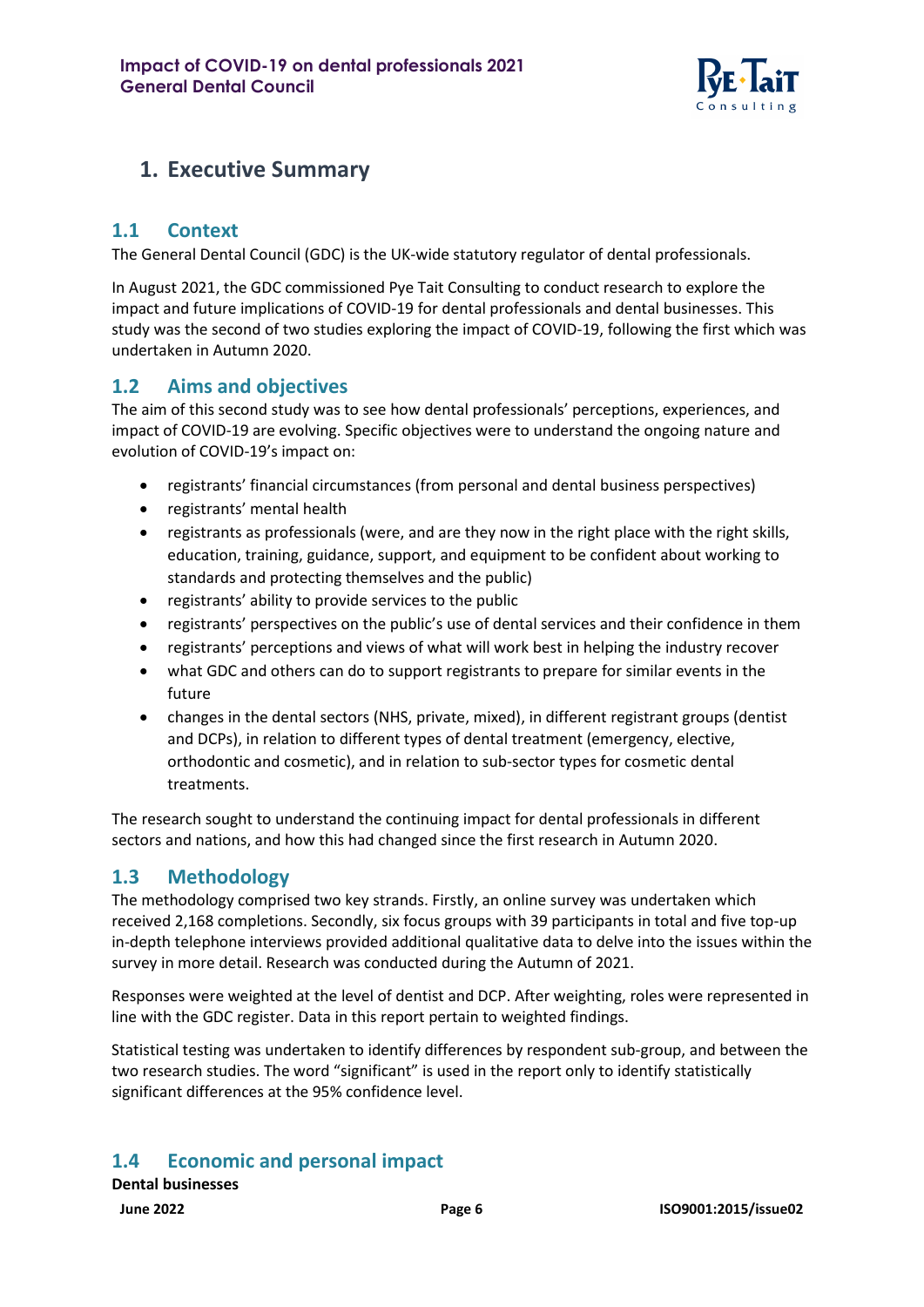# 1. Executive Summary

## 1.1 Context

The General Dental Council (GDC) is the UK-wide statutory regulator of dental professionals.

In August 2021, the GDC commissioned Pye Tait Consulting to conduct research to explore the impact and future implications of COVID-19 for dental professionals and dental businesses. This study was the second of two studies exploring the impact of COVID-19, following the first which was undertaken in Autumn 2020.

## 1.2 Aims and objectives

The aim of this second study was to see how dental professionals' perceptions, experiences, and impact of COVID-19 are evolving. Specific objectives were to understand the ongoing nature and evolution of COVID-19's impact on:

- registrants' financial circumstances (from personal and dental business perspectives)
- registrants' mental health
- registrants as professionals (were, and are they now in the right place with the right skills, education, training, guidance, support, and equipment to be confident about working to standards and protecting themselves and the public)
- registrants' ability to provide services to the public
- registrants' perspectives on the public's use of dental services and their confidence in them
- registrants' perceptions and views of what will work best in helping the industry recover
- what GDC and others can do to support registrants to prepare for similar events in the future
- changes in the dental sectors (NHS, private, mixed), in different registrant groups (dentist and DCPs), in relation to different types of dental treatment (emergency, elective, orthodontic and cosmetic), and in relation to sub-sector types for cosmetic dental treatments.

The research sought to understand the continuing impact for dental professionals in different sectors and nations, and how this had changed since the first research in Autumn 2020.

## 1.3 Methodology

The methodology comprised two key strands. Firstly, an online survey was undertaken which received 2,168 completions. Secondly, six focus groups with 39 participants in total and five top-up in-depth telephone interviews provided additional qualitative data to delve into the issues within the survey in more detail. Research was conducted during the Autumn of 2021.

Responses were weighted at the level of dentist and DCP. After weighting, roles were represented in line with the GDC register. Data in this report pertain to weighted findings.

Statistical testing was undertaken to identify differences by respondent sub-group, and between the two research studies. The word "significant" is used in the report only to identify statistically significant differences at the 95% confidence level.

## 1.4 Economic and personal impact

**Dental businesses**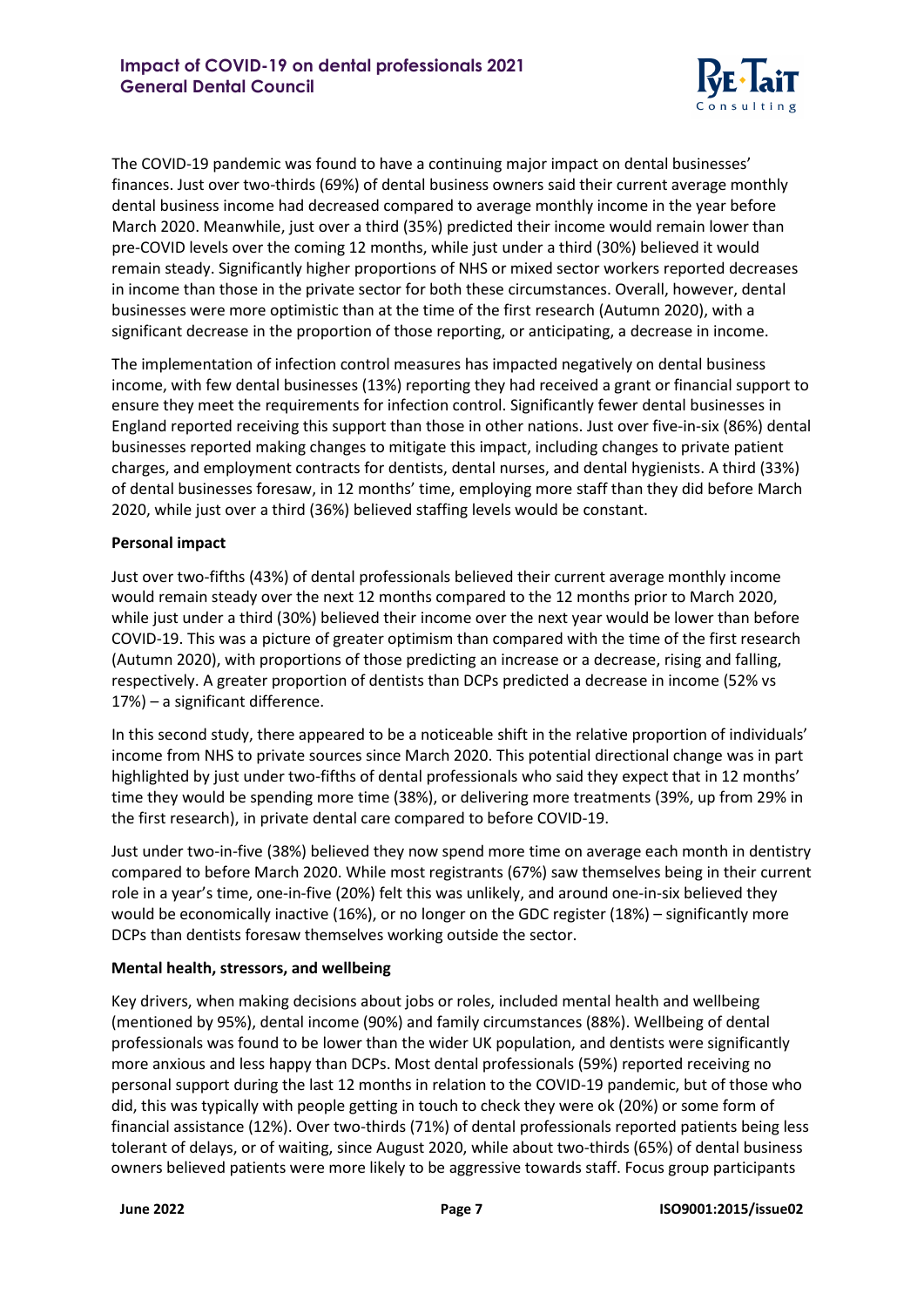The COVID-19 pandemic was found to have a continuing major impact on dental businesses' finances. Just over two-thirds (69%) of dental business owners said their current average monthly dental business income had decreased compared to average monthly income in the year before March 2020. Meanwhile, just over a third (35%) predicted their income would remain lower than pre-COVID levels over the coming 12 months, while just under a third (30%) believed it would remain steady. Significantly higher proportions of NHS or mixed sector workers reported decreases in income than those in the private sector for both these circumstances. Overall, however, dental businesses were more optimistic than at the time of the first research (Autumn 2020), with a significant decrease in the proportion of those reporting, or anticipating, a decrease in income.

The implementation of infection control measures has impacted negatively on dental business income, with few dental businesses (13%) reporting they had received a grant or financial support to ensure they meet the requirements for infection control. Significantly fewer dental businesses in England reported receiving this support than those in other nations. Just over five-in-six (86%) dental businesses reported making changes to mitigate this impact, including changes to private patient charges, and employment contracts for dentists, dental nurses, and dental hygienists. A third (33%) of dental businesses foresaw, in 12 months' time, employing more staff than they did before March 2020, while just over a third (36%) believed staffing levels would be constant.

**Personal impact**

Just over two-fifths (43%) of dental professionals believed their current average monthly income would remain steady over the next 12 months compared to the 12 months prior to March 2020, while just under a third (30%) believed their income over the next year would be lower than before COVID-19. This was a picture of greater optimism than compared with the time of the first research (Autumn 2020), with proportions of those predicting an increase or a decrease, rising and falling, respectively. A greater proportion of dentists than DCPs predicted a decrease in income (52% vs 17%) – a significant difference.

In this second study, there appeared to be a noticeable shift in the relative proportion of individuals' income from NHS to private sources since March 2020. This potential directional change was in part highlighted by just under two-fifths of dental professionals who said they expect that in 12 months' time they would be spending more time (38%), or delivering more treatments (39%, up from 29% in the first research), in private dental care compared to before COVID-19.

Just under two-in-five (38%) believed they now spend more time on average each month in dentistry compared to before March 2020. While most registrants (67%) saw themselves being in their current role in a year's time, one-in-five (20%) felt this was unlikely, and around one-in-six believed they would be economically inactive (16%), or no longer on the GDC register (18%) – significantly more DCPs than dentists foresaw themselves working outside the sector.

**Mental health, stressors, and wellbeing**

Key drivers, when making decisions about jobs or roles, included mental health and wellbeing (mentioned by 95%), dental income (90%) and family circumstances (88%). Wellbeing of dental professionals was found to be lower than the wider UK population, and dentists were significantly more anxious and less happy than DCPs. Most dental professionals (59%) reported receiving no personal support during the last 12 months in relation to the COVID-19 pandemic, but of those who did, this was typically with people getting in touch to check they were ok (20%) or some form of financial assistance (12%). Over two-thirds (71%) of dental professionals reported patients being less tolerant of delays, or of waiting, since August 2020, while about two-thirds (65%) of dental business owners believed patients were more likely to be aggressive towards staff. Focus group participants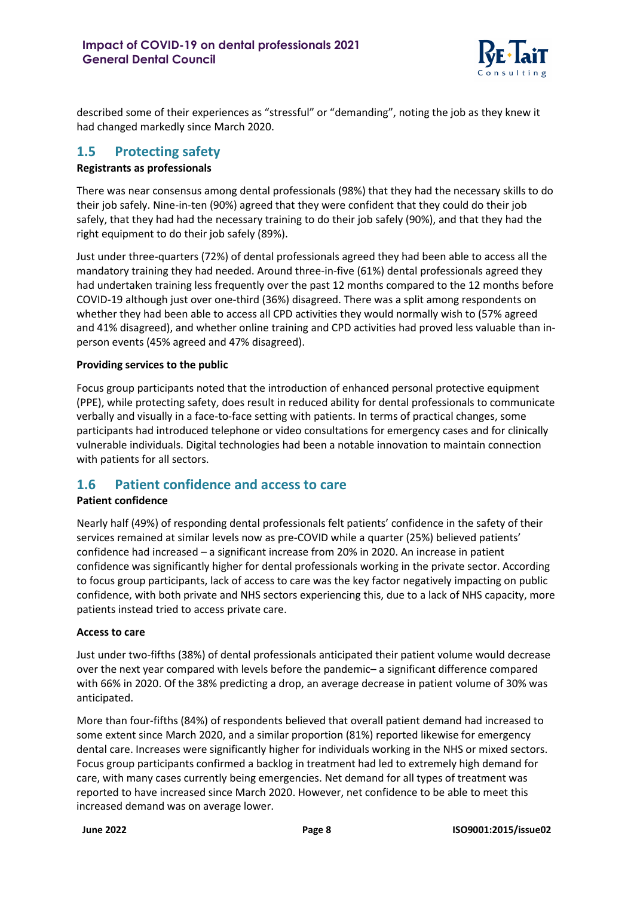described some of their experiences as "stressful" or "demanding", noting the job as they knew it had changed markedly since March 2020.

## 1.5 Protecting safety

**Registrants as professionals**

There was near consensus among dental professionals (98%) that they had the necessary skills to do their job safely. Nine-in-ten (90%) agreed that they were confident that they could do their job safely, that they had had the necessary training to do their job safely (90%), and that they had the right equipment to do their job safely (89%).

Just under three-quarters (72%) of dental professionals agreed they had been able to access all the mandatory training they had needed. Around three-in-five (61%) dental professionals agreed they had undertaken training less frequently over the past 12 months compared to the 12 months before COVID-19 although just over one-third (36%) disagreed. There was a split among respondents on whether they had been able to access all CPD activities they would normally wish to (57% agreed and 41% disagreed), and whether online training and CPD activities had proved less valuable than in-person events (45% agreed and 47% disagreed).

**Providing services to the public**

Focus group participants noted that the introduction of enhanced personal protective equipment (PPE), while protecting safety, does result in reduced ability for dental professionals to communicate verbally and visually in a face-to-face setting with patients. In terms of practical changes, some participants had introduced telephone or video consultations for emergency cases and for clinically vulnerable individuals. Digital technologies had been a notable innovation to maintain connection with patients for all sectors.

## 1.6 Patient confidence and access to care

**Patient confidence**

Nearly half (49%) of responding dental professionals felt patients' confidence in the safety of their services remained at similar levels now as pre-COVID while a quarter (25%) believed patients' confidence had increased – a significant increase from 20% in 2020. An increase in patient confidence was significantly higher for dental professionals working in the private sector. According to focus group participants, lack of access to care was the key factor negatively impacting on public confidence, with both private and NHS sectors experiencing this, due to a lack of NHS capacity, more patients instead tried to access private care.

**Access to care**

Just under two-fifths (38%) of dental professionals anticipated their patient volume would decrease over the next year compared with levels before the pandemic– a significant difference compared with 66% in 2020. Of the 38% predicting a drop, an average decrease in patient volume of 30% was anticipated.

More than four-fifths (84%) of respondents believed that overall patient demand had increased to some extent since March 2020, and a similar proportion (81%) reported likewise for emergency dental care. Increases were significantly higher for individuals working in the NHS or mixed sectors. Focus group participants confirmed a backlog in treatment had led to extremely high demand for care, with many cases currently being emergencies. Net demand for all types of treatment was reported to have increased since March 2020. However, net confidence to be able to meet this increased demand was on average lower.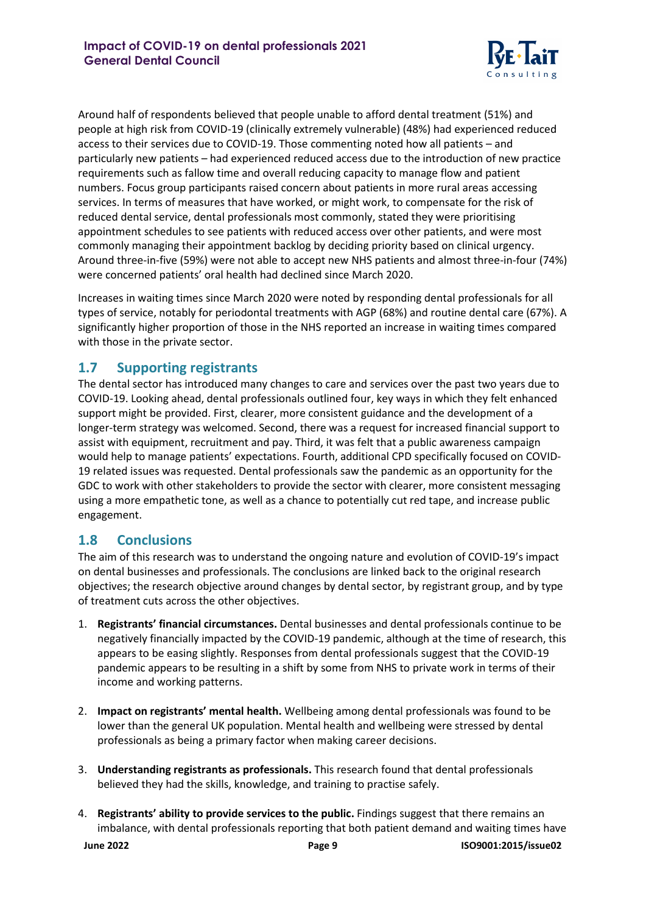Around half of respondents believed that people unable to afford dental treatment (51%) and people at high risk from COVID-19 (clinically extremely vulnerable) (48%) had experienced reduced access to their services due to COVID-19. Those commenting noted how all patients – and particularly new patients – had experienced reduced access due to the introduction of new practice requirements such as fallow time and overall reducing capacity to manage flow and patient numbers. Focus group participants raised concern about patients in more rural areas accessing services. In terms of measures that have worked, or might work, to compensate for the risk of reduced dental service, dental professionals most commonly, stated they were prioritising appointment schedules to see patients with reduced access over other patients, and were most commonly managing their appointment backlog by deciding priority based on clinical urgency. Around three-in-five (59%) were not able to accept new NHS patients and almost three-in-four (74%) were concerned patients' oral health had declined since March 2020.

Increases in waiting times since March 2020 were noted by responding dental professionals for all types of service, notably for periodontal treatments with AGP (68%) and routine dental care (67%). A significantly higher proportion of those in the NHS reported an increase in waiting times compared with those in the private sector.

## 1.7 Supporting registrants

The dental sector has introduced many changes to care and services over the past two years due to COVID-19. Looking ahead, dental professionals outlined four, key ways in which they felt enhanced support might be provided. First, clearer, more consistent guidance and the development of a longer-term strategy was welcomed. Second, there was a request for increased financial support to assist with equipment, recruitment and pay. Third, it was felt that a public awareness campaign would help to manage patients' expectations. Fourth, additional CPD specifically focused on COVID-19 related issues was requested. Dental professionals saw the pandemic as an opportunity for the GDC to work with other stakeholders to provide the sector with clearer, more consistent messaging using a more empathetic tone, as well as a chance to potentially cut red tape, and increase public engagement.

## 1.8 Conclusions

The aim of this research was to understand the ongoing nature and evolution of COVID-19's impact on dental businesses and professionals. The conclusions are linked back to the original research objectives; the research objective around changes by dental sector, by registrant group, and by type of treatment cuts across the other objectives.

1. **Registrants' financial circumstances.** Dental businesses and dental professionals continue to be negatively financially impacted by the COVID-19 pandemic, although at the time of research, this appears to be easing slightly. Responses from dental professionals suggest that the COVID-19 pandemic appears to be resulting in a shift by some from NHS to private work in terms of their income and working patterns.

2. **Impact on registrants' mental health.** Wellbeing among dental professionals was found to be lower than the general UK population. Mental health and wellbeing were stressed by dental professionals as being a primary factor when making career decisions.

3. **Understanding registrants as professionals.** This research found that dental professionals believed they had the skills, knowledge, and training to practise safely.

4. **Registrants' ability to provide services to the public.** Findings suggest that there remains an imbalance, with dental professionals reporting that both patient demand and waiting times have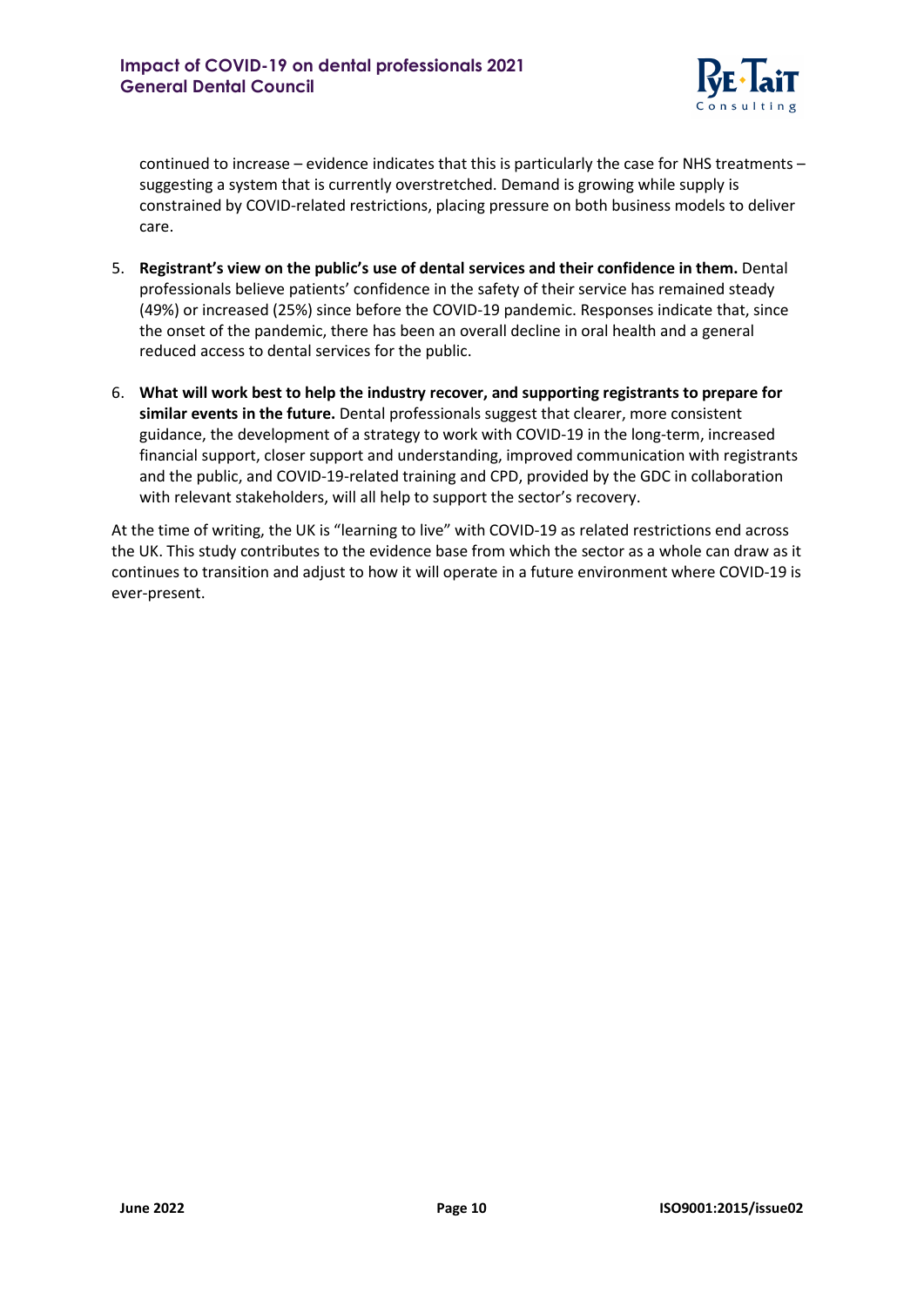continued to increase – evidence indicates that this is particularly the case for NHS treatments – suggesting a system that is currently overstretched. Demand is growing while supply is constrained by COVID-related restrictions, placing pressure on both business models to deliver care.

5. **Registrant's view on the public's use of dental services and their confidence in them.** Dental professionals believe patients' confidence in the safety of their service has remained steady (49%) or increased (25%) since before the COVID-19 pandemic. Responses indicate that, since the onset of the pandemic, there has been an overall decline in oral health and a general reduced access to dental services for the public.

6. **What will work best to help the industry recover, and supporting registrants to prepare for similar events in the future.** Dental professionals suggest that clearer, more consistent guidance, the development of a strategy to work with COVID-19 in the long-term, increased financial support, closer support and understanding, improved communication with registrants and the public, and COVID-19-related training and CPD, provided by the GDC in collaboration with relevant stakeholders, will all help to support the sector's recovery.

At the time of writing, the UK is "learning to live" with COVID-19 as related restrictions end across the UK. This study contributes to the evidence base from which the sector as a whole can draw as it continues to transition and adjust to how it will operate in a future environment where COVID-19 is ever-present.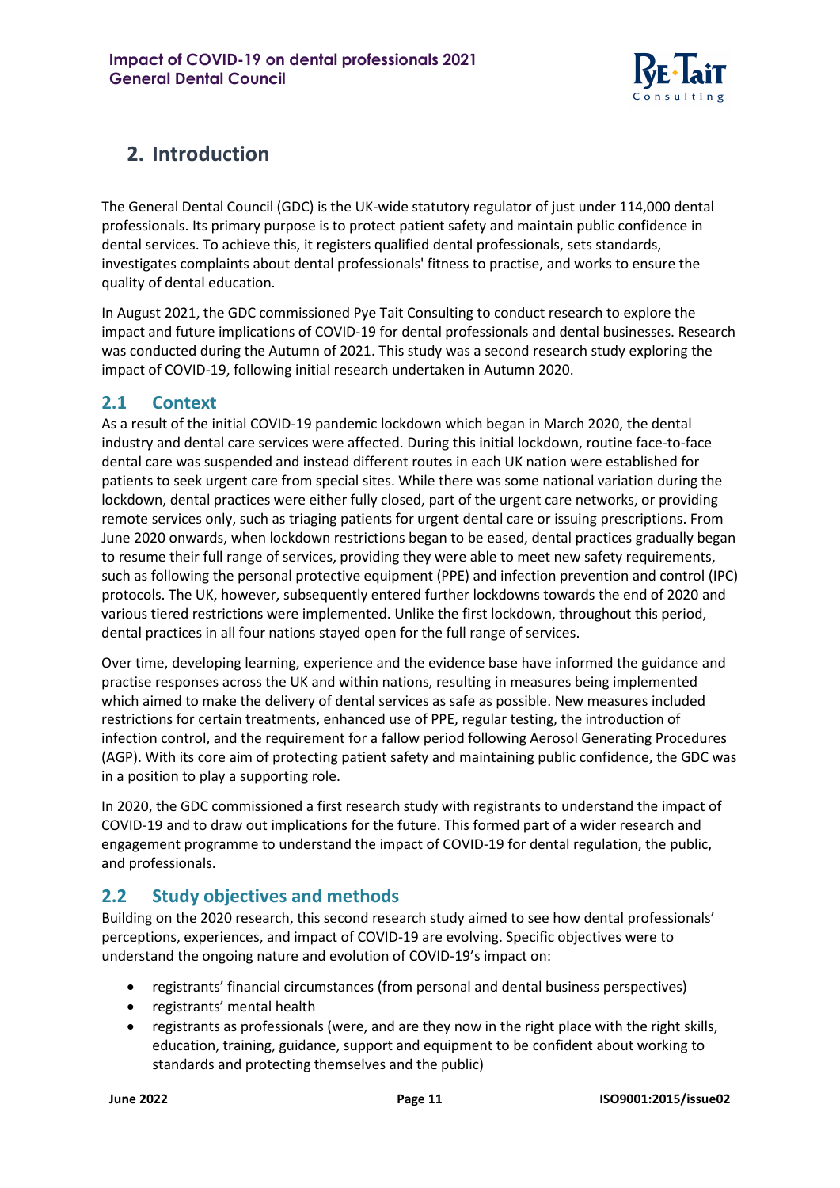## 2. Introduction

The General Dental Council (GDC) is the UK-wide statutory regulator of just under 114,000 dental professionals. Its primary purpose is to protect patient safety and maintain public confidence in dental services. To achieve this, it registers qualified dental professionals, sets standards, investigates complaints about dental professionals' fitness to practise, and works to ensure the quality of dental education.

In August 2021, the GDC commissioned Pye Tait Consulting to conduct research to explore the impact and future implications of COVID-19 for dental professionals and dental businesses. Research was conducted during the Autumn of 2021. This study was a second research study exploring the impact of COVID-19, following initial research undertaken in Autumn 2020.

### 2.1 Context

As a result of the initial COVID-19 pandemic lockdown which began in March 2020, the dental industry and dental care services were affected. During this initial lockdown, routine face-to-face dental care was suspended and instead different routes in each UK nation were established for patients to seek urgent care from special sites. While there was some national variation during the lockdown, dental practices were either fully closed, part of the urgent care networks, or providing remote services only, such as triaging patients for urgent dental care or issuing prescriptions. From June 2020 onwards, when lockdown restrictions began to be eased, dental practices gradually began to resume their full range of services, providing they were able to meet new safety requirements, such as following the personal protective equipment (PPE) and infection prevention and control (IPC) protocols. The UK, however, subsequently entered further lockdowns towards the end of 2020 and various tiered restrictions were implemented. Unlike the first lockdown, throughout this period, dental practices in all four nations stayed open for the full range of services.

Over time, developing learning, experience and the evidence base have informed the guidance and practise responses across the UK and within nations, resulting in measures being implemented which aimed to make the delivery of dental services as safe as possible. New measures included restrictions for certain treatments, enhanced use of PPE, regular testing, the introduction of infection control, and the requirement for a fallow period following Aerosol Generating Procedures (AGP). With its core aim of protecting patient safety and maintaining public confidence, the GDC was in a position to play a supporting role.

In 2020, the GDC commissioned a first research study with registrants to understand the impact of COVID-19 and to draw out implications for the future. This formed part of a wider research and engagement programme to understand the impact of COVID-19 for dental regulation, the public, and professionals.

### 2.2 Study objectives and methods

Building on the 2020 research, this second research study aimed to see how dental professionals' perceptions, experiences, and impact of COVID-19 are evolving. Specific objectives were to understand the ongoing nature and evolution of COVID-19's impact on:

- registrants' financial circumstances (from personal and dental business perspectives)
- registrants' mental health
- registrants as professionals (were, and are they now in the right place with the right skills, education, training, guidance, support and equipment to be confident about working to standards and protecting themselves and the public)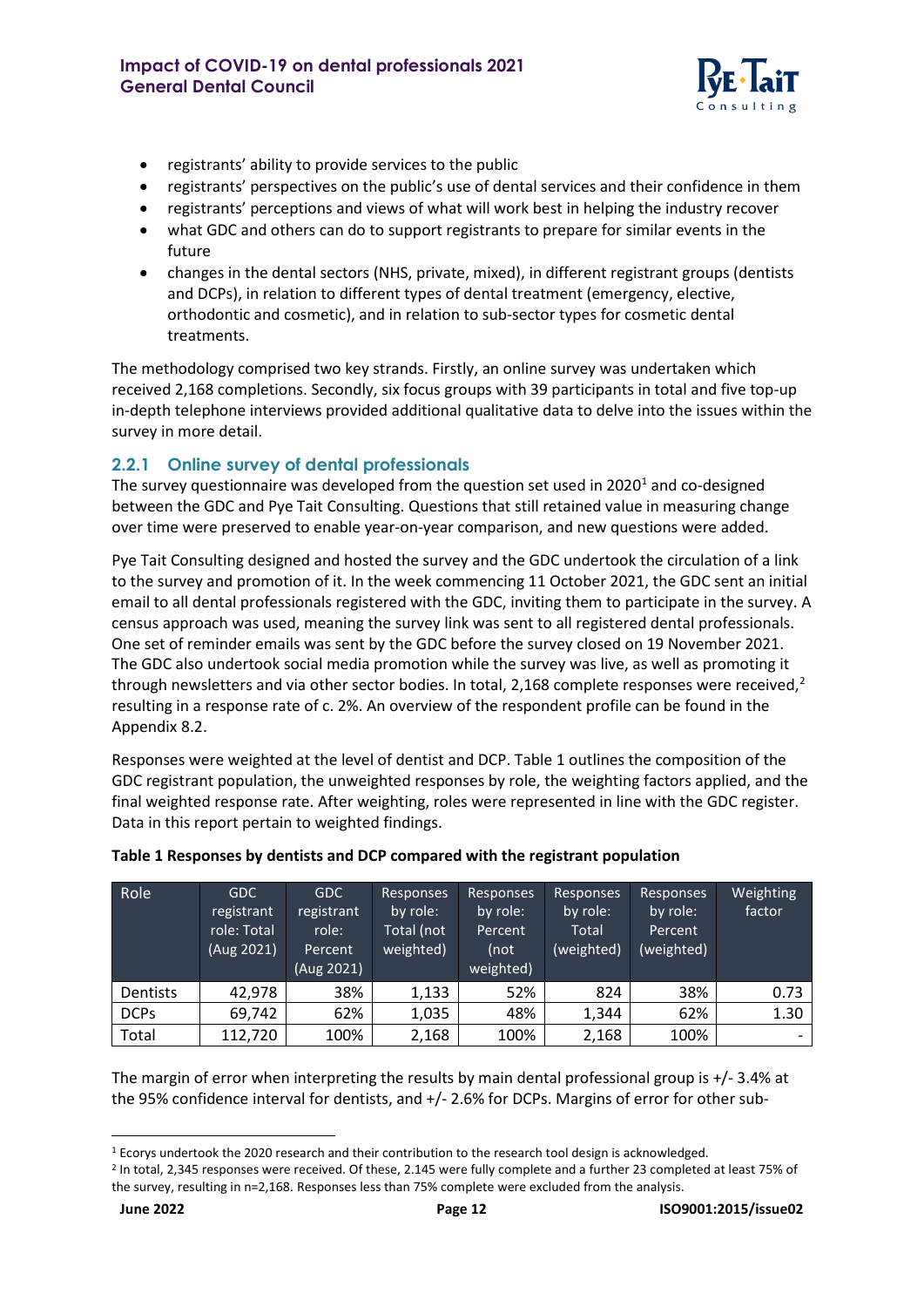- registrants' ability to provide services to the public
- registrants' perspectives on the public's use of dental services and their confidence in them
- registrants' perceptions and views of what will work best in helping the industry recover
- what GDC and others can do to support registrants to prepare for similar events in the future
- changes in the dental sectors (NHS, private, mixed), in different registrant groups (dentists and DCPs), in relation to different types of dental treatment (emergency, elective, orthodontic and cosmetic), and in relation to sub-sector types for cosmetic dental treatments.

The methodology comprised two key strands. Firstly, an online survey was undertaken which received 2,168 completions. Secondly, six focus groups with 39 participants in total and five top-up in-depth telephone interviews provided additional qualitative data to delve into the issues within the survey in more detail.

### 2.2.1 Online survey of dental professionals

The survey questionnaire was developed from the question set used in 2020[1] and co-designed between the GDC and Pye Tait Consulting. Questions that still retained value in measuring change over time were preserved to enable year-on-year comparison, and new questions were added.

Pye Tait Consulting designed and hosted the survey and the GDC undertook the circulation of a link to the survey and promotion of it. In the week commencing 11 October 2021, the GDC sent an initial email to all dental professionals registered with the GDC, inviting them to participate in the survey. A census approach was used, meaning the survey link was sent to all registered dental professionals. One set of reminder emails was sent by the GDC before the survey closed on 19 November 2021. The GDC also undertook social media promotion while the survey was live, as well as promoting it through newsletters and via other sector bodies. In total, 2,168 complete responses were received,[2] resulting in a response rate of c. 2%. An overview of the respondent profile can be found in the Appendix 8.2.

Responses were weighted at the level of dentist and DCP. Table 1 outlines the composition of the GDC registrant population, the unweighted responses by role, the weighting factors applied, and the final weighted response rate. After weighting, roles were represented in line with the GDC register. Data in this report pertain to weighted findings.

**Table 1 Responses by dentists and DCP compared with the registrant population**

| Role | GDC registrant role: Total (Aug 2021) | GDC registrant role: Percent (Aug 2021) | Responses by role: Total (not weighted) | Responses by role: Percent (not weighted) | Responses by role: Total (weighted) | Responses by role: Percent (weighted) | Weighting factor |
|---|---|---|---|---|---|---|---|
| Dentists | 42,978 | 38% | 1,133 | 52% | 824 | 38% | 0.73 |
| DCPs | 69,742 | 62% | 1,035 | 48% | 1,344 | 62% | 1.30 |
| Total | 112,720 | 100% | 2,168 | 100% | 2,168 | 100% | - |

The margin of error when interpreting the results by main dental professional group is +/- 3.4% at the 95% confidence interval for dentists, and +/- 2.6% for DCPs. Margins of error for other sub-

[1] Ecorys undertook the 2020 research and their contribution to the research tool design is acknowledged.

[2] In total, 2,345 responses were received. Of these, 2.145 were fully complete and a further 23 completed at least 75% of the survey, resulting in n=2,168. Responses less than 75% complete were excluded from the analysis.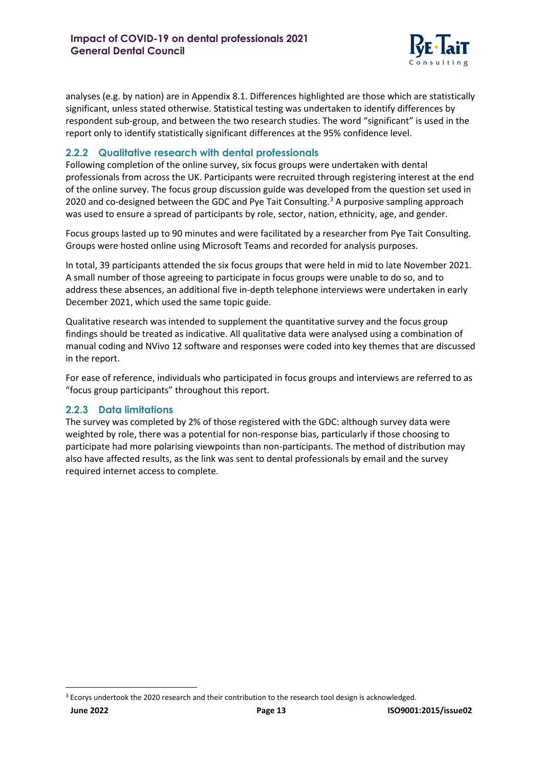analyses (e.g. by nation) are in Appendix 8.1. Differences highlighted are those which are statistically significant, unless stated otherwise. Statistical testing was undertaken to identify differences by respondent sub-group, and between the two research studies. The word "significant" is used in the report only to identify statistically significant differences at the 95% confidence level.

### 2.2.2 Qualitative research with dental professionals

Following completion of the online survey, six focus groups were undertaken with dental professionals from across the UK. Participants were recruited through registering interest at the end of the online survey. The focus group discussion guide was developed from the question set used in 2020 and co-designed between the GDC and Pye Tait Consulting.[3] A purposive sampling approach was used to ensure a spread of participants by role, sector, nation, ethnicity, age, and gender.

Focus groups lasted up to 90 minutes and were facilitated by a researcher from Pye Tait Consulting. Groups were hosted online using Microsoft Teams and recorded for analysis purposes.

In total, 39 participants attended the six focus groups that were held in mid to late November 2021. A small number of those agreeing to participate in focus groups were unable to do so, and to address these absences, an additional five in-depth telephone interviews were undertaken in early December 2021, which used the same topic guide.

Qualitative research was intended to supplement the quantitative survey and the focus group findings should be treated as indicative. All qualitative data were analysed using a combination of manual coding and NVivo 12 software and responses were coded into key themes that are discussed in the report.

For ease of reference, individuals who participated in focus groups and interviews are referred to as "focus group participants" throughout this report.

### 2.2.3 Data limitations

The survey was completed by 2% of those registered with the GDC: although survey data were weighted by role, there was a potential for non-response bias, particularly if those choosing to participate had more polarising viewpoints than non-participants. The method of distribution may also have affected results, as the link was sent to dental professionals by email and the survey required internet access to complete.

[3] Ecorys undertook the 2020 research and their contribution to the research tool design is acknowledged.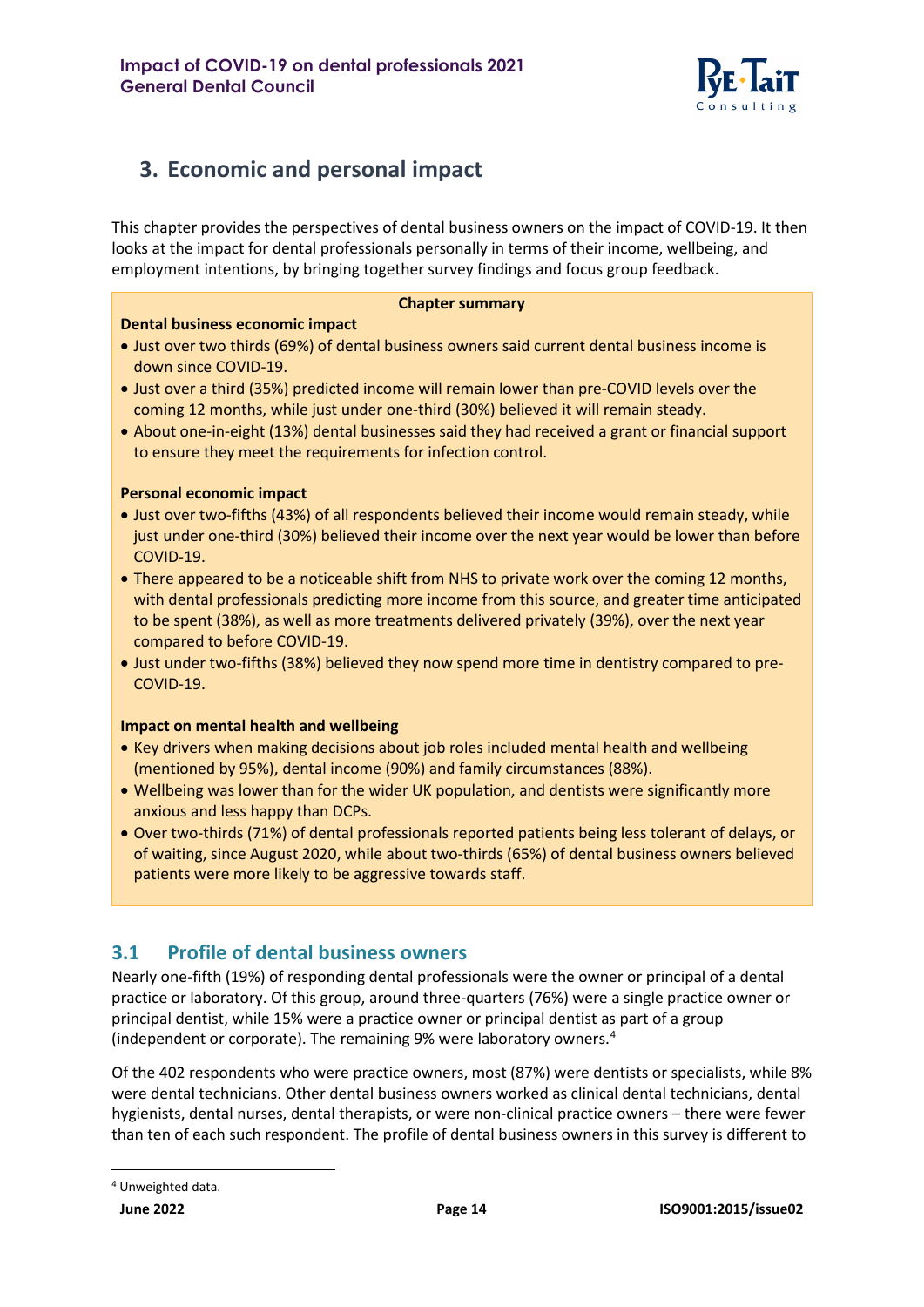## 3. Economic and personal impact

This chapter provides the perspectives of dental business owners on the impact of COVID-19. It then looks at the impact for dental professionals personally in terms of their income, wellbeing, and employment intentions, by bringing together survey findings and focus group feedback.

**Chapter summary**

**Dental business economic impact**

- Just over two thirds (69%) of dental business owners said current dental business income is down since COVID-19.
- Just over a third (35%) predicted income will remain lower than pre-COVID levels over the coming 12 months, while just under one-third (30%) believed it will remain steady.
- About one-in-eight (13%) dental businesses said they had received a grant or financial support to ensure they meet the requirements for infection control.

**Personal economic impact**

- Just over two-fifths (43%) of all respondents believed their income would remain steady, while just under one-third (30%) believed their income over the next year would be lower than before COVID-19.
- There appeared to be a noticeable shift from NHS to private work over the coming 12 months, with dental professionals predicting more income from this source, and greater time anticipated to be spent (38%), as well as more treatments delivered privately (39%), over the next year compared to before COVID-19.
- Just under two-fifths (38%) believed they now spend more time in dentistry compared to pre-COVID-19.

**Impact on mental health and wellbeing**

- Key drivers when making decisions about job roles included mental health and wellbeing (mentioned by 95%), dental income (90%) and family circumstances (88%).
- Wellbeing was lower than for the wider UK population, and dentists were significantly more anxious and less happy than DCPs.
- Over two-thirds (71%) of dental professionals reported patients being less tolerant of delays, or of waiting, since August 2020, while about two-thirds (65%) of dental business owners believed patients were more likely to be aggressive towards staff.

### 3.1 Profile of dental business owners

Nearly one-fifth (19%) of responding dental professionals were the owner or principal of a dental practice or laboratory. Of this group, around three-quarters (76%) were a single practice owner or principal dentist, while 15% were a practice owner or principal dentist as part of a group (independent or corporate). The remaining 9% were laboratory owners.[4]

Of the 402 respondents who were practice owners, most (87%) were dentists or specialists, while 8% were dental technicians. Other dental business owners worked as clinical dental technicians, dental hygienists, dental nurses, dental therapists, or were non-clinical practice owners – there were fewer than ten of each such respondent. The profile of dental business owners in this survey is different to

[4] Unweighted data.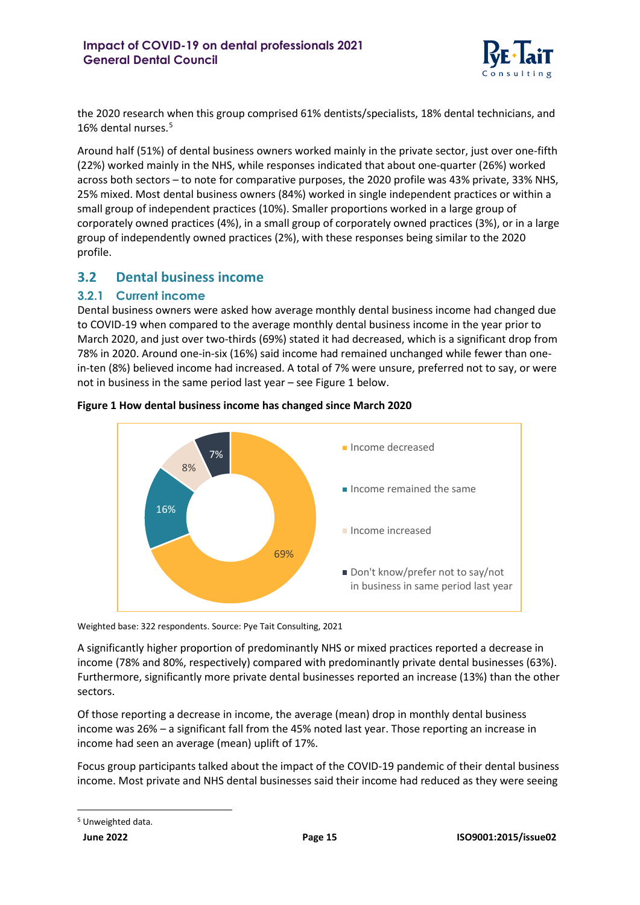the 2020 research when this group comprised 61% dentists/specialists, 18% dental technicians, and 16% dental nurses.[5]

Around half (51%) of dental business owners worked mainly in the private sector, just over one-fifth (22%) worked mainly in the NHS, while responses indicated that about one-quarter (26%) worked across both sectors – to note for comparative purposes, the 2020 profile was 43% private, 33% NHS, 25% mixed. Most dental business owners (84%) worked in single independent practices or within a small group of independent practices (10%). Smaller proportions worked in a large group of corporately owned practices (4%), in a small group of corporately owned practices (3%), or in a large group of independently owned practices (2%), with these responses being similar to the 2020 profile.

## 3.2 Dental business income

### 3.2.1 Current income

Dental business owners were asked how average monthly dental business income had changed due to COVID-19 when compared to the average monthly dental business income in the year prior to March 2020, and just over two-thirds (69%) stated it had decreased, which is a significant drop from 78% in 2020. Around one-in-six (16%) said income had remained unchanged while fewer than one-in-ten (8%) believed income had increased. A total of 7% were unsure, preferred not to say, or were not in business in the same period last year – see Figure 1 below.

**Figure 1 How dental business income has changed since March 2020**

69%
16%
8%
7%

Income decreased
Income remained the same
Income increased
Don't know/prefer not to say/not in business in same period last year

Weighted base: 322 respondents. Source: Pye Tait Consulting, 2021

A significantly higher proportion of predominantly NHS or mixed practices reported a decrease in income (78% and 80%, respectively) compared with predominantly private dental businesses (63%). Furthermore, significantly more private dental businesses reported an increase (13%) than the other sectors.

Of those reporting a decrease in income, the average (mean) drop in monthly dental business income was 26% – a significant fall from the 45% noted last year. Those reporting an increase in income had seen an average (mean) uplift of 17%.

Focus group participants talked about the impact of the COVID-19 pandemic of their dental business income. Most private and NHS dental businesses said their income had reduced as they were seeing

[5] Unweighted data.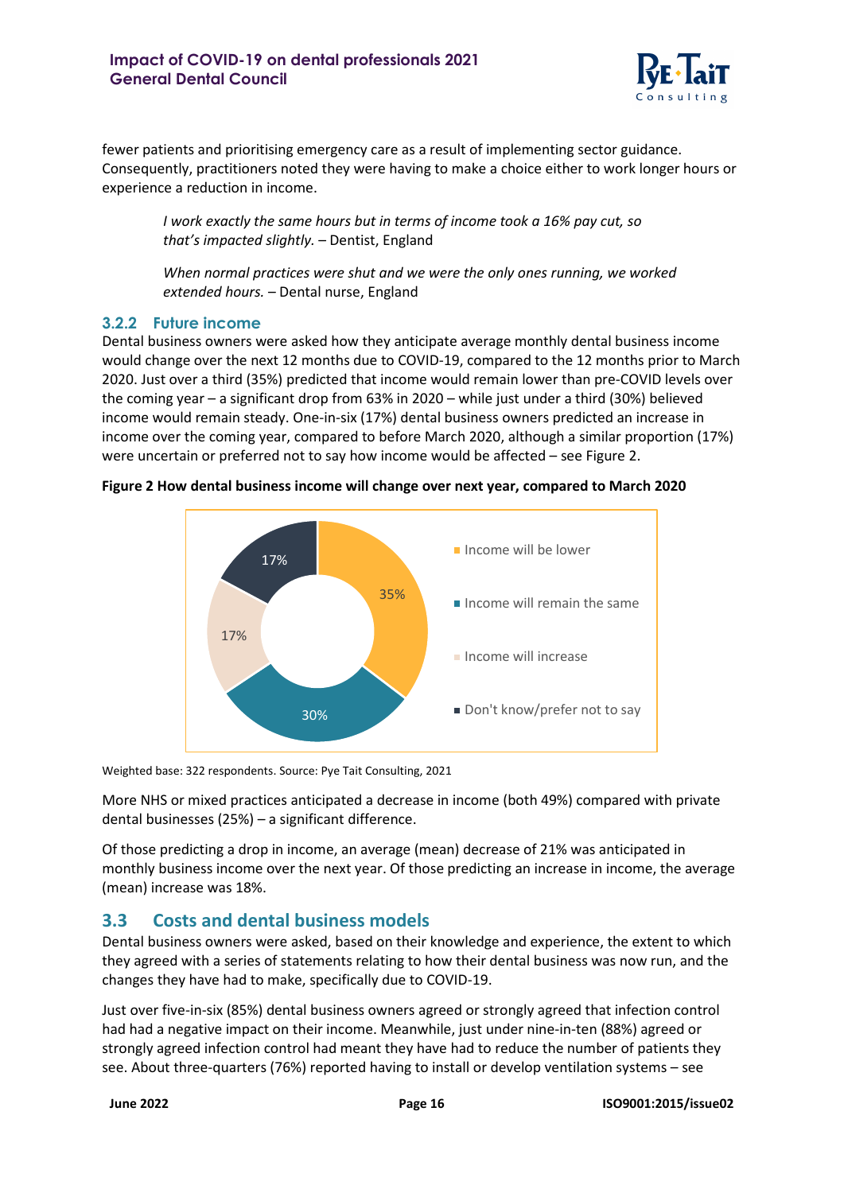fewer patients and prioritising emergency care as a result of implementing sector guidance. Consequently, practitioners noted they were having to make a choice either to work longer hours or experience a reduction in income.

> *I work exactly the same hours but in terms of income took a 16% pay cut, so that's impacted slightly.* – Dentist, England

> *When normal practices were shut and we were the only ones running, we worked extended hours.* – Dental nurse, England

### 3.2.2 Future income

Dental business owners were asked how they anticipate average monthly dental business income would change over the next 12 months due to COVID-19, compared to the 12 months prior to March 2020. Just over a third (35%) predicted that income would remain lower than pre-COVID levels over the coming year – a significant drop from 63% in 2020 – while just under a third (30%) believed income would remain steady. One-in-six (17%) dental business owners predicted an increase in income over the coming year, compared to before March 2020, although a similar proportion (17%) were uncertain or preferred not to say how income would be affected – see Figure 2.

**Figure 2 How dental business income will change over next year, compared to March 2020**

35%
30%
17%
17%

Income will be lower
Income will remain the same
Income will increase
Don't know/prefer not to say

Weighted base: 322 respondents. Source: Pye Tait Consulting, 2021

More NHS or mixed practices anticipated a decrease in income (both 49%) compared with private dental businesses (25%) – a significant difference.

Of those predicting a drop in income, an average (mean) decrease of 21% was anticipated in monthly business income over the next year. Of those predicting an increase in income, the average (mean) increase was 18%.

## 3.3 Costs and dental business models

Dental business owners were asked, based on their knowledge and experience, the extent to which they agreed with a series of statements relating to how their dental business was now run, and the changes they have had to make, specifically due to COVID-19.

Just over five-in-six (85%) dental business owners agreed or strongly agreed that infection control had had a negative impact on their income. Meanwhile, just under nine-in-ten (88%) agreed or strongly agreed infection control had meant they have had to reduce the number of patients they see. About three-quarters (76%) reported having to install or develop ventilation systems – see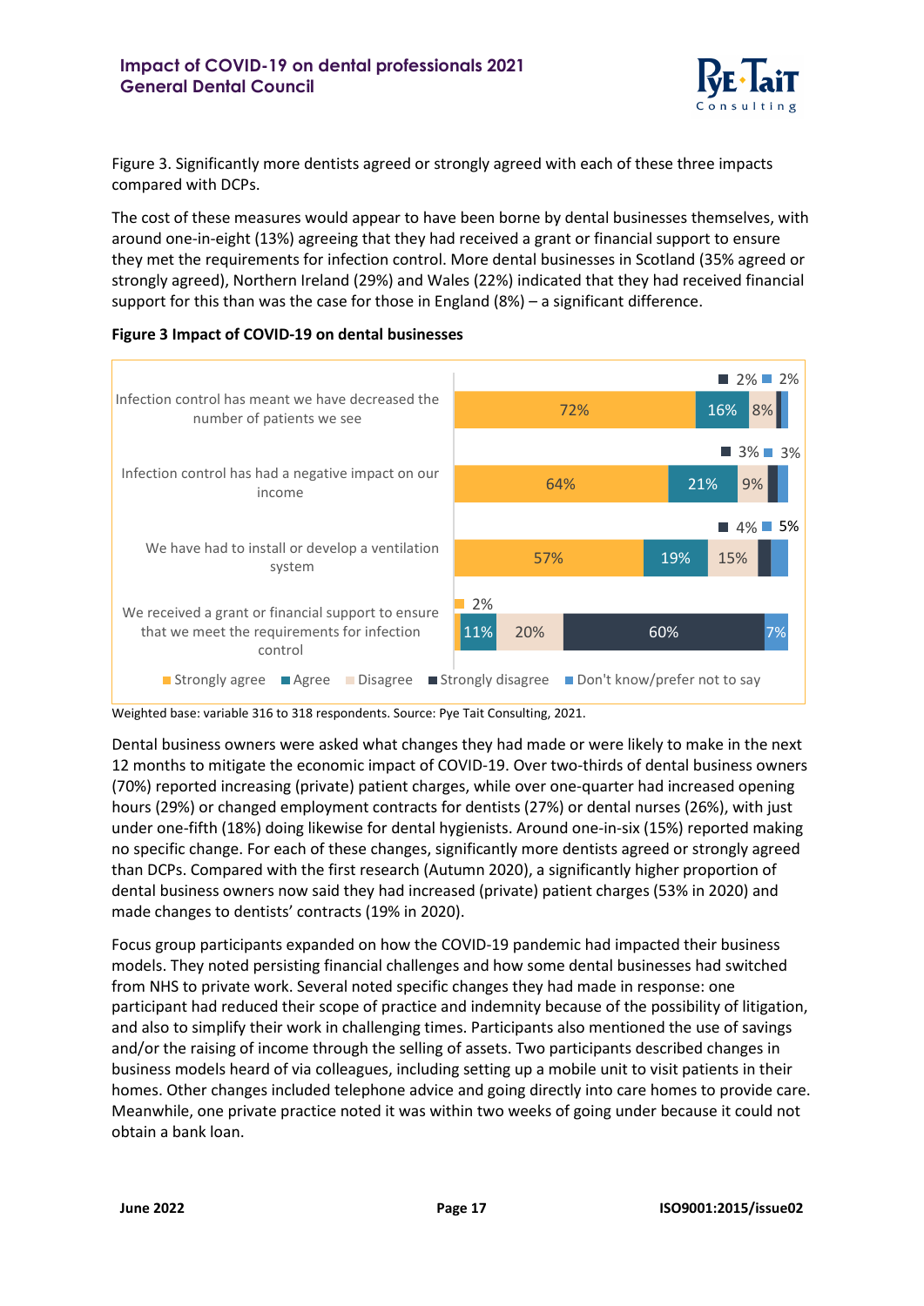Figure 3. Significantly more dentists agreed or strongly agreed with each of these three impacts compared with DCPs.

The cost of these measures would appear to have been borne by dental businesses themselves, with around one-in-eight (13%) agreeing that they had received a grant or financial support to ensure they met the requirements for infection control. More dental businesses in Scotland (35% agreed or strongly agreed), Northern Ireland (29%) and Wales (22%) indicated that they had received financial support for this than was the case for those in England (8%) – a significant difference.

**Figure 3 Impact of COVID-19 on dental businesses**

Infection control has meant we have decreased the number of patients we see
72% 16% 8% 2% 2%

Infection control has had a negative impact on our income
64% 21% 9% 3% 3%

We have had to install or develop a ventilation system
57% 19% 15% 4% 5%

We received a grant or financial support to ensure that we meet the requirements for infection control
2% 11% 20% 60% 7%

Strongly agree · Agree · Disagree · Strongly disagree · Don't know/prefer not to say

Weighted base: variable 316 to 318 respondents. Source: Pye Tait Consulting, 2021.

Dental business owners were asked what changes they had made or were likely to make in the next 12 months to mitigate the economic impact of COVID-19. Over two-thirds of dental business owners (70%) reported increasing (private) patient charges, while over one-quarter had increased opening hours (29%) or changed employment contracts for dentists (27%) or dental nurses (26%), with just under one-fifth (18%) doing likewise for dental hygienists. Around one-in-six (15%) reported making no specific change. For each of these changes, significantly more dentists agreed or strongly agreed than DCPs. Compared with the first research (Autumn 2020), a significantly higher proportion of dental business owners now said they had increased (private) patient charges (53% in 2020) and made changes to dentists' contracts (19% in 2020).

Focus group participants expanded on how the COVID-19 pandemic had impacted their business models. They noted persisting financial challenges and how some dental businesses had switched from NHS to private work. Several noted specific changes they had made in response: one participant had reduced their scope of practice and indemnity because of the possibility of litigation, and also to simplify their work in challenging times. Participants also mentioned the use of savings and/or the raising of income through the selling of assets. Two participants described changes in business models heard of via colleagues, including setting up a mobile unit to visit patients in their homes. Other changes included telephone advice and going directly into care homes to provide care. Meanwhile, one private practice noted it was within two weeks of going under because it could not obtain a bank loan.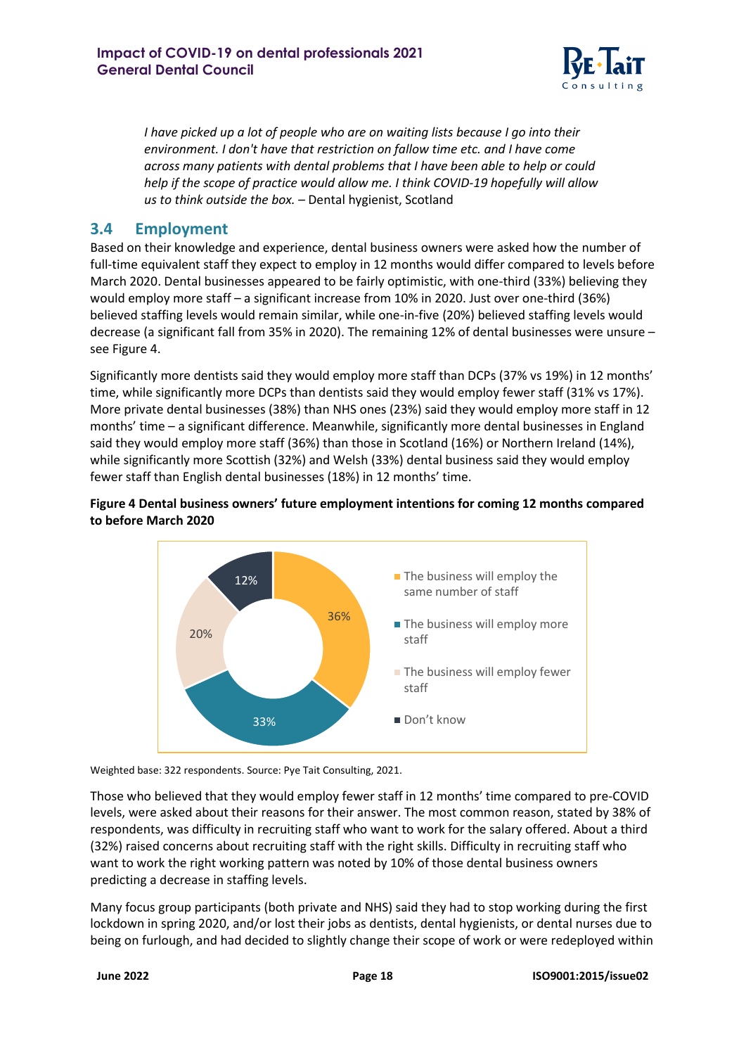*I have picked up a lot of people who are on waiting lists because I go into their environment. I don't have that restriction on fallow time etc. and I have come across many patients with dental problems that I have been able to help or could help if the scope of practice would allow me. I think COVID-19 hopefully will allow us to think outside the box.* – Dental hygienist, Scotland

## 3.4 Employment

Based on their knowledge and experience, dental business owners were asked how the number of full-time equivalent staff they expect to employ in 12 months would differ compared to levels before March 2020. Dental businesses appeared to be fairly optimistic, with one-third (33%) believing they would employ more staff – a significant increase from 10% in 2020. Just over one-third (36%) believed staffing levels would remain similar, while one-in-five (20%) believed staffing levels would decrease (a significant fall from 35% in 2020). The remaining 12% of dental businesses were unsure – see Figure 4.

Significantly more dentists said they would employ more staff than DCPs (37% vs 19%) in 12 months' time, while significantly more DCPs than dentists said they would employ fewer staff (31% vs 17%). More private dental businesses (38%) than NHS ones (23%) said they would employ more staff in 12 months' time – a significant difference. Meanwhile, significantly more dental businesses in England said they would employ more staff (36%) than those in Scotland (16%) or Northern Ireland (14%), while significantly more Scottish (32%) and Welsh (33%) dental business said they would employ fewer staff than English dental businesses (18%) in 12 months' time.

**Figure 4 Dental business owners' future employment intentions for coming 12 months compared to before March 2020**

36%
33%
20%
12%

The business will employ the same number of staff
The business will employ more staff
The business will employ fewer staff
Don't know

Weighted base: 322 respondents. Source: Pye Tait Consulting, 2021.

Those who believed that they would employ fewer staff in 12 months' time compared to pre-COVID levels, were asked about their reasons for their answer. The most common reason, stated by 38% of respondents, was difficulty in recruiting staff who want to work for the salary offered. About a third (32%) raised concerns about recruiting staff with the right skills. Difficulty in recruiting staff who want to work the right working pattern was noted by 10% of those dental business owners predicting a decrease in staffing levels.

Many focus group participants (both private and NHS) said they had to stop working during the first lockdown in spring 2020, and/or lost their jobs as dentists, dental hygienists, or dental nurses due to being on furlough, and had decided to slightly change their scope of work or were redeployed within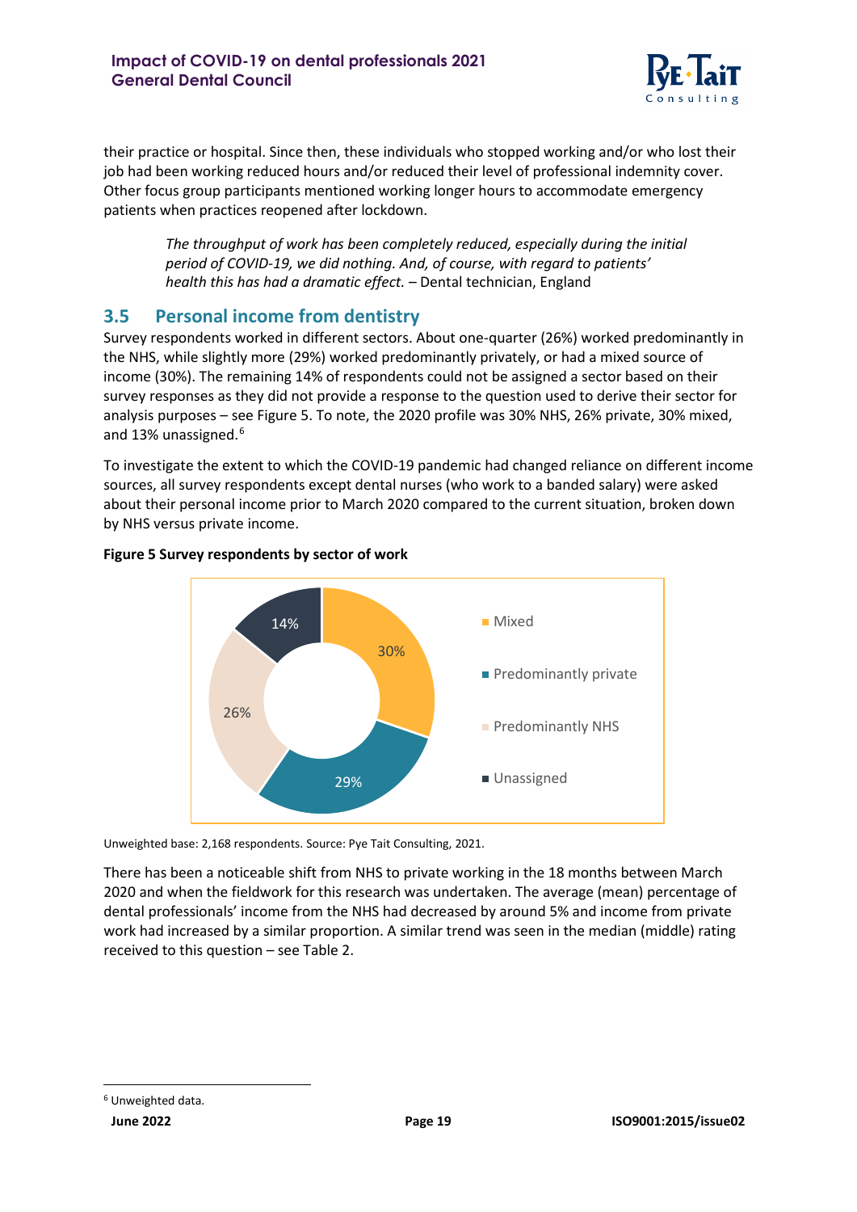their practice or hospital. Since then, these individuals who stopped working and/or who lost their job had been working reduced hours and/or reduced their level of professional indemnity cover. Other focus group participants mentioned working longer hours to accommodate emergency patients when practices reopened after lockdown.

> *The throughput of work has been completely reduced, especially during the initial period of COVID-19, we did nothing. And, of course, with regard to patients' health this has had a dramatic effect.* – Dental technician, England

## 3.5 Personal income from dentistry

Survey respondents worked in different sectors. About one-quarter (26%) worked predominantly in the NHS, while slightly more (29%) worked predominantly privately, or had a mixed source of income (30%). The remaining 14% of respondents could not be assigned a sector based on their survey responses as they did not provide a response to the question used to derive their sector for analysis purposes – see Figure 5. To note, the 2020 profile was 30% NHS, 26% private, 30% mixed, and 13% unassigned.[6]

To investigate the extent to which the COVID-19 pandemic had changed reliance on different income sources, all survey respondents except dental nurses (who work to a banded salary) were asked about their personal income prior to March 2020 compared to the current situation, broken down by NHS versus private income.

**Figure 5 Survey respondents by sector of work**

30%
29%
26%
14%

Mixed
Predominantly private
Predominantly NHS
Unassigned

Unweighted base: 2,168 respondents. Source: Pye Tait Consulting, 2021.

There has been a noticeable shift from NHS to private working in the 18 months between March 2020 and when the fieldwork for this research was undertaken. The average (mean) percentage of dental professionals' income from the NHS had decreased by around 5% and income from private work had increased by a similar proportion. A similar trend was seen in the median (middle) rating received to this question – see Table 2.

[6] Unweighted data.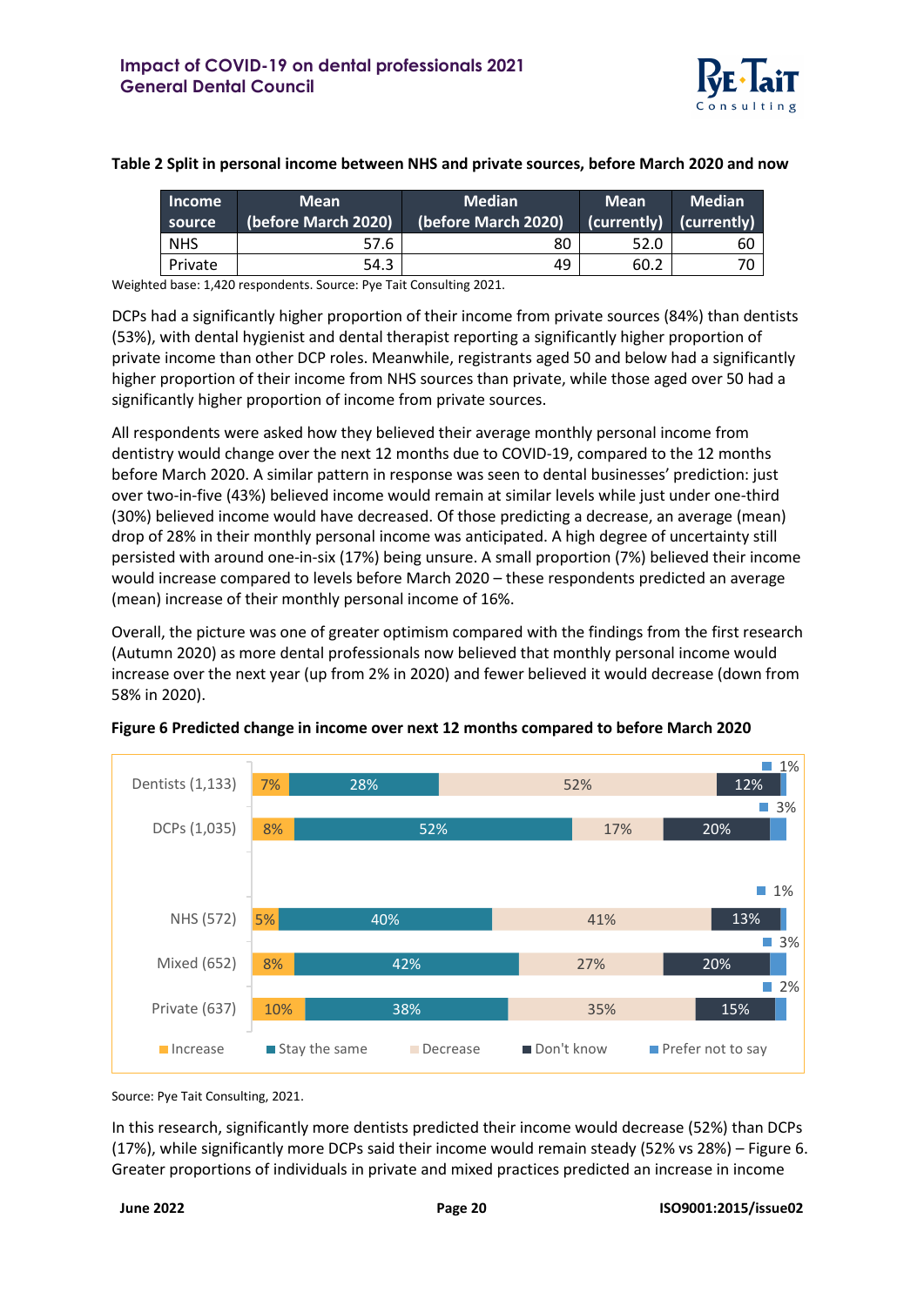**Table 2 Split in personal income between NHS and private sources, before March 2020 and now**

| Income source | Mean (before March 2020) | Median (before March 2020) | Mean (currently) | Median (currently) |
|---|---|---|---|---|
| NHS | 57.6 | 80 | 52.0 | 60 |
| Private | 54.3 | 49 | 60.2 | 70 |

Weighted base: 1,420 respondents. Source: Pye Tait Consulting 2021.

DCPs had a significantly higher proportion of their income from private sources (84%) than dentists (53%), with dental hygienist and dental therapist reporting a significantly higher proportion of private income than other DCP roles. Meanwhile, registrants aged 50 and below had a significantly higher proportion of their income from NHS sources than private, while those aged over 50 had a significantly higher proportion of income from private sources.

All respondents were asked how they believed their average monthly personal income from dentistry would change over the next 12 months due to COVID-19, compared to the 12 months before March 2020. A similar pattern in response was seen to dental businesses' prediction: just over two-in-five (43%) believed income would remain at similar levels while just under one-third (30%) believed income would have decreased. Of those predicting a decrease, an average (mean) drop of 28% in their monthly personal income was anticipated. A high degree of uncertainty still persisted with around one-in-six (17%) being unsure. A small proportion (7%) believed their income would increase compared to levels before March 2020 – these respondents predicted an average (mean) increase of their monthly personal income of 16%.

Overall, the picture was one of greater optimism compared with the findings from the first research (Autumn 2020) as more dental professionals now believed that monthly personal income would increase over the next year (up from 2% in 2020) and fewer believed it would decrease (down from 58% in 2020).

**Figure 6 Predicted change in income over next 12 months compared to before March 2020**

Dentists (1,133): 7% 28% 52% 12% 1%

DCPs (1,035): 8% 52% 17% 20% 3%

NHS (572): 5% 40% 41% 13% 1%

Mixed (652): 8% 42% 27% 20% 3%

Private (637): 10% 38% 35% 15% 2%

Increase | Stay the same | Decrease | Don't know | Prefer not to say

Source: Pye Tait Consulting, 2021.

In this research, significantly more dentists predicted their income would decrease (52%) than DCPs (17%), while significantly more DCPs said their income would remain steady (52% vs 28%) – Figure 6. Greater proportions of individuals in private and mixed practices predicted an increase in income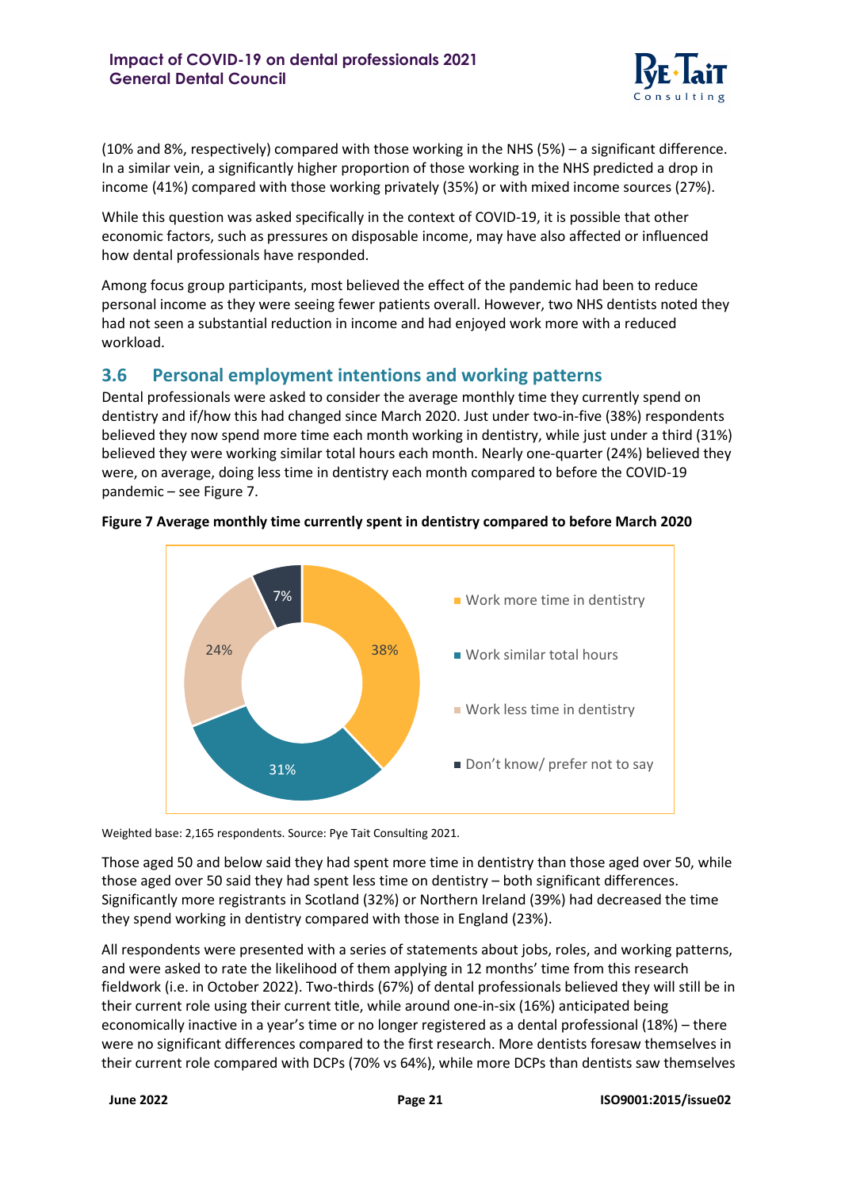(10% and 8%, respectively) compared with those working in the NHS (5%) – a significant difference. In a similar vein, a significantly higher proportion of those working in the NHS predicted a drop in income (41%) compared with those working privately (35%) or with mixed income sources (27%).

While this question was asked specifically in the context of COVID-19, it is possible that other economic factors, such as pressures on disposable income, may have also affected or influenced how dental professionals have responded.

Among focus group participants, most believed the effect of the pandemic had been to reduce personal income as they were seeing fewer patients overall. However, two NHS dentists noted they had not seen a substantial reduction in income and had enjoyed work more with a reduced workload.

## 3.6 Personal employment intentions and working patterns

Dental professionals were asked to consider the average monthly time they currently spend on dentistry and if/how this had changed since March 2020. Just under two-in-five (38%) respondents believed they now spend more time each month working in dentistry, while just under a third (31%) believed they were working similar total hours each month. Nearly one-quarter (24%) believed they were, on average, doing less time in dentistry each month compared to before the COVID-19 pandemic – see Figure 7.

**Figure 7 Average monthly time currently spent in dentistry compared to before March 2020**

38%
31%
24%
7%

Work more time in dentistry
Work similar total hours
Work less time in dentistry
Don't know/ prefer not to say

Weighted base: 2,165 respondents. Source: Pye Tait Consulting 2021.

Those aged 50 and below said they had spent more time in dentistry than those aged over 50, while those aged over 50 said they had spent less time on dentistry – both significant differences. Significantly more registrants in Scotland (32%) or Northern Ireland (39%) had decreased the time they spend working in dentistry compared with those in England (23%).

All respondents were presented with a series of statements about jobs, roles, and working patterns, and were asked to rate the likelihood of them applying in 12 months' time from this research fieldwork (i.e. in October 2022). Two-thirds (67%) of dental professionals believed they will still be in their current role using their current title, while around one-in-six (16%) anticipated being economically inactive in a year's time or no longer registered as a dental professional (18%) – there were no significant differences compared to the first research. More dentists foresaw themselves in their current role compared with DCPs (70% vs 64%), while more DCPs than dentists saw themselves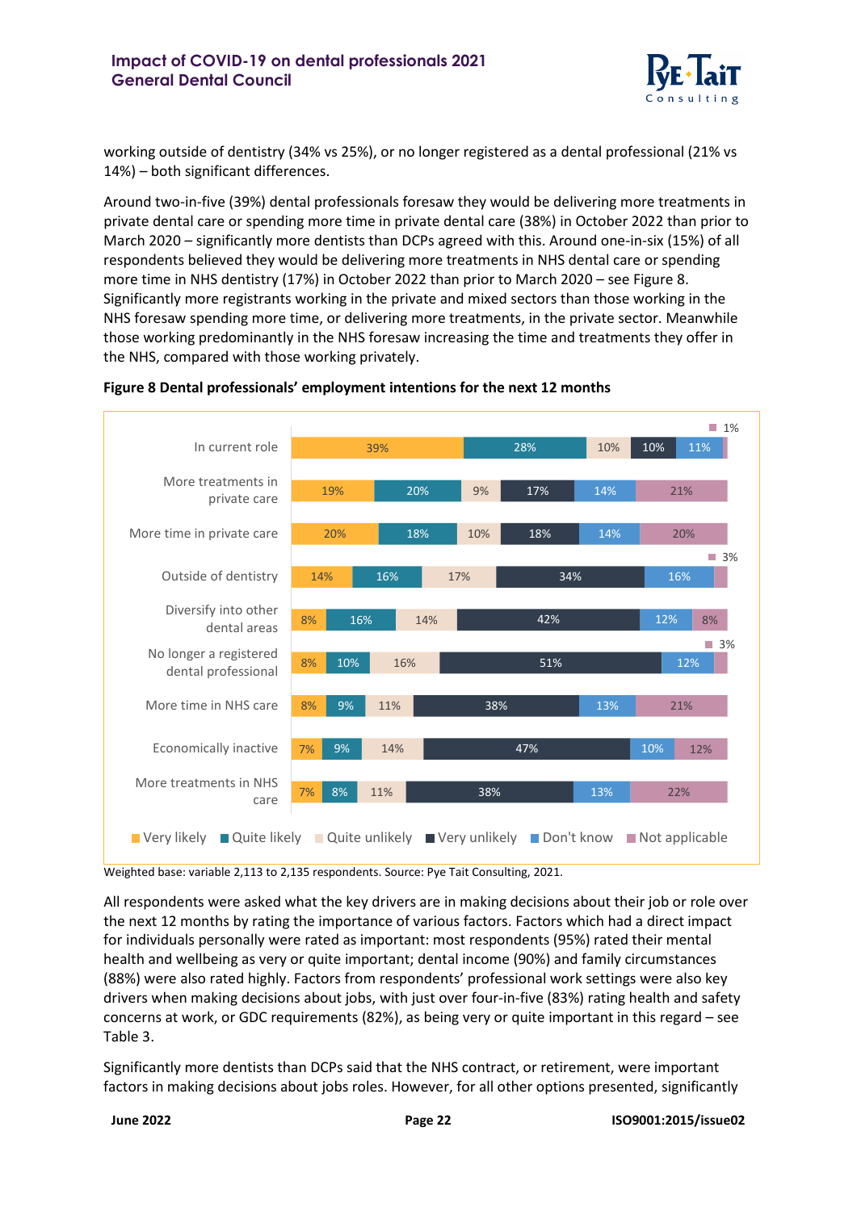working outside of dentistry (34% vs 25%), or no longer registered as a dental professional (21% vs 14%) – both significant differences.

Around two-in-five (39%) dental professionals foresaw they would be delivering more treatments in private dental care or spending more time in private dental care (38%) in October 2022 than prior to March 2020 – significantly more dentists than DCPs agreed with this. Around one-in-six (15%) of all respondents believed they would be delivering more treatments in NHS dental care or spending more time in NHS dentistry (17%) in October 2022 than prior to March 2020 – see Figure 8. Significantly more registrants working in the private and mixed sectors than those working in the NHS foresaw spending more time, or delivering more treatments, in the private sector. Meanwhile those working predominantly in the NHS foresaw increasing the time and treatments they offer in the NHS, compared with those working privately.

**Figure 8 Dental professionals' employment intentions for the next 12 months**

In current role: 39%, 28%, 10%, 10%, 11%, 1%

More treatments in private care: 19%, 20%, 9%, 17%, 14%, 21%

More time in private care: 20%, 18%, 10%, 18%, 14%, 20%

Outside of dentistry: 14%, 16%, 17%, 34%, 16%, 3%

Diversify into other dental areas: 8%, 16%, 14%, 42%, 12%, 8%

No longer a registered dental professional: 8%, 10%, 16%, 51%, 12%, 3%

More time in NHS care: 8%, 9%, 11%, 38%, 13%, 21%

Economically inactive: 7%, 9%, 14%, 47%, 10%, 12%

More treatments in NHS care: 7%, 8%, 11%, 38%, 13%, 22%

Very likely, Quite likely, Quite unlikely, Very unlikely, Don't know, Not applicable

Weighted base: variable 2,113 to 2,135 respondents. Source: Pye Tait Consulting, 2021.

All respondents were asked what the key drivers are in making decisions about their job or role over the next 12 months by rating the importance of various factors. Factors which had a direct impact for individuals personally were rated as important: most respondents (95%) rated their mental health and wellbeing as very or quite important; dental income (90%) and family circumstances (88%) were also rated highly. Factors from respondents' professional work settings were also key drivers when making decisions about jobs, with just over four-in-five (83%) rating health and safety concerns at work, or GDC requirements (82%), as being very or quite important in this regard – see Table 3.

Significantly more dentists than DCPs said that the NHS contract, or retirement, were important factors in making decisions about jobs roles. However, for all other options presented, significantly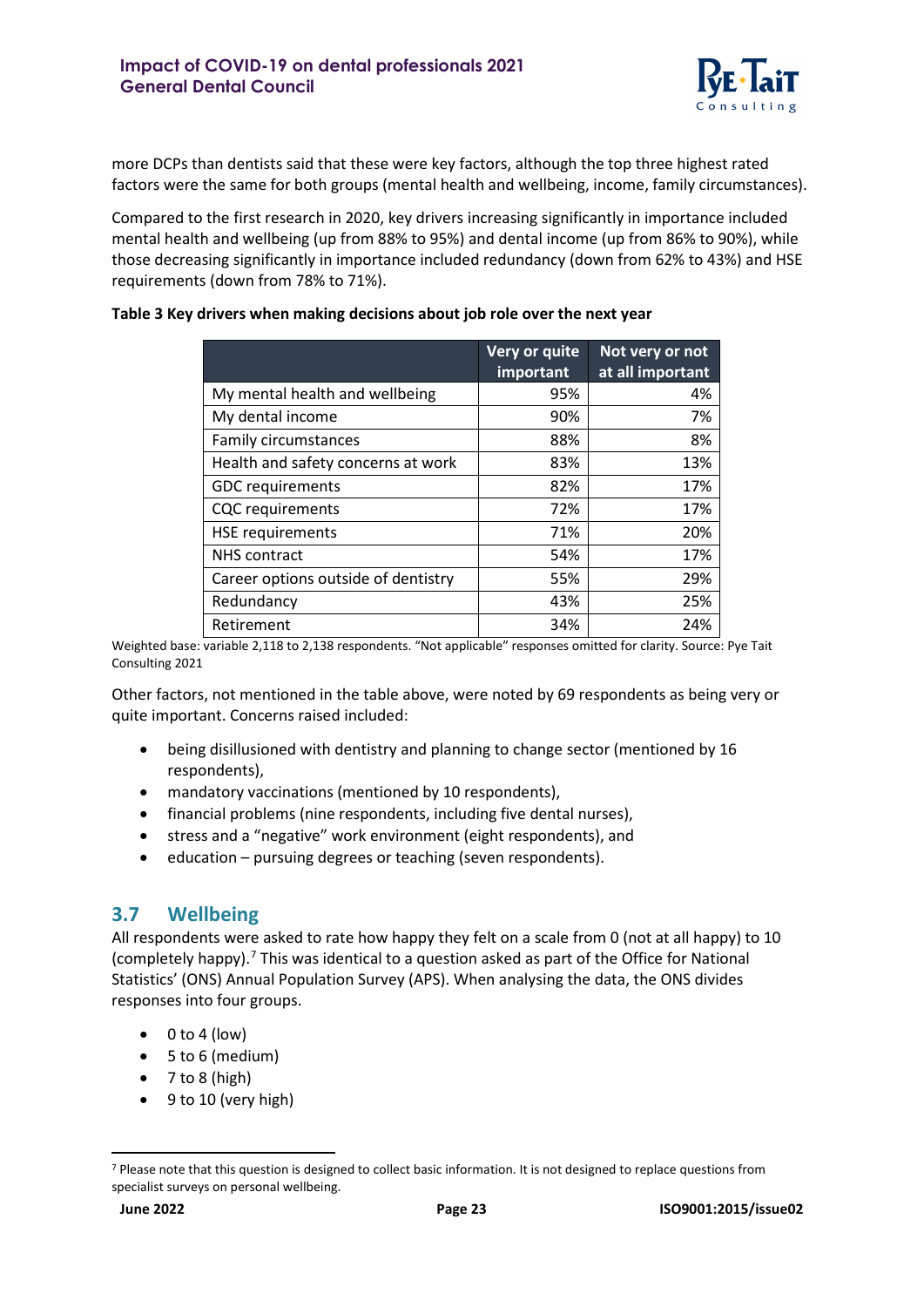more DCPs than dentists said that these were key factors, although the top three highest rated factors were the same for both groups (mental health and wellbeing, income, family circumstances).

Compared to the first research in 2020, key drivers increasing significantly in importance included mental health and wellbeing (up from 88% to 95%) and dental income (up from 86% to 90%), while those decreasing significantly in importance included redundancy (down from 62% to 43%) and HSE requirements (down from 78% to 71%).

**Table 3 Key drivers when making decisions about job role over the next year**

| | Very or quite important | Not very or not at all important |
|---|---|---|
| My mental health and wellbeing | 95% | 4% |
| My dental income | 90% | 7% |
| Family circumstances | 88% | 8% |
| Health and safety concerns at work | 83% | 13% |
| GDC requirements | 82% | 17% |
| CQC requirements | 72% | 17% |
| HSE requirements | 71% | 20% |
| NHS contract | 54% | 17% |
| Career options outside of dentistry | 55% | 29% |
| Redundancy | 43% | 25% |
| Retirement | 34% | 24% |

Weighted base: variable 2,118 to 2,138 respondents. "Not applicable" responses omitted for clarity. Source: Pye Tait Consulting 2021

Other factors, not mentioned in the table above, were noted by 69 respondents as being very or quite important. Concerns raised included:

- being disillusioned with dentistry and planning to change sector (mentioned by 16 respondents),
- mandatory vaccinations (mentioned by 10 respondents),
- financial problems (nine respondents, including five dental nurses),
- stress and a "negative" work environment (eight respondents), and
- education – pursuing degrees or teaching (seven respondents).

## 3.7 Wellbeing

All respondents were asked to rate how happy they felt on a scale from 0 (not at all happy) to 10 (completely happy).[7] This was identical to a question asked as part of the Office for National Statistics' (ONS) Annual Population Survey (APS). When analysing the data, the ONS divides responses into four groups.

- 0 to 4 (low)
- 5 to 6 (medium)
- 7 to 8 (high)
- 9 to 10 (very high)

[7] Please note that this question is designed to collect basic information. It is not designed to replace questions from specialist surveys on personal wellbeing.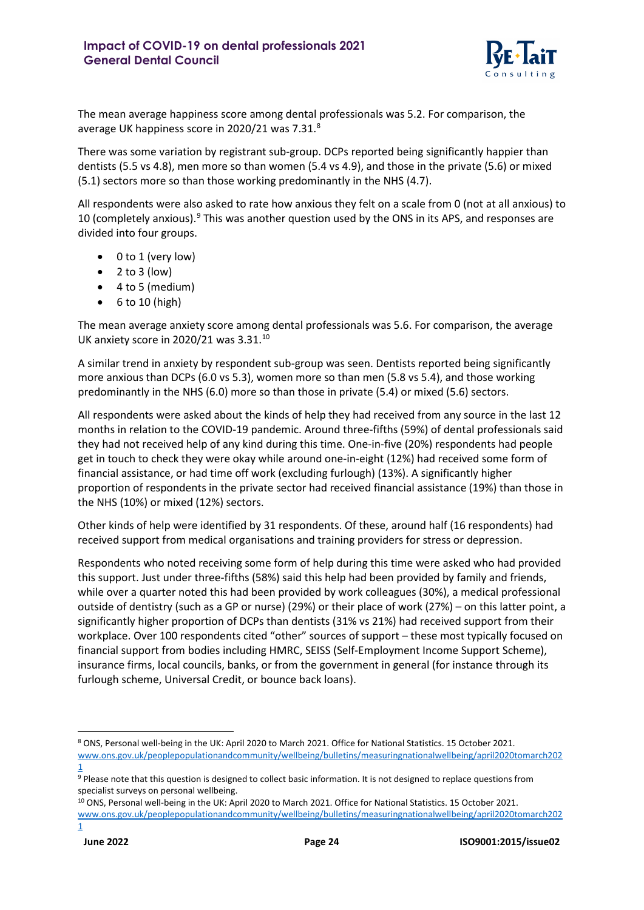The mean average happiness score among dental professionals was 5.2. For comparison, the average UK happiness score in 2020/21 was 7.31.[8]

There was some variation by registrant sub-group. DCPs reported being significantly happier than dentists (5.5 vs 4.8), men more so than women (5.4 vs 4.9), and those in the private (5.6) or mixed (5.1) sectors more so than those working predominantly in the NHS (4.7).

All respondents were also asked to rate how anxious they felt on a scale from 0 (not at all anxious) to 10 (completely anxious).[9] This was another question used by the ONS in its APS, and responses are divided into four groups.

- 0 to 1 (very low)
- 2 to 3 (low)
- 4 to 5 (medium)
- 6 to 10 (high)

The mean average anxiety score among dental professionals was 5.6. For comparison, the average UK anxiety score in 2020/21 was 3.31.[10]

A similar trend in anxiety by respondent sub-group was seen. Dentists reported being significantly more anxious than DCPs (6.0 vs 5.3), women more so than men (5.8 vs 5.4), and those working predominantly in the NHS (6.0) more so than those in private (5.4) or mixed (5.6) sectors.

All respondents were asked about the kinds of help they had received from any source in the last 12 months in relation to the COVID-19 pandemic. Around three-fifths (59%) of dental professionals said they had not received help of any kind during this time. One-in-five (20%) respondents had people get in touch to check they were okay while around one-in-eight (12%) had received some form of financial assistance, or had time off work (excluding furlough) (13%). A significantly higher proportion of respondents in the private sector had received financial assistance (19%) than those in the NHS (10%) or mixed (12%) sectors.

Other kinds of help were identified by 31 respondents. Of these, around half (16 respondents) had received support from medical organisations and training providers for stress or depression.

Respondents who noted receiving some form of help during this time were asked who had provided this support. Just under three-fifths (58%) said this help had been provided by family and friends, while over a quarter noted this had been provided by work colleagues (30%), a medical professional outside of dentistry (such as a GP or nurse) (29%) or their place of work (27%) – on this latter point, a significantly higher proportion of DCPs than dentists (31% vs 21%) had received support from their workplace. Over 100 respondents cited "other" sources of support – these most typically focused on financial support from bodies including HMRC, SEISS (Self-Employment Income Support Scheme), insurance firms, local councils, banks, or from the government in general (for instance through its furlough scheme, Universal Credit, or bounce back loans).

---

[8] ONS, Personal well-being in the UK: April 2020 to March 2021. Office for National Statistics. 15 October 2021. www.ons.gov.uk/peoplepopulationandcommunity/wellbeing/bulletins/measuringnationalwellbeing/april2020tomarch2021

[9] Please note that this question is designed to collect basic information. It is not designed to replace questions from specialist surveys on personal wellbeing.

[10] ONS, Personal well-being in the UK: April 2020 to March 2021. Office for National Statistics. 15 October 2021. www.ons.gov.uk/peoplepopulationandcommunity/wellbeing/bulletins/measuringnationalwellbeing/april2020tomarch2021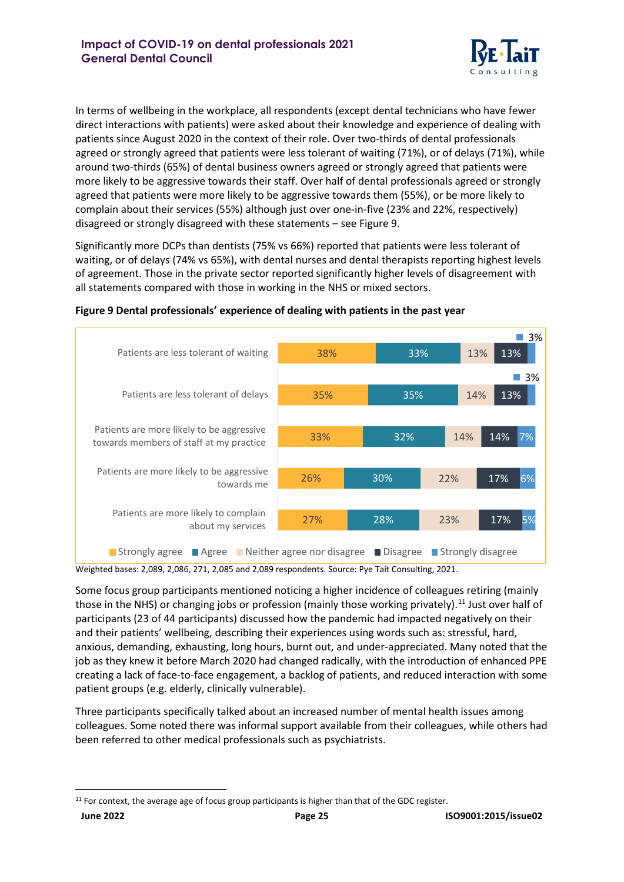In terms of wellbeing in the workplace, all respondents (except dental technicians who have fewer direct interactions with patients) were asked about their knowledge and experience of dealing with patients since August 2020 in the context of their role. Over two-thirds of dental professionals agreed or strongly agreed that patients were less tolerant of waiting (71%), or of delays (71%), while around two-thirds (65%) of dental business owners agreed or strongly agreed that patients were more likely to be aggressive towards their staff. Over half of dental professionals agreed or strongly agreed that patients were more likely to be aggressive towards them (55%), or be more likely to complain about their services (55%) although just over one-in-five (23% and 22%, respectively) disagreed or strongly disagreed with these statements – see Figure 9.

Significantly more DCPs than dentists (75% vs 66%) reported that patients were less tolerant of waiting, or of delays (74% vs 65%), with dental nurses and dental therapists reporting highest levels of agreement. Those in the private sector reported significantly higher levels of disagreement with all statements compared with those in working in the NHS or mixed sectors.

**Figure 9 Dental professionals' experience of dealing with patients in the past year**

Patients are less tolerant of waiting: 38% 33% 13% 13% 3%

Patients are less tolerant of delays: 35% 35% 14% 13% 3%

Patients are more likely to be aggressive towards members of staff at my practice: 33% 32% 14% 14% 7%

Patients are more likely to be aggressive towards me: 26% 30% 22% 17% 6%

Patients are more likely to complain about my services: 27% 28% 23% 17% 5%

Strongly agree, Agree, Neither agree nor disagree, Disagree, Strongly disagree

Weighted bases: 2,089, 2,086, 271, 2,085 and 2,089 respondents. Source: Pye Tait Consulting, 2021.

Some focus group participants mentioned noticing a higher incidence of colleagues retiring (mainly those in the NHS) or changing jobs or profession (mainly those working privately).[11] Just over half of participants (23 of 44 participants) discussed how the pandemic had impacted negatively on their and their patients' wellbeing, describing their experiences using words such as: stressful, hard, anxious, demanding, exhausting, long hours, burnt out, and under-appreciated. Many noted that the job as they knew it before March 2020 had changed radically, with the introduction of enhanced PPE creating a lack of face-to-face engagement, a backlog of patients, and reduced interaction with some patient groups (e.g. elderly, clinically vulnerable).

Three participants specifically talked about an increased number of mental health issues among colleagues. Some noted there was informal support available from their colleagues, while others had been referred to other medical professionals such as psychiatrists.

[11] For context, the average age of focus group participants is higher than that of the GDC register.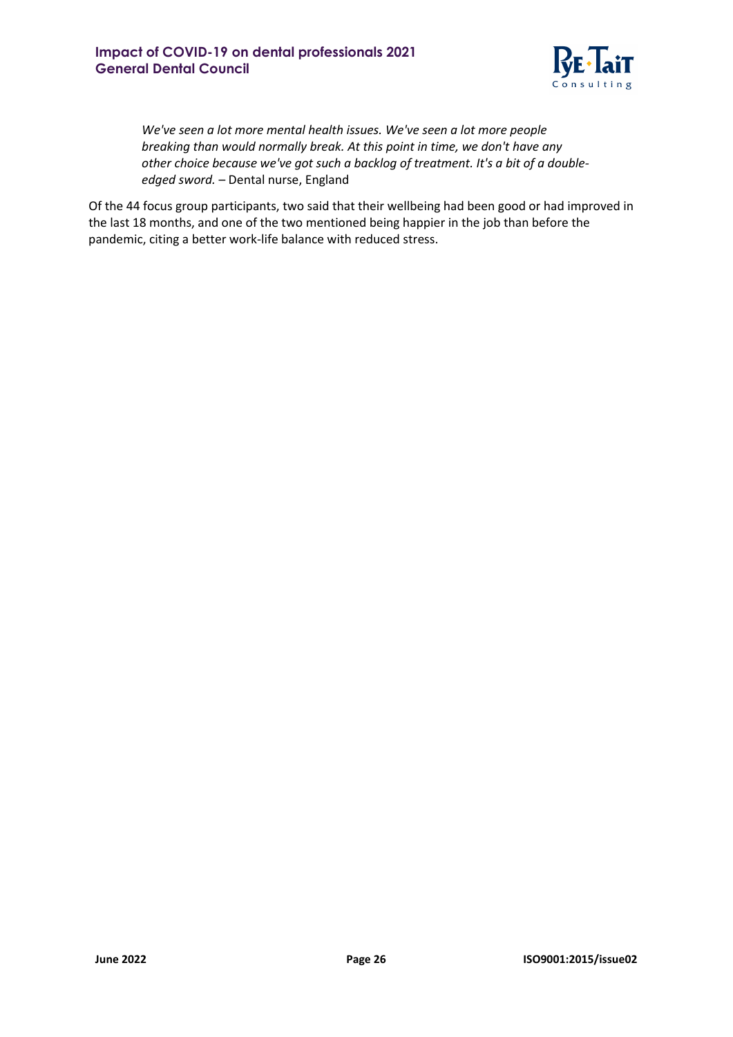> *We've seen a lot more mental health issues. We've seen a lot more people breaking than would normally break. At this point in time, we don't have any other choice because we've got such a backlog of treatment. It's a bit of a double-edged sword.* – Dental nurse, England

Of the 44 focus group participants, two said that their wellbeing had been good or had improved in the last 18 months, and one of the two mentioned being happier in the job than before the pandemic, citing a better work-life balance with reduced stress.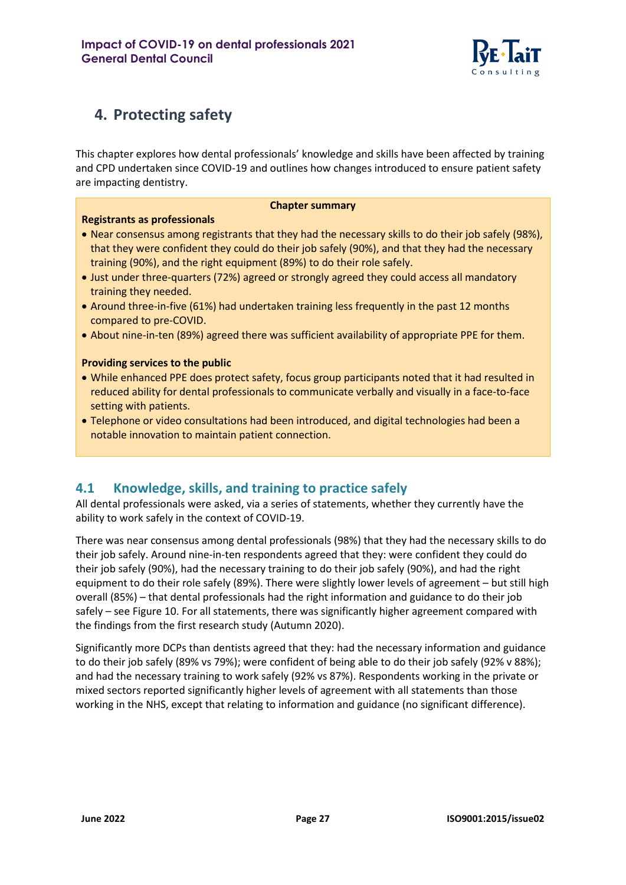## 4. Protecting safety

This chapter explores how dental professionals' knowledge and skills have been affected by training and CPD undertaken since COVID-19 and outlines how changes introduced to ensure patient safety are impacting dentistry.

**Chapter summary**

**Registrants as professionals**

- Near consensus among registrants that they had the necessary skills to do their job safely (98%), that they were confident they could do their job safely (90%), and that they had the necessary training (90%), and the right equipment (89%) to do their role safely.
- Just under three-quarters (72%) agreed or strongly agreed they could access all mandatory training they needed.
- Around three-in-five (61%) had undertaken training less frequently in the past 12 months compared to pre-COVID.
- About nine-in-ten (89%) agreed there was sufficient availability of appropriate PPE for them.

**Providing services to the public**

- While enhanced PPE does protect safety, focus group participants noted that it had resulted in reduced ability for dental professionals to communicate verbally and visually in a face-to-face setting with patients.
- Telephone or video consultations had been introduced, and digital technologies had been a notable innovation to maintain patient connection.

### 4.1 Knowledge, skills, and training to practice safely

All dental professionals were asked, via a series of statements, whether they currently have the ability to work safely in the context of COVID-19.

There was near consensus among dental professionals (98%) that they had the necessary skills to do their job safely. Around nine-in-ten respondents agreed that they: were confident they could do their job safely (90%), had the necessary training to do their job safely (90%), and had the right equipment to do their role safely (89%). There were slightly lower levels of agreement – but still high overall (85%) – that dental professionals had the right information and guidance to do their job safely – see Figure 10. For all statements, there was significantly higher agreement compared with the findings from the first research study (Autumn 2020).

Significantly more DCPs than dentists agreed that they: had the necessary information and guidance to do their job safely (89% vs 79%); were confident of being able to do their job safely (92% v 88%); and had the necessary training to work safely (92% vs 87%). Respondents working in the private or mixed sectors reported significantly higher levels of agreement with all statements than those working in the NHS, except that relating to information and guidance (no significant difference).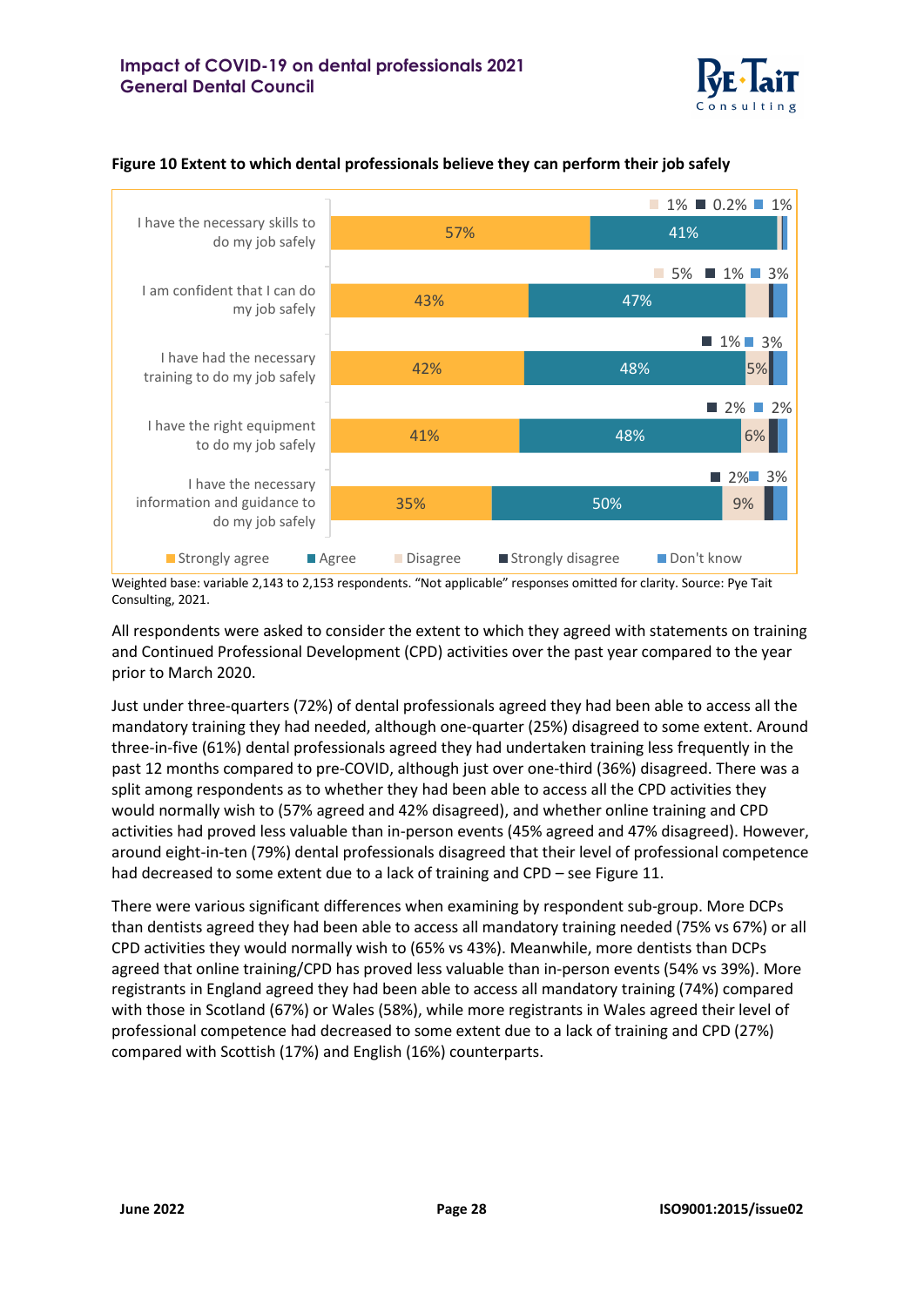**Figure 10 Extent to which dental professionals believe they can perform their job safely**

I have the necessary skills to do my job safely
57% 41% 1% 0.2% 1%

I am confident that I can do my job safely
43% 47% 5% 1% 3%

I have had the necessary training to do my job safely
42% 48% 5% 1% 3%

I have the right equipment to do my job safely
41% 48% 6% 2% 2%

I have the necessary information and guidance to do my job safely
35% 50% 9% 2% 3%

Strongly agree | Agree | Disagree | Strongly disagree | Don't know

Weighted base: variable 2,143 to 2,153 respondents. "Not applicable" responses omitted for clarity. Source: Pye Tait Consulting, 2021.

All respondents were asked to consider the extent to which they agreed with statements on training and Continued Professional Development (CPD) activities over the past year compared to the year prior to March 2020.

Just under three-quarters (72%) of dental professionals agreed they had been able to access all the mandatory training they had needed, although one-quarter (25%) disagreed to some extent. Around three-in-five (61%) dental professionals agreed they had undertaken training less frequently in the past 12 months compared to pre-COVID, although just over one-third (36%) disagreed. There was a split among respondents as to whether they had been able to access all the CPD activities they would normally wish to (57% agreed and 42% disagreed), and whether online training and CPD activities had proved less valuable than in-person events (45% agreed and 47% disagreed). However, around eight-in-ten (79%) dental professionals disagreed that their level of professional competence had decreased to some extent due to a lack of training and CPD – see Figure 11.

There were various significant differences when examining by respondent sub-group. More DCPs than dentists agreed they had been able to access all mandatory training needed (75% vs 67%) or all CPD activities they would normally wish to (65% vs 43%). Meanwhile, more dentists than DCPs agreed that online training/CPD has proved less valuable than in-person events (54% vs 39%). More registrants in England agreed they had been able to access all mandatory training (74%) compared with those in Scotland (67%) or Wales (58%), while more registrants in Wales agreed their level of professional competence had decreased to some extent due to a lack of training and CPD (27%) compared with Scottish (17%) and English (16%) counterparts.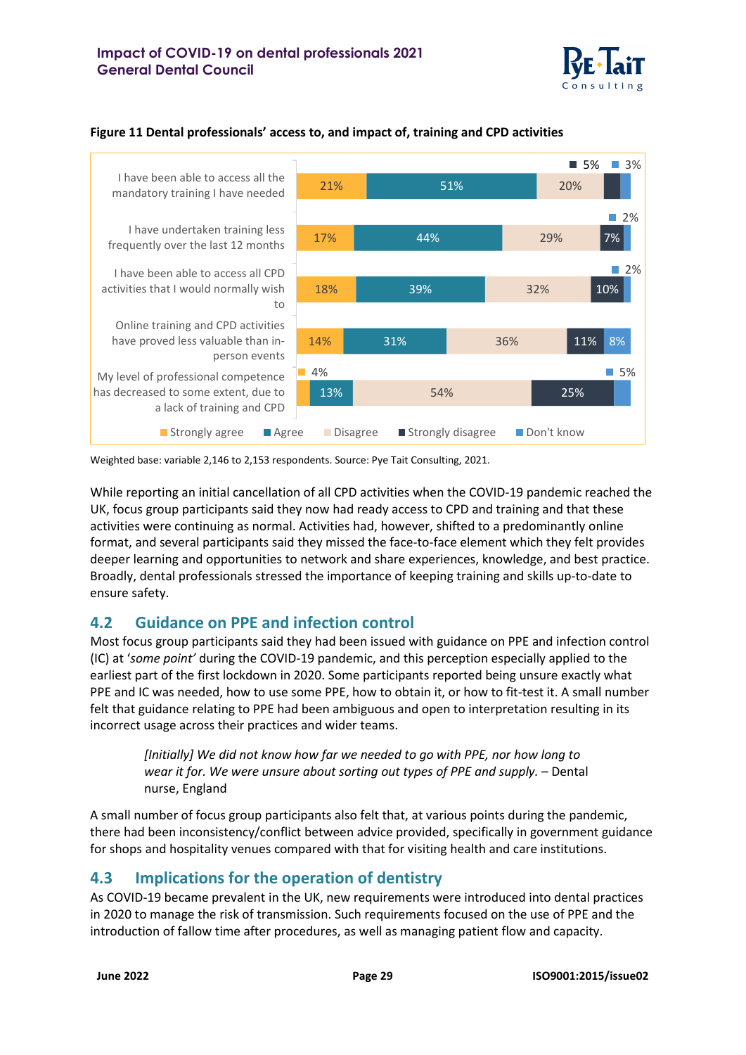**Figure 11 Dental professionals' access to, and impact of, training and CPD activities**

I have been able to access all the mandatory training I have needed
21% 51% 20% 5% 3%

I have undertaken training less frequently over the last 12 months
17% 44% 29% 7% 2%

I have been able to access all CPD activities that I would normally wish to
18% 39% 32% 10% 2%

Online training and CPD activities have proved less valuable than in-person events
14% 31% 36% 11% 8%

My level of professional competence has decreased to some extent, due to a lack of training and CPD
4% 13% 54% 25% 5%

Strongly agree, Agree, Disagree, Strongly disagree, Don't know

Weighted base: variable 2,146 to 2,153 respondents. Source: Pye Tait Consulting, 2021.

While reporting an initial cancellation of all CPD activities when the COVID-19 pandemic reached the UK, focus group participants said they now had ready access to CPD and training and that these activities were continuing as normal. Activities had, however, shifted to a predominantly online format, and several participants said they missed the face-to-face element which they felt provides deeper learning and opportunities to network and share experiences, knowledge, and best practice. Broadly, dental professionals stressed the importance of keeping training and skills up-to-date to ensure safety.

## 4.2 Guidance on PPE and infection control

Most focus group participants said they had been issued with guidance on PPE and infection control (IC) at '*some point'* during the COVID-19 pandemic, and this perception especially applied to the earliest part of the first lockdown in 2020. Some participants reported being unsure exactly what PPE and IC was needed, how to use some PPE, how to obtain it, or how to fit-test it. A small number felt that guidance relating to PPE had been ambiguous and open to interpretation resulting in its incorrect usage across their practices and wider teams.

> *[Initially] We did not know how far we needed to go with PPE, nor how long to wear it for. We were unsure about sorting out types of PPE and supply.* – Dental nurse, England

A small number of focus group participants also felt that, at various points during the pandemic, there had been inconsistency/conflict between advice provided, specifically in government guidance for shops and hospitality venues compared with that for visiting health and care institutions.

## 4.3 Implications for the operation of dentistry

As COVID-19 became prevalent in the UK, new requirements were introduced into dental practices in 2020 to manage the risk of transmission. Such requirements focused on the use of PPE and the introduction of fallow time after procedures, as well as managing patient flow and capacity.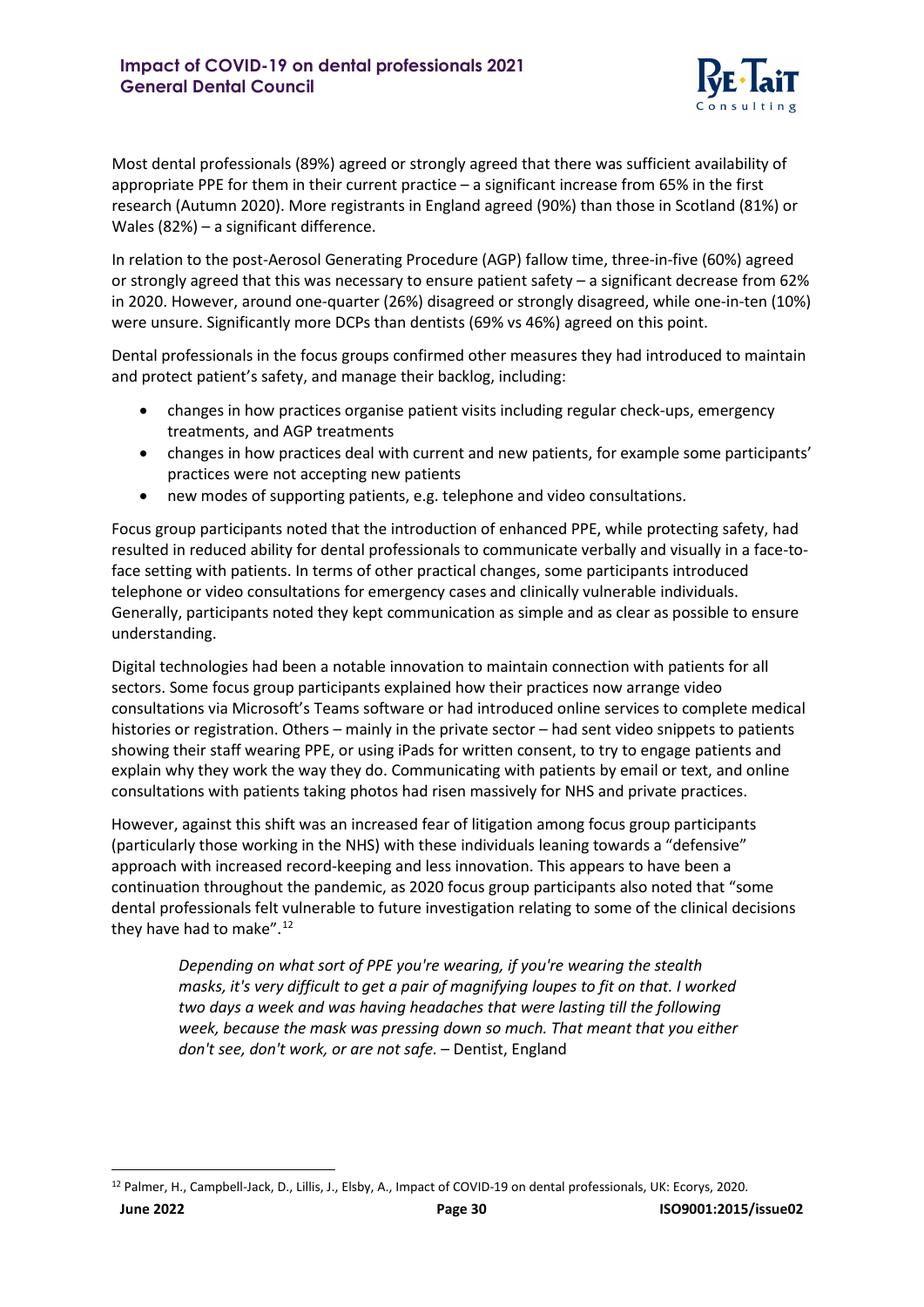Most dental professionals (89%) agreed or strongly agreed that there was sufficient availability of appropriate PPE for them in their current practice – a significant increase from 65% in the first research (Autumn 2020). More registrants in England agreed (90%) than those in Scotland (81%) or Wales (82%) – a significant difference.

In relation to the post-Aerosol Generating Procedure (AGP) fallow time, three-in-five (60%) agreed or strongly agreed that this was necessary to ensure patient safety – a significant decrease from 62% in 2020. However, around one-quarter (26%) disagreed or strongly disagreed, while one-in-ten (10%) were unsure. Significantly more DCPs than dentists (69% vs 46%) agreed on this point.

Dental professionals in the focus groups confirmed other measures they had introduced to maintain and protect patient's safety, and manage their backlog, including:

- changes in how practices organise patient visits including regular check-ups, emergency treatments, and AGP treatments
- changes in how practices deal with current and new patients, for example some participants' practices were not accepting new patients
- new modes of supporting patients, e.g. telephone and video consultations.

Focus group participants noted that the introduction of enhanced PPE, while protecting safety, had resulted in reduced ability for dental professionals to communicate verbally and visually in a face-to-face setting with patients. In terms of other practical changes, some participants introduced telephone or video consultations for emergency cases and clinically vulnerable individuals. Generally, participants noted they kept communication as simple and as clear as possible to ensure understanding.

Digital technologies had been a notable innovation to maintain connection with patients for all sectors. Some focus group participants explained how their practices now arrange video consultations via Microsoft's Teams software or had introduced online services to complete medical histories or registration. Others – mainly in the private sector – had sent video snippets to patients showing their staff wearing PPE, or using iPads for written consent, to try to engage patients and explain why they work the way they do. Communicating with patients by email or text, and online consultations with patients taking photos had risen massively for NHS and private practices.

However, against this shift was an increased fear of litigation among focus group participants (particularly those working in the NHS) with these individuals leaning towards a "defensive" approach with increased record-keeping and less innovation. This appears to have been a continuation throughout the pandemic, as 2020 focus group participants also noted that "some dental professionals felt vulnerable to future investigation relating to some of the clinical decisions they have had to make".[12]

> *Depending on what sort of PPE you're wearing, if you're wearing the stealth masks, it's very difficult to get a pair of magnifying loupes to fit on that. I worked two days a week and was having headaches that were lasting till the following week, because the mask was pressing down so much. That meant that you either don't see, don't work, or are not safe.* – Dentist, England

[12] Palmer, H., Campbell-Jack, D., Lillis, J., Elsby, A., Impact of COVID-19 on dental professionals, UK: Ecorys, 2020.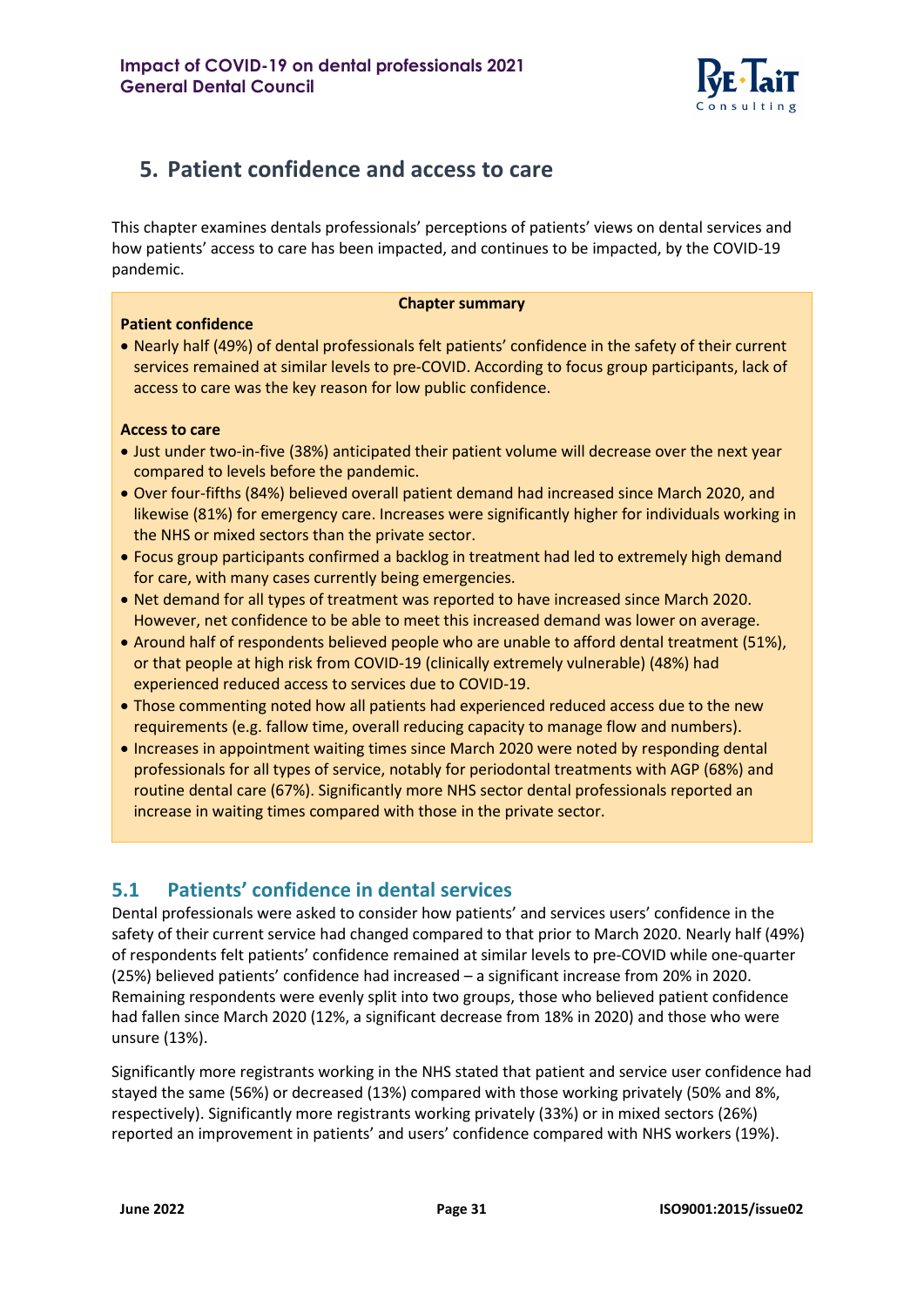## 5. Patient confidence and access to care

This chapter examines dentals professionals' perceptions of patients' views on dental services and how patients' access to care has been impacted, and continues to be impacted, by the COVID-19 pandemic.

**Chapter summary**

**Patient confidence**

- Nearly half (49%) of dental professionals felt patients' confidence in the safety of their current services remained at similar levels to pre-COVID. According to focus group participants, lack of access to care was the key reason for low public confidence.

**Access to care**

- Just under two-in-five (38%) anticipated their patient volume will decrease over the next year compared to levels before the pandemic.
- Over four-fifths (84%) believed overall patient demand had increased since March 2020, and likewise (81%) for emergency care. Increases were significantly higher for individuals working in the NHS or mixed sectors than the private sector.
- Focus group participants confirmed a backlog in treatment had led to extremely high demand for care, with many cases currently being emergencies.
- Net demand for all types of treatment was reported to have increased since March 2020. However, net confidence to be able to meet this increased demand was lower on average.
- Around half of respondents believed people who are unable to afford dental treatment (51%), or that people at high risk from COVID-19 (clinically extremely vulnerable) (48%) had experienced reduced access to services due to COVID-19.
- Those commenting noted how all patients had experienced reduced access due to the new requirements (e.g. fallow time, overall reducing capacity to manage flow and numbers).
- Increases in appointment waiting times since March 2020 were noted by responding dental professionals for all types of service, notably for periodontal treatments with AGP (68%) and routine dental care (67%). Significantly more NHS sector dental professionals reported an increase in waiting times compared with those in the private sector.

### 5.1 Patients' confidence in dental services

Dental professionals were asked to consider how patients' and services users' confidence in the safety of their current service had changed compared to that prior to March 2020. Nearly half (49%) of respondents felt patients' confidence remained at similar levels to pre-COVID while one-quarter (25%) believed patients' confidence had increased – a significant increase from 20% in 2020. Remaining respondents were evenly split into two groups, those who believed patient confidence had fallen since March 2020 (12%, a significant decrease from 18% in 2020) and those who were unsure (13%).

Significantly more registrants working in the NHS stated that patient and service user confidence had stayed the same (56%) or decreased (13%) compared with those working privately (50% and 8%, respectively). Significantly more registrants working privately (33%) or in mixed sectors (26%) reported an improvement in patients' and users' confidence compared with NHS workers (19%).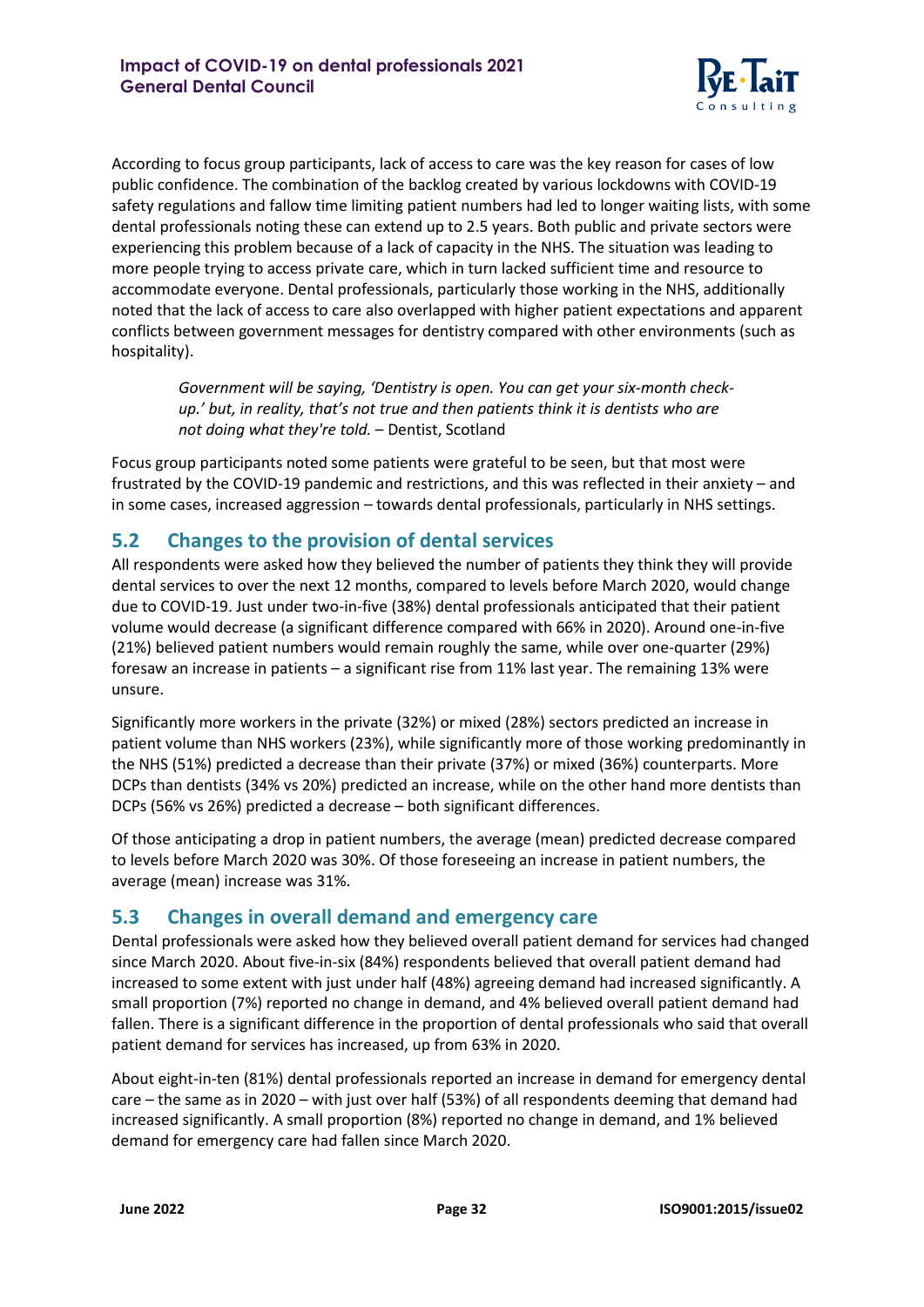According to focus group participants, lack of access to care was the key reason for cases of low public confidence. The combination of the backlog created by various lockdowns with COVID-19 safety regulations and fallow time limiting patient numbers had led to longer waiting lists, with some dental professionals noting these can extend up to 2.5 years. Both public and private sectors were experiencing this problem because of a lack of capacity in the NHS. The situation was leading to more people trying to access private care, which in turn lacked sufficient time and resource to accommodate everyone. Dental professionals, particularly those working in the NHS, additionally noted that the lack of access to care also overlapped with higher patient expectations and apparent conflicts between government messages for dentistry compared with other environments (such as hospitality).

> *Government will be saying, 'Dentistry is open. You can get your six-month check-up.' but, in reality, that's not true and then patients think it is dentists who are not doing what they're told.* – Dentist, Scotland

Focus group participants noted some patients were grateful to be seen, but that most were frustrated by the COVID-19 pandemic and restrictions, and this was reflected in their anxiety – and in some cases, increased aggression – towards dental professionals, particularly in NHS settings.

## 5.2 Changes to the provision of dental services

All respondents were asked how they believed the number of patients they think they will provide dental services to over the next 12 months, compared to levels before March 2020, would change due to COVID-19. Just under two-in-five (38%) dental professionals anticipated that their patient volume would decrease (a significant difference compared with 66% in 2020). Around one-in-five (21%) believed patient numbers would remain roughly the same, while over one-quarter (29%) foresaw an increase in patients – a significant rise from 11% last year. The remaining 13% were unsure.

Significantly more workers in the private (32%) or mixed (28%) sectors predicted an increase in patient volume than NHS workers (23%), while significantly more of those working predominantly in the NHS (51%) predicted a decrease than their private (37%) or mixed (36%) counterparts. More DCPs than dentists (34% vs 20%) predicted an increase, while on the other hand more dentists than DCPs (56% vs 26%) predicted a decrease – both significant differences.

Of those anticipating a drop in patient numbers, the average (mean) predicted decrease compared to levels before March 2020 was 30%. Of those foreseeing an increase in patient numbers, the average (mean) increase was 31%.

## 5.3 Changes in overall demand and emergency care

Dental professionals were asked how they believed overall patient demand for services had changed since March 2020. About five-in-six (84%) respondents believed that overall patient demand had increased to some extent with just under half (48%) agreeing demand had increased significantly. A small proportion (7%) reported no change in demand, and 4% believed overall patient demand had fallen. There is a significant difference in the proportion of dental professionals who said that overall patient demand for services has increased, up from 63% in 2020.

About eight-in-ten (81%) dental professionals reported an increase in demand for emergency dental care – the same as in 2020 – with just over half (53%) of all respondents deeming that demand had increased significantly. A small proportion (8%) reported no change in demand, and 1% believed demand for emergency care had fallen since March 2020.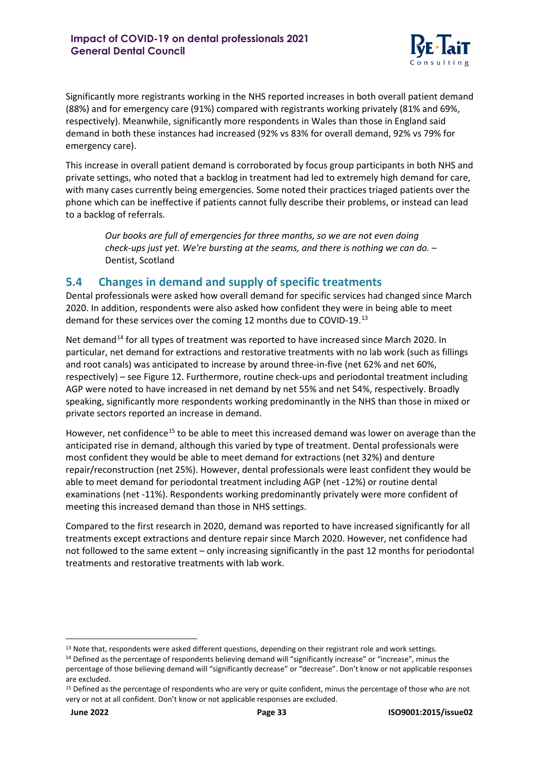Significantly more registrants working in the NHS reported increases in both overall patient demand (88%) and for emergency care (91%) compared with registrants working privately (81% and 69%, respectively). Meanwhile, significantly more respondents in Wales than those in England said demand in both these instances had increased (92% vs 83% for overall demand, 92% vs 79% for emergency care).

This increase in overall patient demand is corroborated by focus group participants in both NHS and private settings, who noted that a backlog in treatment had led to extremely high demand for care, with many cases currently being emergencies. Some noted their practices triaged patients over the phone which can be ineffective if patients cannot fully describe their problems, or instead can lead to a backlog of referrals.

> *Our books are full of emergencies for three months, so we are not even doing check-ups just yet. We're bursting at the seams, and there is nothing we can do.* – Dentist, Scotland

## 5.4 Changes in demand and supply of specific treatments

Dental professionals were asked how overall demand for specific services had changed since March 2020. In addition, respondents were also asked how confident they were in being able to meet demand for these services over the coming 12 months due to COVID-19.[13]

Net demand[14] for all types of treatment was reported to have increased since March 2020. In particular, net demand for extractions and restorative treatments with no lab work (such as fillings and root canals) was anticipated to increase by around three-in-five (net 62% and net 60%, respectively) – see Figure 12. Furthermore, routine check-ups and periodontal treatment including AGP were noted to have increased in net demand by net 55% and net 54%, respectively. Broadly speaking, significantly more respondents working predominantly in the NHS than those in mixed or private sectors reported an increase in demand.

However, net confidence[15] to be able to meet this increased demand was lower on average than the anticipated rise in demand, although this varied by type of treatment. Dental professionals were most confident they would be able to meet demand for extractions (net 32%) and denture repair/reconstruction (net 25%). However, dental professionals were least confident they would be able to meet demand for periodontal treatment including AGP (net -12%) or routine dental examinations (net -11%). Respondents working predominantly privately were more confident of meeting this increased demand than those in NHS settings.

Compared to the first research in 2020, demand was reported to have increased significantly for all treatments except extractions and denture repair since March 2020. However, net confidence had not followed to the same extent – only increasing significantly in the past 12 months for periodontal treatments and restorative treatments with lab work.

---

[13] Note that, respondents were asked different questions, depending on their registrant role and work settings.

[14] Defined as the percentage of respondents believing demand will "significantly increase" or "increase", minus the percentage of those believing demand will "significantly decrease" or "decrease". Don't know or not applicable responses are excluded.

[15] Defined as the percentage of respondents who are very or quite confident, minus the percentage of those who are not very or not at all confident. Don't know or not applicable responses are excluded.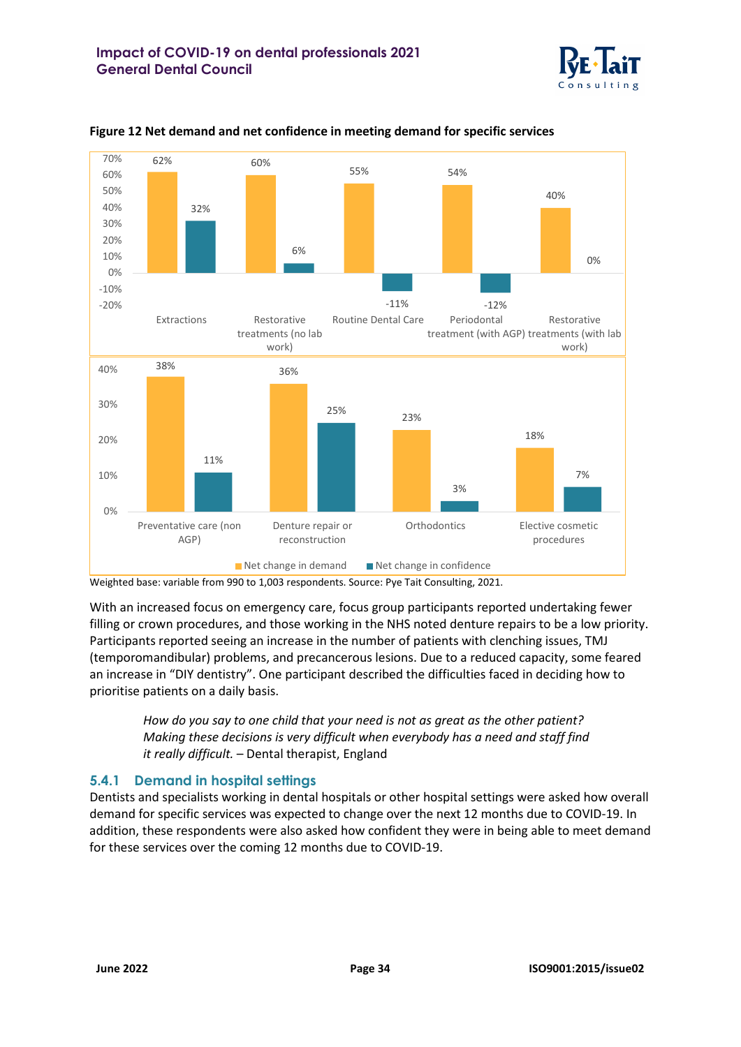**Figure 12 Net demand and net confidence in meeting demand for specific services**

70%
60%
50%
40%
30%
20%
10%
0%
-10%
-20%

62%
32%
Extractions

60%
6%
Restorative treatments (no lab work)

55%
-11%
Routine Dental Care

54%
-12%
Periodontal treatment (with AGP)

40%
0%
Restorative treatments (with lab work)

40%
30%
20%
10%
0%

38%
11%
Preventative care (non AGP)

36%
25%
Denture repair or reconstruction

23%
3%
Orthodontics

18%
7%
Elective cosmetic procedures

Net change in demand
Net change in confidence

Weighted base: variable from 990 to 1,003 respondents. Source: Pye Tait Consulting, 2021.

With an increased focus on emergency care, focus group participants reported undertaking fewer filling or crown procedures, and those working in the NHS noted denture repairs to be a low priority. Participants reported seeing an increase in the number of patients with clenching issues, TMJ (temporomandibular) problems, and precancerous lesions. Due to a reduced capacity, some feared an increase in "DIY dentistry". One participant described the difficulties faced in deciding how to prioritise patients on a daily basis.

> *How do you say to one child that your need is not as great as the other patient? Making these decisions is very difficult when everybody has a need and staff find it really difficult.* – Dental therapist, England

### 5.4.1 Demand in hospital settings

Dentists and specialists working in dental hospitals or other hospital settings were asked how overall demand for specific services was expected to change over the next 12 months due to COVID-19. In addition, these respondents were also asked how confident they were in being able to meet demand for these services over the coming 12 months due to COVID-19.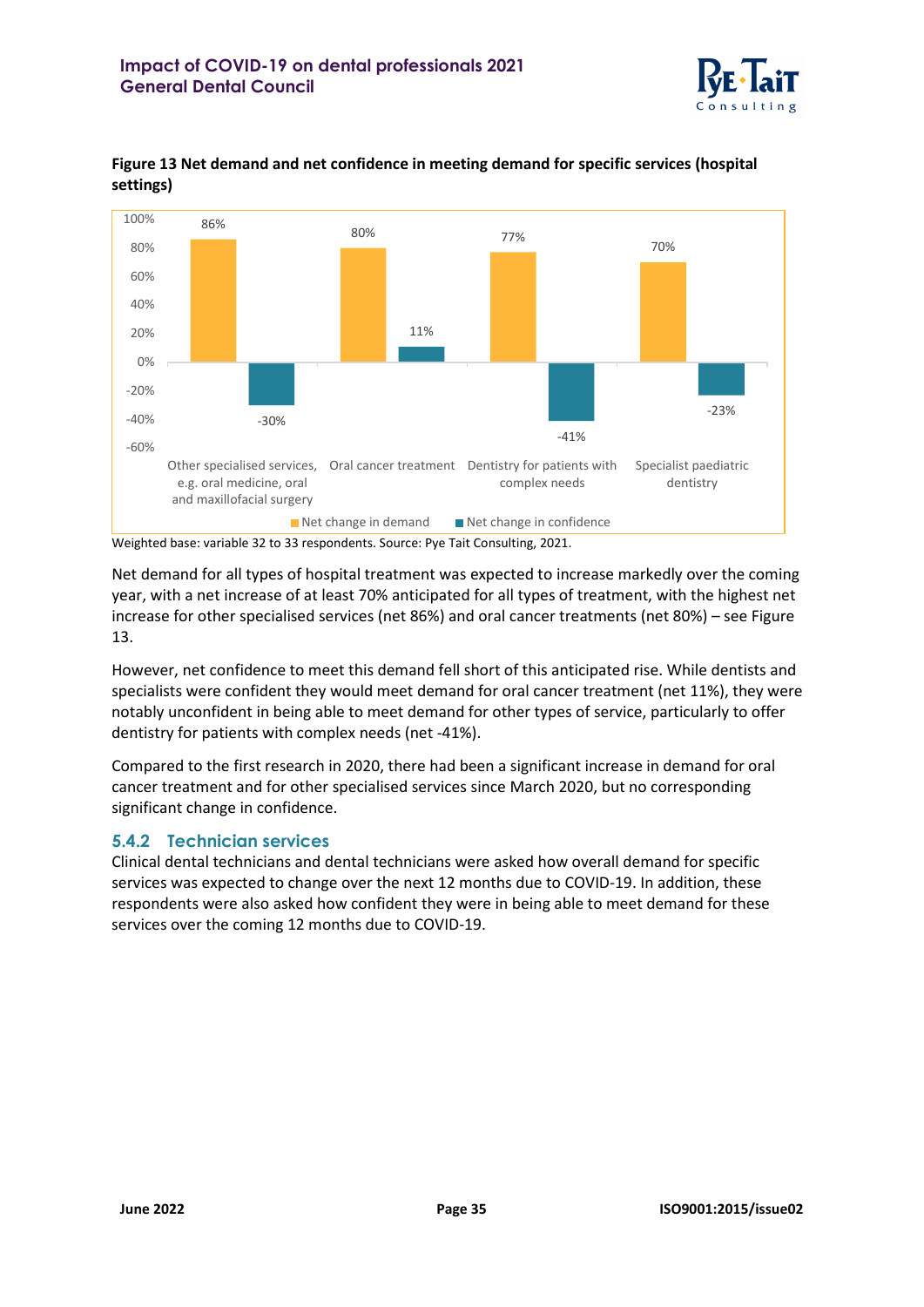**Figure 13 Net demand and net confidence in meeting demand for specific services (hospital settings)**

100%
80%
60%
40%
20%
0%
-20%
-40%
-60%

86%
-30%
80%
11%
77%
-41%
70%
-23%

Other specialised services, e.g. oral medicine, oral and maxillofacial surgery
Oral cancer treatment
Dentistry for patients with complex needs
Specialist paediatric dentistry

Net change in demand
Net change in confidence

Weighted base: variable 32 to 33 respondents. Source: Pye Tait Consulting, 2021.

Net demand for all types of hospital treatment was expected to increase markedly over the coming year, with a net increase of at least 70% anticipated for all types of treatment, with the highest net increase for other specialised services (net 86%) and oral cancer treatments (net 80%) – see Figure 13.

However, net confidence to meet this demand fell short of this anticipated rise. While dentists and specialists were confident they would meet demand for oral cancer treatment (net 11%), they were notably unconfident in being able to meet demand for other types of service, particularly to offer dentistry for patients with complex needs (net -41%).

Compared to the first research in 2020, there had been a significant increase in demand for oral cancer treatment and for other specialised services since March 2020, but no corresponding significant change in confidence.

### 5.4.2 Technician services

Clinical dental technicians and dental technicians were asked how overall demand for specific services was expected to change over the next 12 months due to COVID-19. In addition, these respondents were also asked how confident they were in being able to meet demand for these services over the coming 12 months due to COVID-19.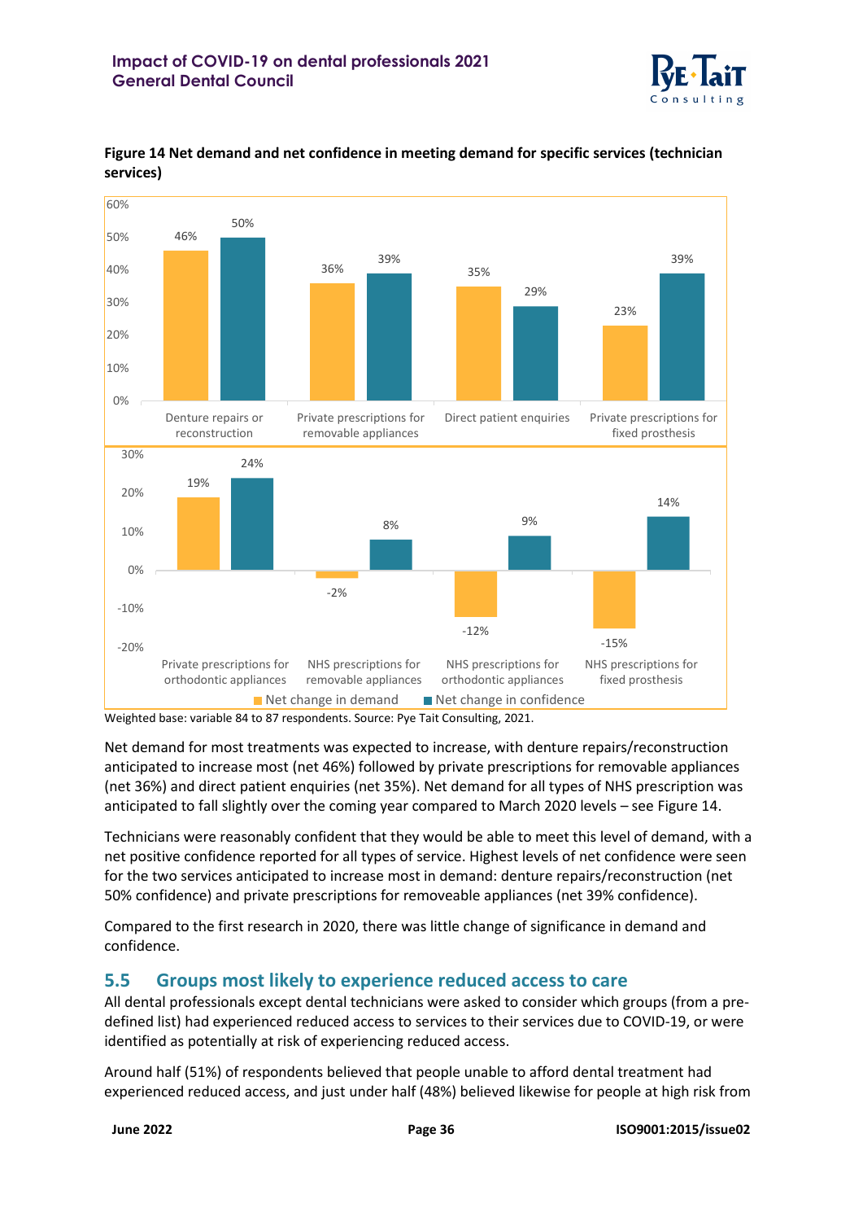**Figure 14 Net demand and net confidence in meeting demand for specific services (technician services)**

60%
50%
40%
30%
20%
10%
0%

46% 50%
Denture repairs or reconstruction

36% 39%
Private prescriptions for removable appliances

35% 29%
Direct patient enquiries

23% 39%
Private prescriptions for fixed prosthesis

30%
20%
10%
0%
-10%
-20%

19% 24%
Private prescriptions for orthodontic appliances

-2% 8%
NHS prescriptions for removable appliances

-12% 9%
NHS prescriptions for orthodontic appliances

-15% 14%
NHS prescriptions for fixed prosthesis

Net change in demand
Net change in confidence

Weighted base: variable 84 to 87 respondents. Source: Pye Tait Consulting, 2021.

Net demand for most treatments was expected to increase, with denture repairs/reconstruction anticipated to increase most (net 46%) followed by private prescriptions for removable appliances (net 36%) and direct patient enquiries (net 35%). Net demand for all types of NHS prescription was anticipated to fall slightly over the coming year compared to March 2020 levels – see Figure 14.

Technicians were reasonably confident that they would be able to meet this level of demand, with a net positive confidence reported for all types of service. Highest levels of net confidence were seen for the two services anticipated to increase most in demand: denture repairs/reconstruction (net 50% confidence) and private prescriptions for removeable appliances (net 39% confidence).

Compared to the first research in 2020, there was little change of significance in demand and confidence.

## 5.5 Groups most likely to experience reduced access to care

All dental professionals except dental technicians were asked to consider which groups (from a pre-defined list) had experienced reduced access to services to their services due to COVID-19, or were identified as potentially at risk of experiencing reduced access.

Around half (51%) of respondents believed that people unable to afford dental treatment had experienced reduced access, and just under half (48%) believed likewise for people at high risk from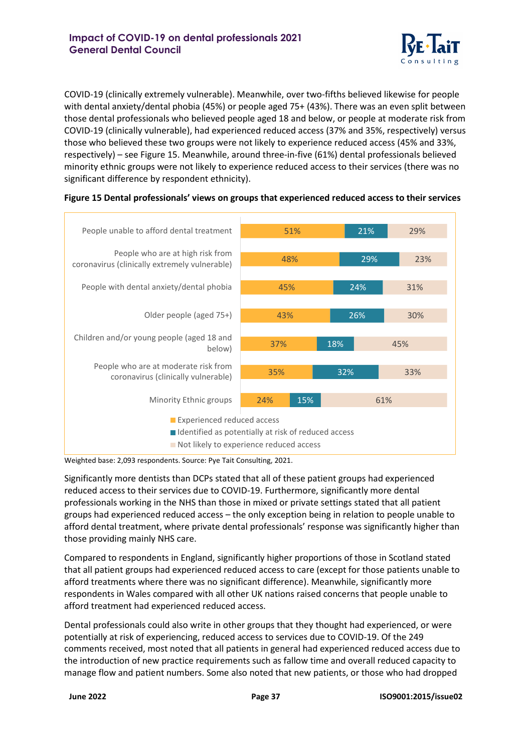COVID-19 (clinically extremely vulnerable). Meanwhile, over two-fifths believed likewise for people with dental anxiety/dental phobia (45%) or people aged 75+ (43%). There was an even split between those dental professionals who believed people aged 18 and below, or people at moderate risk from COVID-19 (clinically vulnerable), had experienced reduced access (37% and 35%, respectively) versus those who believed these two groups were not likely to experience reduced access (45% and 33%, respectively) – see Figure 15. Meanwhile, around three-in-five (61%) dental professionals believed minority ethnic groups were not likely to experience reduced access to their services (there was no significant difference by respondent ethnicity).

**Figure 15 Dental professionals' views on groups that experienced reduced access to their services**

People unable to afford dental treatment: 51%, 21%, 29%

People who are at high risk from coronavirus (clinically extremely vulnerable): 48%, 29%, 23%

People with dental anxiety/dental phobia: 45%, 24%, 31%

Older people (aged 75+): 43%, 26%, 30%

Children and/or young people (aged 18 and below): 37%, 18%, 45%

People who are at moderate risk from coronavirus (clinically vulnerable): 35%, 32%, 33%

Minority Ethnic groups: 24%, 15%, 61%

Experienced reduced access

Identified as potentially at risk of reduced access

Not likely to experience reduced access

Weighted base: 2,093 respondents. Source: Pye Tait Consulting, 2021.

Significantly more dentists than DCPs stated that all of these patient groups had experienced reduced access to their services due to COVID-19. Furthermore, significantly more dental professionals working in the NHS than those in mixed or private settings stated that all patient groups had experienced reduced access – the only exception being in relation to people unable to afford dental treatment, where private dental professionals' response was significantly higher than those providing mainly NHS care.

Compared to respondents in England, significantly higher proportions of those in Scotland stated that all patient groups had experienced reduced access to care (except for those patients unable to afford treatments where there was no significant difference). Meanwhile, significantly more respondents in Wales compared with all other UK nations raised concerns that people unable to afford treatment had experienced reduced access.

Dental professionals could also write in other groups that they thought had experienced, or were potentially at risk of experiencing, reduced access to services due to COVID-19. Of the 249 comments received, most noted that all patients in general had experienced reduced access due to the introduction of new practice requirements such as fallow time and overall reduced capacity to manage flow and patient numbers. Some also noted that new patients, or those who had dropped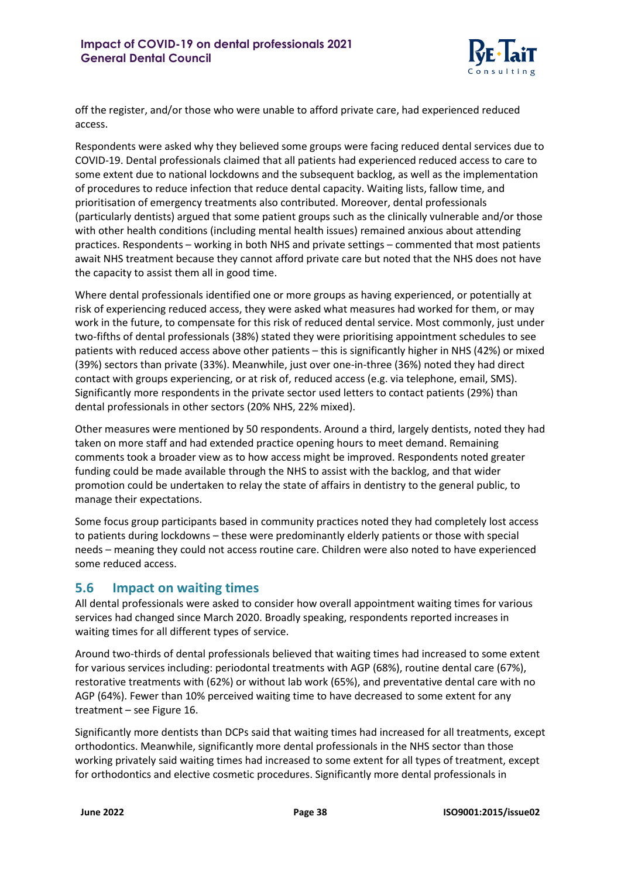off the register, and/or those who were unable to afford private care, had experienced reduced access.

Respondents were asked why they believed some groups were facing reduced dental services due to COVID-19. Dental professionals claimed that all patients had experienced reduced access to care to some extent due to national lockdowns and the subsequent backlog, as well as the implementation of procedures to reduce infection that reduce dental capacity. Waiting lists, fallow time, and prioritisation of emergency treatments also contributed. Moreover, dental professionals (particularly dentists) argued that some patient groups such as the clinically vulnerable and/or those with other health conditions (including mental health issues) remained anxious about attending practices. Respondents – working in both NHS and private settings – commented that most patients await NHS treatment because they cannot afford private care but noted that the NHS does not have the capacity to assist them all in good time.

Where dental professionals identified one or more groups as having experienced, or potentially at risk of experiencing reduced access, they were asked what measures had worked for them, or may work in the future, to compensate for this risk of reduced dental service. Most commonly, just under two-fifths of dental professionals (38%) stated they were prioritising appointment schedules to see patients with reduced access above other patients – this is significantly higher in NHS (42%) or mixed (39%) sectors than private (33%). Meanwhile, just over one-in-three (36%) noted they had direct contact with groups experiencing, or at risk of, reduced access (e.g. via telephone, email, SMS). Significantly more respondents in the private sector used letters to contact patients (29%) than dental professionals in other sectors (20% NHS, 22% mixed).

Other measures were mentioned by 50 respondents. Around a third, largely dentists, noted they had taken on more staff and had extended practice opening hours to meet demand. Remaining comments took a broader view as to how access might be improved. Respondents noted greater funding could be made available through the NHS to assist with the backlog, and that wider promotion could be undertaken to relay the state of affairs in dentistry to the general public, to manage their expectations.

Some focus group participants based in community practices noted they had completely lost access to patients during lockdowns – these were predominantly elderly patients or those with special needs – meaning they could not access routine care. Children were also noted to have experienced some reduced access.

## 5.6 Impact on waiting times

All dental professionals were asked to consider how overall appointment waiting times for various services had changed since March 2020. Broadly speaking, respondents reported increases in waiting times for all different types of service.

Around two-thirds of dental professionals believed that waiting times had increased to some extent for various services including: periodontal treatments with AGP (68%), routine dental care (67%), restorative treatments with (62%) or without lab work (65%), and preventative dental care with no AGP (64%). Fewer than 10% perceived waiting time to have decreased to some extent for any treatment – see Figure 16.

Significantly more dentists than DCPs said that waiting times had increased for all treatments, except orthodontics. Meanwhile, significantly more dental professionals in the NHS sector than those working privately said waiting times had increased to some extent for all types of treatment, except for orthodontics and elective cosmetic procedures. Significantly more dental professionals in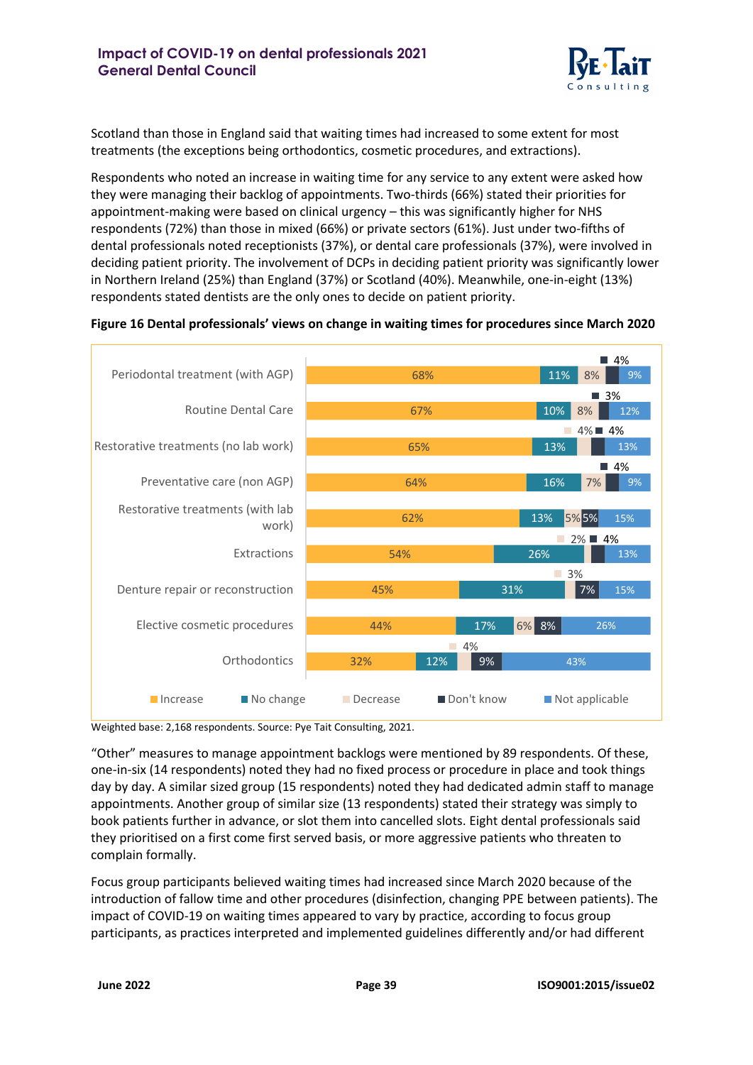Scotland than those in England said that waiting times had increased to some extent for most treatments (the exceptions being orthodontics, cosmetic procedures, and extractions).

Respondents who noted an increase in waiting time for any service to any extent were asked how they were managing their backlog of appointments. Two-thirds (66%) stated their priorities for appointment-making were based on clinical urgency – this was significantly higher for NHS respondents (72%) than those in mixed (66%) or private sectors (61%). Just under two-fifths of dental professionals noted receptionists (37%), or dental care professionals (37%), were involved in deciding patient priority. The involvement of DCPs in deciding patient priority was significantly lower in Northern Ireland (25%) than England (37%) or Scotland (40%). Meanwhile, one-in-eight (13%) respondents stated dentists are the only ones to decide on patient priority.

**Figure 16 Dental professionals' views on change in waiting times for procedures since March 2020**

Periodontal treatment (with AGP): 68%, 11%, 8%, 4%, 9%

Routine Dental Care: 67%, 10%, 8%, 3%, 12%

Restorative treatments (no lab work): 65%, 13%, 4%, 4%, 13%

Preventative care (non AGP): 64%, 16%, 7%, 4%, 9%

Restorative treatments (with lab work): 62%, 13%, 5%, 5%, 15%

Extractions: 54%, 26%, 2%, 4%, 13%

Denture repair or reconstruction: 45%, 31%, 3%, 7%, 15%

Elective cosmetic procedures: 44%, 17%, 6%, 8%, 26%

Orthodontics: 32%, 12%, 4%, 9%, 43%

Increase | No change | Decrease | Don't know | Not applicable

Weighted base: 2,168 respondents. Source: Pye Tait Consulting, 2021.

"Other" measures to manage appointment backlogs were mentioned by 89 respondents. Of these, one-in-six (14 respondents) noted they had no fixed process or procedure in place and took things day by day. A similar sized group (15 respondents) noted they had dedicated admin staff to manage appointments. Another group of similar size (13 respondents) stated their strategy was simply to book patients further in advance, or slot them into cancelled slots. Eight dental professionals said they prioritised on a first come first served basis, or more aggressive patients who threaten to complain formally.

Focus group participants believed waiting times had increased since March 2020 because of the introduction of fallow time and other procedures (disinfection, changing PPE between patients). The impact of COVID-19 on waiting times appeared to vary by practice, according to focus group participants, as practices interpreted and implemented guidelines differently and/or had different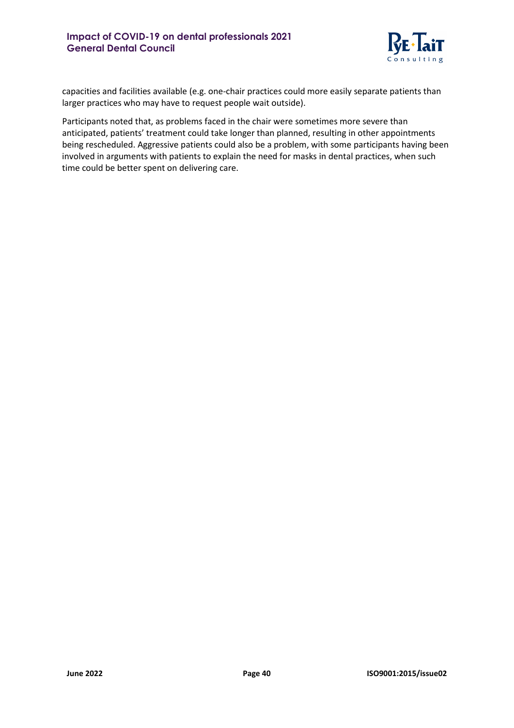capacities and facilities available (e.g. one-chair practices could more easily separate patients than larger practices who may have to request people wait outside).

Participants noted that, as problems faced in the chair were sometimes more severe than anticipated, patients' treatment could take longer than planned, resulting in other appointments being rescheduled. Aggressive patients could also be a problem, with some participants having been involved in arguments with patients to explain the need for masks in dental practices, when such time could be better spent on delivering care.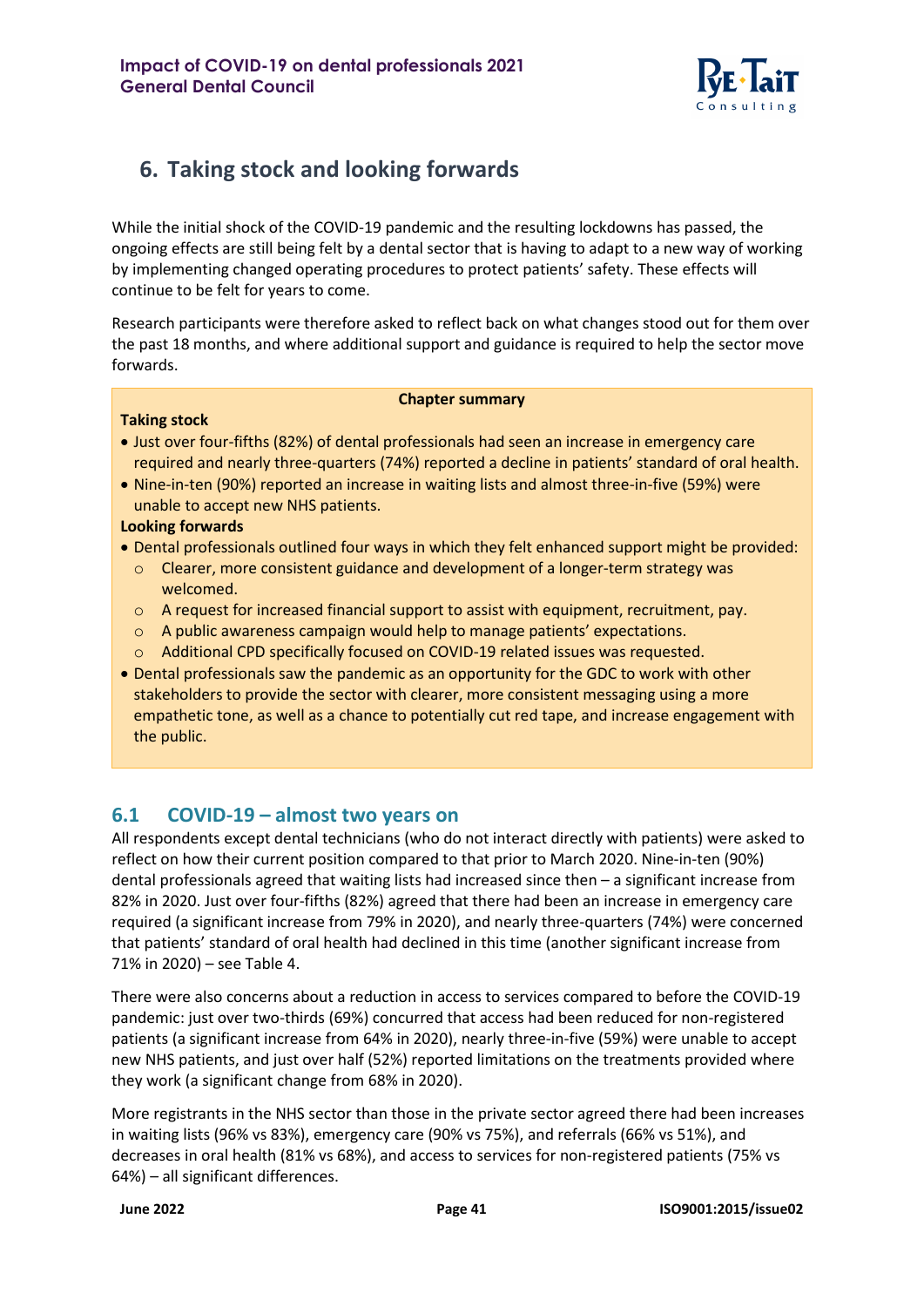## 6. Taking stock and looking forwards

While the initial shock of the COVID-19 pandemic and the resulting lockdowns has passed, the ongoing effects are still being felt by a dental sector that is having to adapt to a new way of working by implementing changed operating procedures to protect patients' safety. These effects will continue to be felt for years to come.

Research participants were therefore asked to reflect back on what changes stood out for them over the past 18 months, and where additional support and guidance is required to help the sector move forwards.

**Chapter summary**

**Taking stock**

- Just over four-fifths (82%) of dental professionals had seen an increase in emergency care required and nearly three-quarters (74%) reported a decline in patients' standard of oral health.
- Nine-in-ten (90%) reported an increase in waiting lists and almost three-in-five (59%) were unable to accept new NHS patients.

**Looking forwards**

- Dental professionals outlined four ways in which they felt enhanced support might be provided:
  - Clearer, more consistent guidance and development of a longer-term strategy was welcomed.
  - A request for increased financial support to assist with equipment, recruitment, pay.
  - A public awareness campaign would help to manage patients' expectations.
  - Additional CPD specifically focused on COVID-19 related issues was requested.
- Dental professionals saw the pandemic as an opportunity for the GDC to work with other stakeholders to provide the sector with clearer, more consistent messaging using a more empathetic tone, as well as a chance to potentially cut red tape, and increase engagement with the public.

### 6.1 COVID-19 – almost two years on

All respondents except dental technicians (who do not interact directly with patients) were asked to reflect on how their current position compared to that prior to March 2020. Nine-in-ten (90%) dental professionals agreed that waiting lists had increased since then – a significant increase from 82% in 2020. Just over four-fifths (82%) agreed that there had been an increase in emergency care required (a significant increase from 79% in 2020), and nearly three-quarters (74%) were concerned that patients' standard of oral health had declined in this time (another significant increase from 71% in 2020) – see Table 4.

There were also concerns about a reduction in access to services compared to before the COVID-19 pandemic: just over two-thirds (69%) concurred that access had been reduced for non-registered patients (a significant increase from 64% in 2020), nearly three-in-five (59%) were unable to accept new NHS patients, and just over half (52%) reported limitations on the treatments provided where they work (a significant change from 68% in 2020).

More registrants in the NHS sector than those in the private sector agreed there had been increases in waiting lists (96% vs 83%), emergency care (90% vs 75%), and referrals (66% vs 51%), and decreases in oral health (81% vs 68%), and access to services for non-registered patients (75% vs 64%) – all significant differences.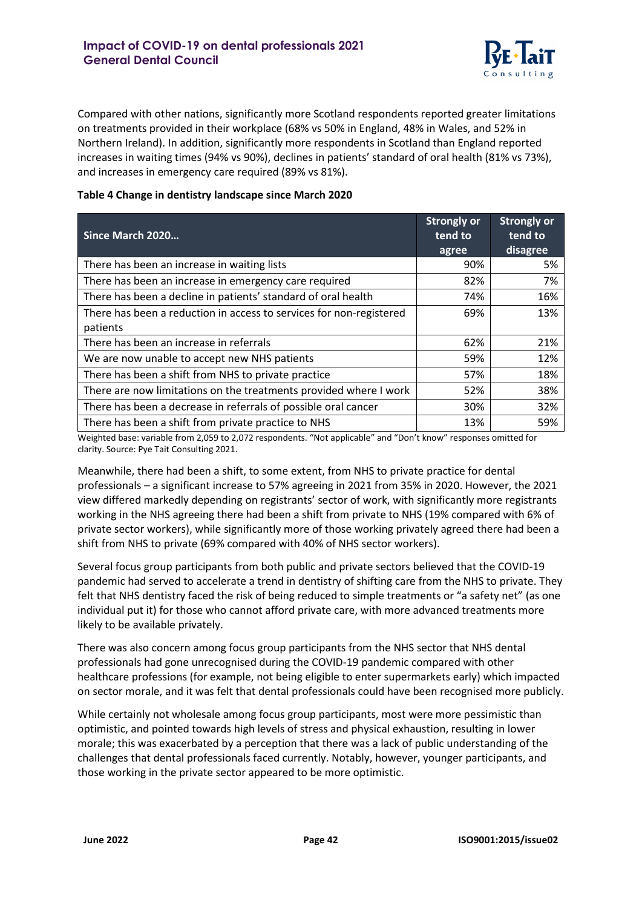Compared with other nations, significantly more Scotland respondents reported greater limitations on treatments provided in their workplace (68% vs 50% in England, 48% in Wales, and 52% in Northern Ireland). In addition, significantly more respondents in Scotland than England reported increases in waiting times (94% vs 90%), declines in patients' standard of oral health (81% vs 73%), and increases in emergency care required (89% vs 81%).

**Table 4 Change in dentistry landscape since March 2020**

| Since March 2020… | Strongly or tend to agree | Strongly or tend to disagree |
|---|---|---|
| There has been an increase in waiting lists | 90% | 5% |
| There has been an increase in emergency care required | 82% | 7% |
| There has been a decline in patients' standard of oral health | 74% | 16% |
| There has been a reduction in access to services for non-registered patients | 69% | 13% |
| There has been an increase in referrals | 62% | 21% |
| We are now unable to accept new NHS patients | 59% | 12% |
| There has been a shift from NHS to private practice | 57% | 18% |
| There are now limitations on the treatments provided where I work | 52% | 38% |
| There has been a decrease in referrals of possible oral cancer | 30% | 32% |
| There has been a shift from private practice to NHS | 13% | 59% |

Weighted base: variable from 2,059 to 2,072 respondents. "Not applicable" and "Don't know" responses omitted for clarity. Source: Pye Tait Consulting 2021.

Meanwhile, there had been a shift, to some extent, from NHS to private practice for dental professionals – a significant increase to 57% agreeing in 2021 from 35% in 2020. However, the 2021 view differed markedly depending on registrants' sector of work, with significantly more registrants working in the NHS agreeing there had been a shift from private to NHS (19% compared with 6% of private sector workers), while significantly more of those working privately agreed there had been a shift from NHS to private (69% compared with 40% of NHS sector workers).

Several focus group participants from both public and private sectors believed that the COVID-19 pandemic had served to accelerate a trend in dentistry of shifting care from the NHS to private. They felt that NHS dentistry faced the risk of being reduced to simple treatments or "a safety net" (as one individual put it) for those who cannot afford private care, with more advanced treatments more likely to be available privately.

There was also concern among focus group participants from the NHS sector that NHS dental professionals had gone unrecognised during the COVID-19 pandemic compared with other healthcare professions (for example, not being eligible to enter supermarkets early) which impacted on sector morale, and it was felt that dental professionals could have been recognised more publicly.

While certainly not wholesale among focus group participants, most were more pessimistic than optimistic, and pointed towards high levels of stress and physical exhaustion, resulting in lower morale; this was exacerbated by a perception that there was a lack of public understanding of the challenges that dental professionals faced currently. Notably, however, younger participants, and those working in the private sector appeared to be more optimistic.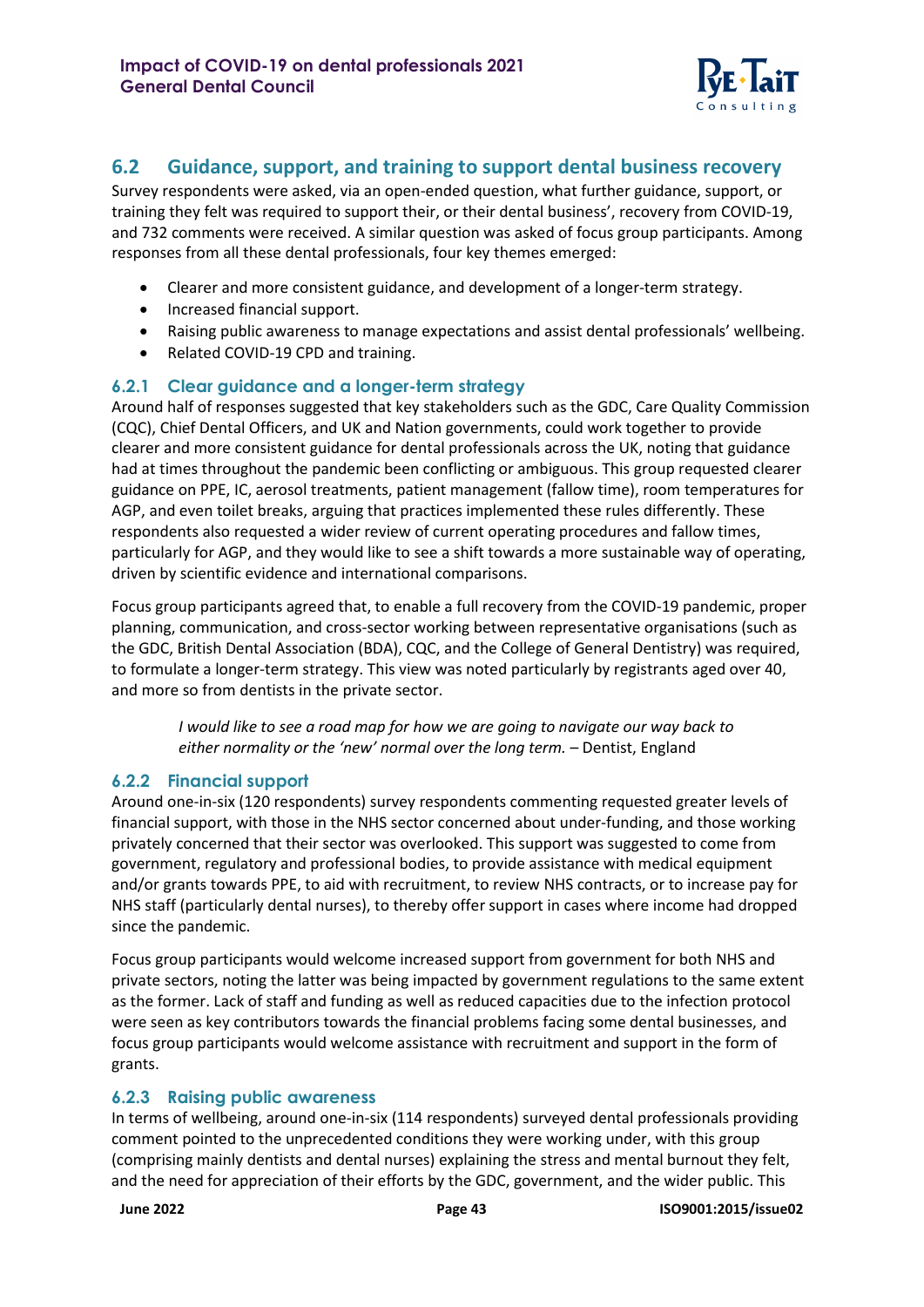## 6.2 Guidance, support, and training to support dental business recovery

Survey respondents were asked, via an open-ended question, what further guidance, support, or training they felt was required to support their, or their dental business', recovery from COVID-19, and 732 comments were received. A similar question was asked of focus group participants. Among responses from all these dental professionals, four key themes emerged:

- Clearer and more consistent guidance, and development of a longer-term strategy.
- Increased financial support.
- Raising public awareness to manage expectations and assist dental professionals' wellbeing.
- Related COVID-19 CPD and training.

### 6.2.1 Clear guidance and a longer-term strategy

Around half of responses suggested that key stakeholders such as the GDC, Care Quality Commission (CQC), Chief Dental Officers, and UK and Nation governments, could work together to provide clearer and more consistent guidance for dental professionals across the UK, noting that guidance had at times throughout the pandemic been conflicting or ambiguous. This group requested clearer guidance on PPE, IC, aerosol treatments, patient management (fallow time), room temperatures for AGP, and even toilet breaks, arguing that practices implemented these rules differently. These respondents also requested a wider review of current operating procedures and fallow times, particularly for AGP, and they would like to see a shift towards a more sustainable way of operating, driven by scientific evidence and international comparisons.

Focus group participants agreed that, to enable a full recovery from the COVID-19 pandemic, proper planning, communication, and cross-sector working between representative organisations (such as the GDC, British Dental Association (BDA), CQC, and the College of General Dentistry) was required, to formulate a longer-term strategy. This view was noted particularly by registrants aged over 40, and more so from dentists in the private sector.

> *I would like to see a road map for how we are going to navigate our way back to either normality or the 'new' normal over the long term.* – Dentist, England

### 6.2.2 Financial support

Around one-in-six (120 respondents) survey respondents commenting requested greater levels of financial support, with those in the NHS sector concerned about under-funding, and those working privately concerned that their sector was overlooked. This support was suggested to come from government, regulatory and professional bodies, to provide assistance with medical equipment and/or grants towards PPE, to aid with recruitment, to review NHS contracts, or to increase pay for NHS staff (particularly dental nurses), to thereby offer support in cases where income had dropped since the pandemic.

Focus group participants would welcome increased support from government for both NHS and private sectors, noting the latter was being impacted by government regulations to the same extent as the former. Lack of staff and funding as well as reduced capacities due to the infection protocol were seen as key contributors towards the financial problems facing some dental businesses, and focus group participants would welcome assistance with recruitment and support in the form of grants.

### 6.2.3 Raising public awareness

In terms of wellbeing, around one-in-six (114 respondents) surveyed dental professionals providing comment pointed to the unprecedented conditions they were working under, with this group (comprising mainly dentists and dental nurses) explaining the stress and mental burnout they felt, and the need for appreciation of their efforts by the GDC, government, and the wider public. This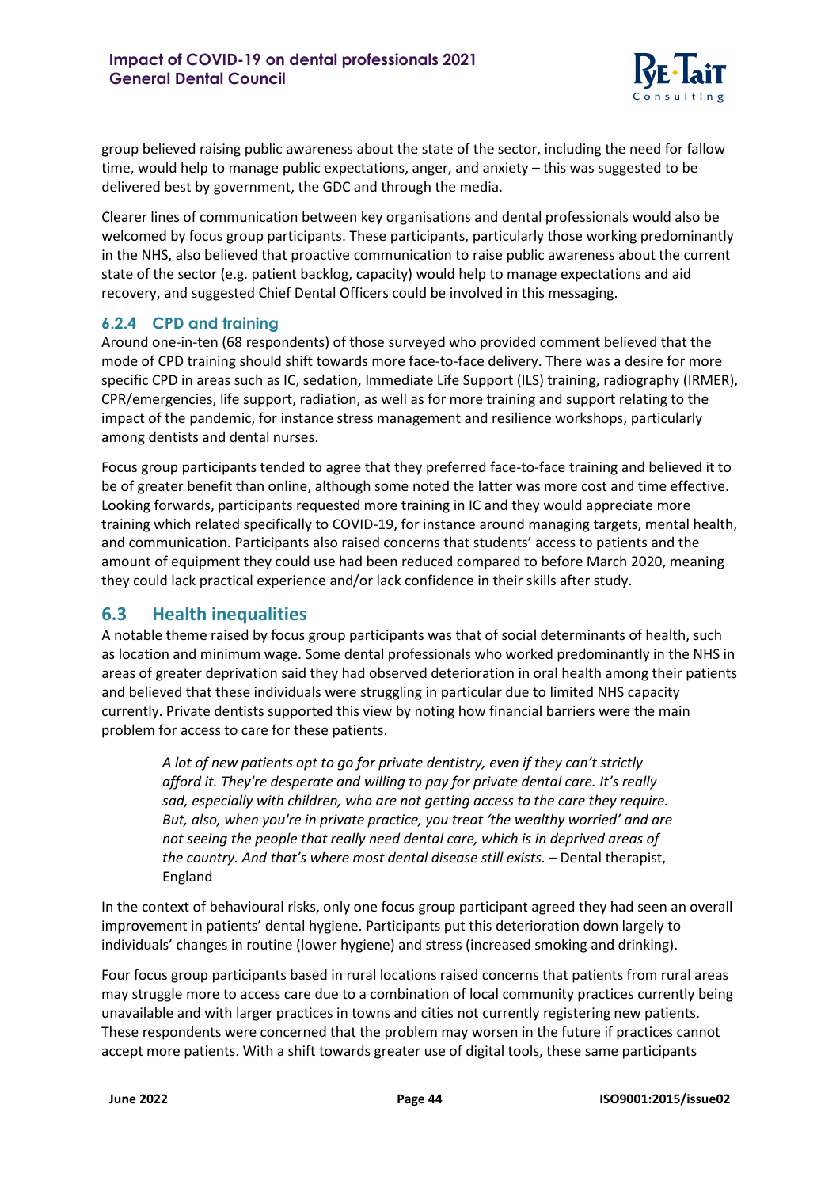group believed raising public awareness about the state of the sector, including the need for fallow time, would help to manage public expectations, anger, and anxiety – this was suggested to be delivered best by government, the GDC and through the media.

Clearer lines of communication between key organisations and dental professionals would also be welcomed by focus group participants. These participants, particularly those working predominantly in the NHS, also believed that proactive communication to raise public awareness about the current state of the sector (e.g. patient backlog, capacity) would help to manage expectations and aid recovery, and suggested Chief Dental Officers could be involved in this messaging.

### 6.2.4 CPD and training

Around one-in-ten (68 respondents) of those surveyed who provided comment believed that the mode of CPD training should shift towards more face-to-face delivery. There was a desire for more specific CPD in areas such as IC, sedation, Immediate Life Support (ILS) training, radiography (IRMER), CPR/emergencies, life support, radiation, as well as for more training and support relating to the impact of the pandemic, for instance stress management and resilience workshops, particularly among dentists and dental nurses.

Focus group participants tended to agree that they preferred face-to-face training and believed it to be of greater benefit than online, although some noted the latter was more cost and time effective. Looking forwards, participants requested more training in IC and they would appreciate more training which related specifically to COVID-19, for instance around managing targets, mental health, and communication. Participants also raised concerns that students' access to patients and the amount of equipment they could use had been reduced compared to before March 2020, meaning they could lack practical experience and/or lack confidence in their skills after study.

## 6.3 Health inequalities

A notable theme raised by focus group participants was that of social determinants of health, such as location and minimum wage. Some dental professionals who worked predominantly in the NHS in areas of greater deprivation said they had observed deterioration in oral health among their patients and believed that these individuals were struggling in particular due to limited NHS capacity currently. Private dentists supported this view by noting how financial barriers were the main problem for access to care for these patients.

> *A lot of new patients opt to go for private dentistry, even if they can't strictly afford it. They're desperate and willing to pay for private dental care. It's really sad, especially with children, who are not getting access to the care they require. But, also, when you're in private practice, you treat 'the wealthy worried' and are not seeing the people that really need dental care, which is in deprived areas of the country. And that's where most dental disease still exists.* – Dental therapist, England

In the context of behavioural risks, only one focus group participant agreed they had seen an overall improvement in patients' dental hygiene. Participants put this deterioration down largely to individuals' changes in routine (lower hygiene) and stress (increased smoking and drinking).

Four focus group participants based in rural locations raised concerns that patients from rural areas may struggle more to access care due to a combination of local community practices currently being unavailable and with larger practices in towns and cities not currently registering new patients. These respondents were concerned that the problem may worsen in the future if practices cannot accept more patients. With a shift towards greater use of digital tools, these same participants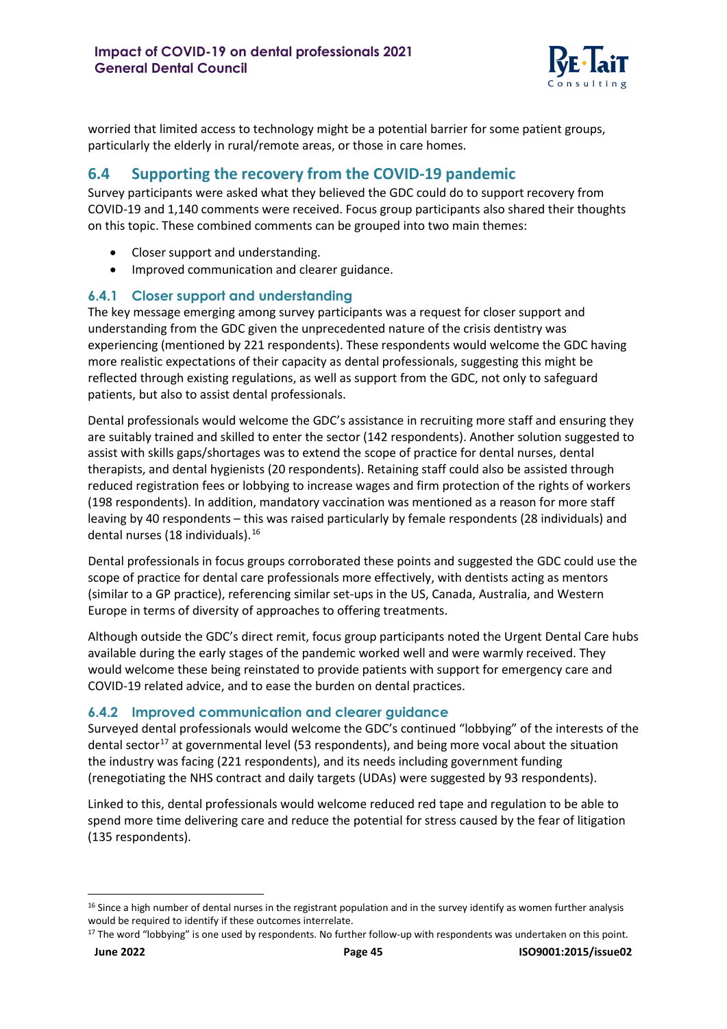worried that limited access to technology might be a potential barrier for some patient groups, particularly the elderly in rural/remote areas, or those in care homes.

## 6.4 Supporting the recovery from the COVID-19 pandemic

Survey participants were asked what they believed the GDC could do to support recovery from COVID-19 and 1,140 comments were received. Focus group participants also shared their thoughts on this topic. These combined comments can be grouped into two main themes:

- Closer support and understanding.
- Improved communication and clearer guidance.

### 6.4.1 Closer support and understanding

The key message emerging among survey participants was a request for closer support and understanding from the GDC given the unprecedented nature of the crisis dentistry was experiencing (mentioned by 221 respondents). These respondents would welcome the GDC having more realistic expectations of their capacity as dental professionals, suggesting this might be reflected through existing regulations, as well as support from the GDC, not only to safeguard patients, but also to assist dental professionals.

Dental professionals would welcome the GDC's assistance in recruiting more staff and ensuring they are suitably trained and skilled to enter the sector (142 respondents). Another solution suggested to assist with skills gaps/shortages was to extend the scope of practice for dental nurses, dental therapists, and dental hygienists (20 respondents). Retaining staff could also be assisted through reduced registration fees or lobbying to increase wages and firm protection of the rights of workers (198 respondents). In addition, mandatory vaccination was mentioned as a reason for more staff leaving by 40 respondents – this was raised particularly by female respondents (28 individuals) and dental nurses (18 individuals).[16]

Dental professionals in focus groups corroborated these points and suggested the GDC could use the scope of practice for dental care professionals more effectively, with dentists acting as mentors (similar to a GP practice), referencing similar set-ups in the US, Canada, Australia, and Western Europe in terms of diversity of approaches to offering treatments.

Although outside the GDC's direct remit, focus group participants noted the Urgent Dental Care hubs available during the early stages of the pandemic worked well and were warmly received. They would welcome these being reinstated to provide patients with support for emergency care and COVID-19 related advice, and to ease the burden on dental practices.

### 6.4.2 Improved communication and clearer guidance

Surveyed dental professionals would welcome the GDC's continued "lobbying" of the interests of the dental sector[17] at governmental level (53 respondents), and being more vocal about the situation the industry was facing (221 respondents), and its needs including government funding (renegotiating the NHS contract and daily targets (UDAs) were suggested by 93 respondents).

Linked to this, dental professionals would welcome reduced red tape and regulation to be able to spend more time delivering care and reduce the potential for stress caused by the fear of litigation (135 respondents).

---

[16] Since a high number of dental nurses in the registrant population and in the survey identify as women further analysis would be required to identify if these outcomes interrelate.

[17] The word "lobbying" is one used by respondents. No further follow-up with respondents was undertaken on this point.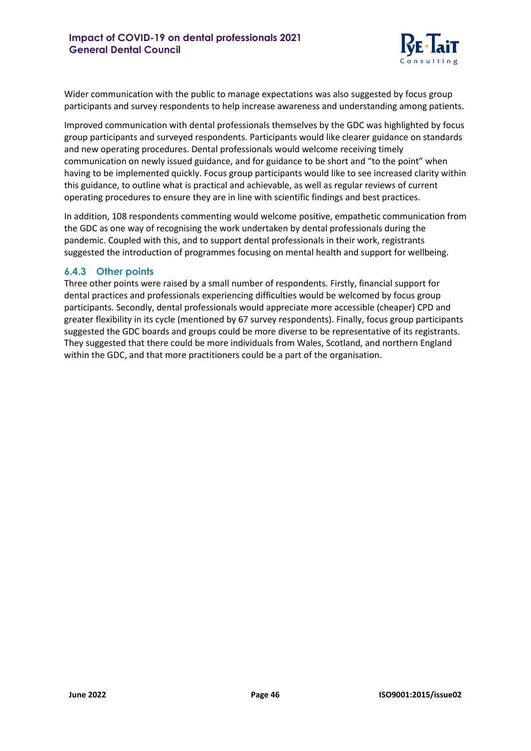Wider communication with the public to manage expectations was also suggested by focus group participants and survey respondents to help increase awareness and understanding among patients.

Improved communication with dental professionals themselves by the GDC was highlighted by focus group participants and surveyed respondents. Participants would like clearer guidance on standards and new operating procedures. Dental professionals would welcome receiving timely communication on newly issued guidance, and for guidance to be short and "to the point" when having to be implemented quickly. Focus group participants would like to see increased clarity within this guidance, to outline what is practical and achievable, as well as regular reviews of current operating procedures to ensure they are in line with scientific findings and best practices.

In addition, 108 respondents commenting would welcome positive, empathetic communication from the GDC as one way of recognising the work undertaken by dental professionals during the pandemic. Coupled with this, and to support dental professionals in their work, registrants suggested the introduction of programmes focusing on mental health and support for wellbeing.

### 6.4.3 Other points

Three other points were raised by a small number of respondents. Firstly, financial support for dental practices and professionals experiencing difficulties would be welcomed by focus group participants. Secondly, dental professionals would appreciate more accessible (cheaper) CPD and greater flexibility in its cycle (mentioned by 67 survey respondents). Finally, focus group participants suggested the GDC boards and groups could be more diverse to be representative of its registrants. They suggested that there could be more individuals from Wales, Scotland, and northern England within the GDC, and that more practitioners could be a part of the organisation.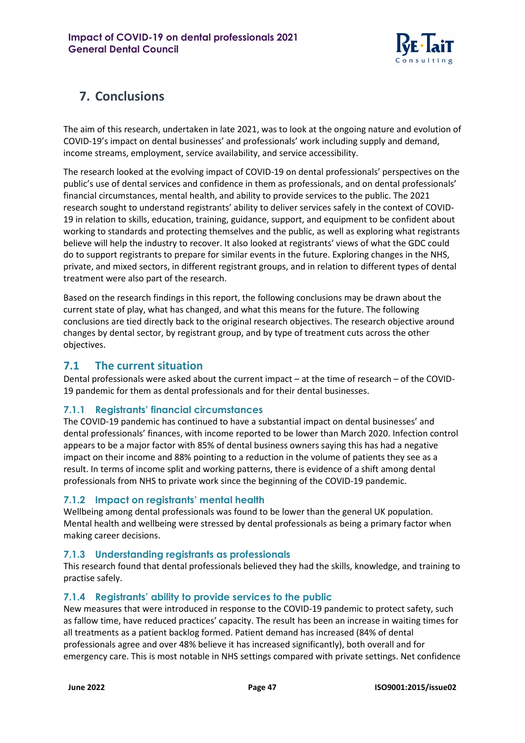# 7. Conclusions

The aim of this research, undertaken in late 2021, was to look at the ongoing nature and evolution of COVID-19's impact on dental businesses' and professionals' work including supply and demand, income streams, employment, service availability, and service accessibility.

The research looked at the evolving impact of COVID-19 on dental professionals' perspectives on the public's use of dental services and confidence in them as professionals, and on dental professionals' financial circumstances, mental health, and ability to provide services to the public. The 2021 research sought to understand registrants' ability to deliver services safely in the context of COVID-19 in relation to skills, education, training, guidance, support, and equipment to be confident about working to standards and protecting themselves and the public, as well as exploring what registrants believe will help the industry to recover. It also looked at registrants' views of what the GDC could do to support registrants to prepare for similar events in the future. Exploring changes in the NHS, private, and mixed sectors, in different registrant groups, and in relation to different types of dental treatment were also part of the research.

Based on the research findings in this report, the following conclusions may be drawn about the current state of play, what has changed, and what this means for the future. The following conclusions are tied directly back to the original research objectives. The research objective around changes by dental sector, by registrant group, and by type of treatment cuts across the other objectives.

## 7.1 The current situation

Dental professionals were asked about the current impact – at the time of research – of the COVID-19 pandemic for them as dental professionals and for their dental businesses.

### 7.1.1 Registrants' financial circumstances

The COVID-19 pandemic has continued to have a substantial impact on dental businesses' and dental professionals' finances, with income reported to be lower than March 2020. Infection control appears to be a major factor with 85% of dental business owners saying this has had a negative impact on their income and 88% pointing to a reduction in the volume of patients they see as a result. In terms of income split and working patterns, there is evidence of a shift among dental professionals from NHS to private work since the beginning of the COVID-19 pandemic.

### 7.1.2 Impact on registrants' mental health

Wellbeing among dental professionals was found to be lower than the general UK population. Mental health and wellbeing were stressed by dental professionals as being a primary factor when making career decisions.

### 7.1.3 Understanding registrants as professionals

This research found that dental professionals believed they had the skills, knowledge, and training to practise safely.

### 7.1.4 Registrants' ability to provide services to the public

New measures that were introduced in response to the COVID-19 pandemic to protect safety, such as fallow time, have reduced practices' capacity. The result has been an increase in waiting times for all treatments as a patient backlog formed. Patient demand has increased (84% of dental professionals agree and over 48% believe it has increased significantly), both overall and for emergency care. This is most notable in NHS settings compared with private settings. Net confidence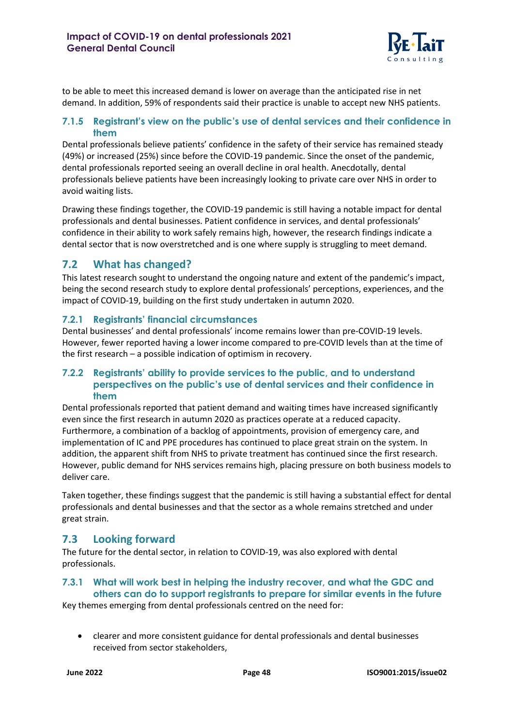to be able to meet this increased demand is lower on average than the anticipated rise in net demand. In addition, 59% of respondents said their practice is unable to accept new NHS patients.

### 7.1.5 Registrant's view on the public's use of dental services and their confidence in them

Dental professionals believe patients' confidence in the safety of their service has remained steady (49%) or increased (25%) since before the COVID-19 pandemic. Since the onset of the pandemic, dental professionals reported seeing an overall decline in oral health. Anecdotally, dental professionals believe patients have been increasingly looking to private care over NHS in order to avoid waiting lists.

Drawing these findings together, the COVID-19 pandemic is still having a notable impact for dental professionals and dental businesses. Patient confidence in services, and dental professionals' confidence in their ability to work safely remains high, however, the research findings indicate a dental sector that is now overstretched and is one where supply is struggling to meet demand.

## 7.2 What has changed?

This latest research sought to understand the ongoing nature and extent of the pandemic's impact, being the second research study to explore dental professionals' perceptions, experiences, and the impact of COVID-19, building on the first study undertaken in autumn 2020.

### 7.2.1 Registrants' financial circumstances

Dental businesses' and dental professionals' income remains lower than pre-COVID-19 levels. However, fewer reported having a lower income compared to pre-COVID levels than at the time of the first research – a possible indication of optimism in recovery.

### 7.2.2 Registrants' ability to provide services to the public, and to understand perspectives on the public's use of dental services and their confidence in them

Dental professionals reported that patient demand and waiting times have increased significantly even since the first research in autumn 2020 as practices operate at a reduced capacity. Furthermore, a combination of a backlog of appointments, provision of emergency care, and implementation of IC and PPE procedures has continued to place great strain on the system. In addition, the apparent shift from NHS to private treatment has continued since the first research. However, public demand for NHS services remains high, placing pressure on both business models to deliver care.

Taken together, these findings suggest that the pandemic is still having a substantial effect for dental professionals and dental businesses and that the sector as a whole remains stretched and under great strain.

## 7.3 Looking forward

The future for the dental sector, in relation to COVID-19, was also explored with dental professionals.

### 7.3.1 What will work best in helping the industry recover, and what the GDC and others can do to support registrants to prepare for similar events in the future

Key themes emerging from dental professionals centred on the need for:

- clearer and more consistent guidance for dental professionals and dental businesses received from sector stakeholders,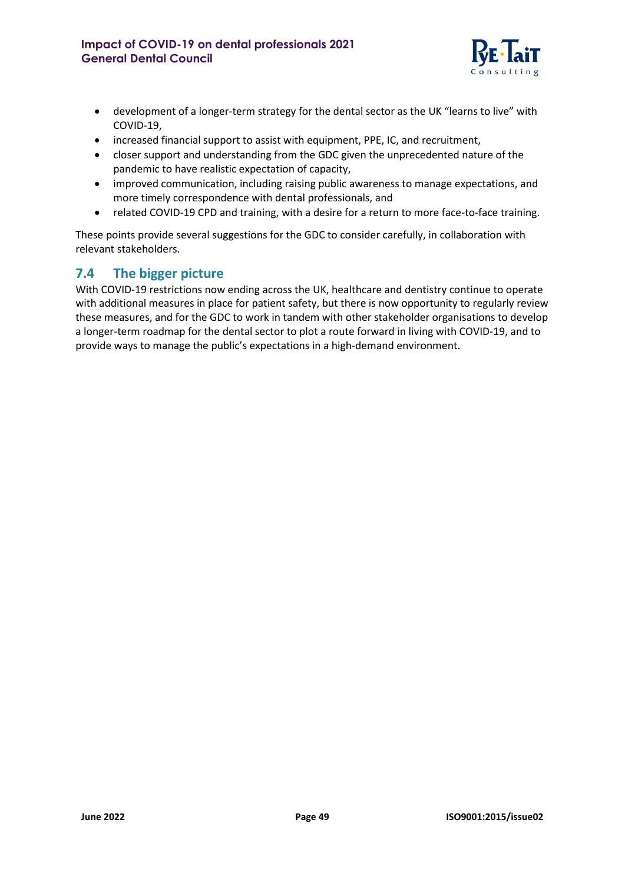- development of a longer-term strategy for the dental sector as the UK "learns to live" with COVID-19,
- increased financial support to assist with equipment, PPE, IC, and recruitment,
- closer support and understanding from the GDC given the unprecedented nature of the pandemic to have realistic expectation of capacity,
- improved communication, including raising public awareness to manage expectations, and more timely correspondence with dental professionals, and
- related COVID-19 CPD and training, with a desire for a return to more face-to-face training.

These points provide several suggestions for the GDC to consider carefully, in collaboration with relevant stakeholders.

## 7.4 The bigger picture

With COVID-19 restrictions now ending across the UK, healthcare and dentistry continue to operate with additional measures in place for patient safety, but there is now opportunity to regularly review these measures, and for the GDC to work in tandem with other stakeholder organisations to develop a longer-term roadmap for the dental sector to plot a route forward in living with COVID-19, and to provide ways to manage the public's expectations in a high-demand environment.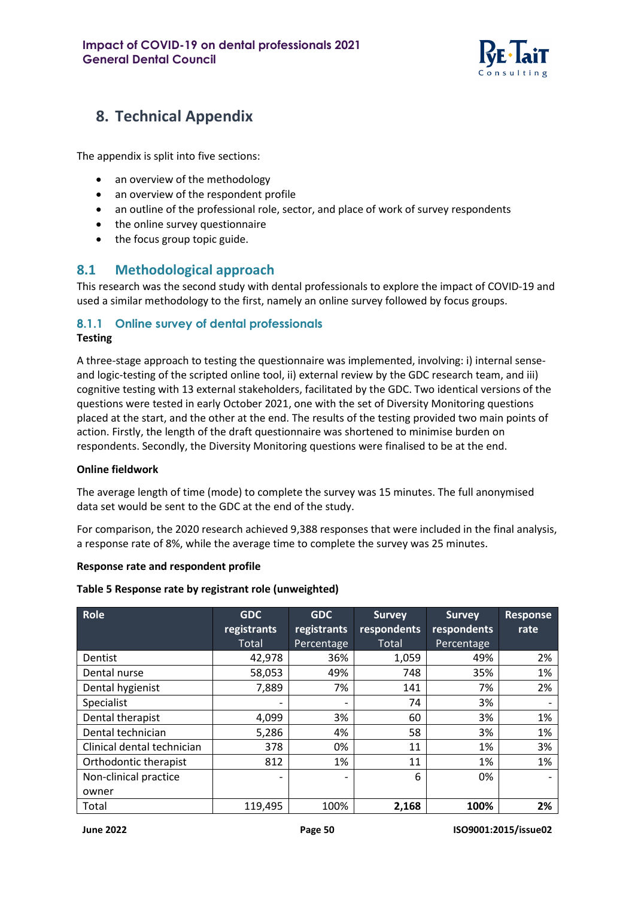# 8. Technical Appendix

The appendix is split into five sections:

- an overview of the methodology
- an overview of the respondent profile
- an outline of the professional role, sector, and place of work of survey respondents
- the online survey questionnaire
- the focus group topic guide.

## 8.1 Methodological approach

This research was the second study with dental professionals to explore the impact of COVID-19 and used a similar methodology to the first, namely an online survey followed by focus groups.

### 8.1.1 Online survey of dental professionals

**Testing**

A three-stage approach to testing the questionnaire was implemented, involving: i) internal sense- and logic-testing of the scripted online tool, ii) external review by the GDC research team, and iii) cognitive testing with 13 external stakeholders, facilitated by the GDC. Two identical versions of the questions were tested in early October 2021, one with the set of Diversity Monitoring questions placed at the start, and the other at the end. The results of the testing provided two main points of action. Firstly, the length of the draft questionnaire was shortened to minimise burden on respondents. Secondly, the Diversity Monitoring questions were finalised to be at the end.

**Online fieldwork**

The average length of time (mode) to complete the survey was 15 minutes. The full anonymised data set would be sent to the GDC at the end of the study.

For comparison, the 2020 research achieved 9,388 responses that were included in the final analysis, a response rate of 8%, while the average time to complete the survey was 25 minutes.

**Response rate and respondent profile**

**Table 5 Response rate by registrant role (unweighted)**

| Role | GDC registrants Total | GDC registrants Percentage | Survey respondents Total | Survey respondents Percentage | Response rate |
|---|---|---|---|---|---|
| Dentist | 42,978 | 36% | 1,059 | 49% | 2% |
| Dental nurse | 58,053 | 49% | 748 | 35% | 1% |
| Dental hygienist | 7,889 | 7% | 141 | 7% | 2% |
| Specialist | - | - | 74 | 3% | - |
| Dental therapist | 4,099 | 3% | 60 | 3% | 1% |
| Dental technician | 5,286 | 4% | 58 | 3% | 1% |
| Clinical dental technician | 378 | 0% | 11 | 1% | 3% |
| Orthodontic therapist | 812 | 1% | 11 | 1% | 1% |
| Non-clinical practice owner | - | - | 6 | 0% | - |
| Total | 119,495 | 100% | **2,168** | **100%** | **2%** |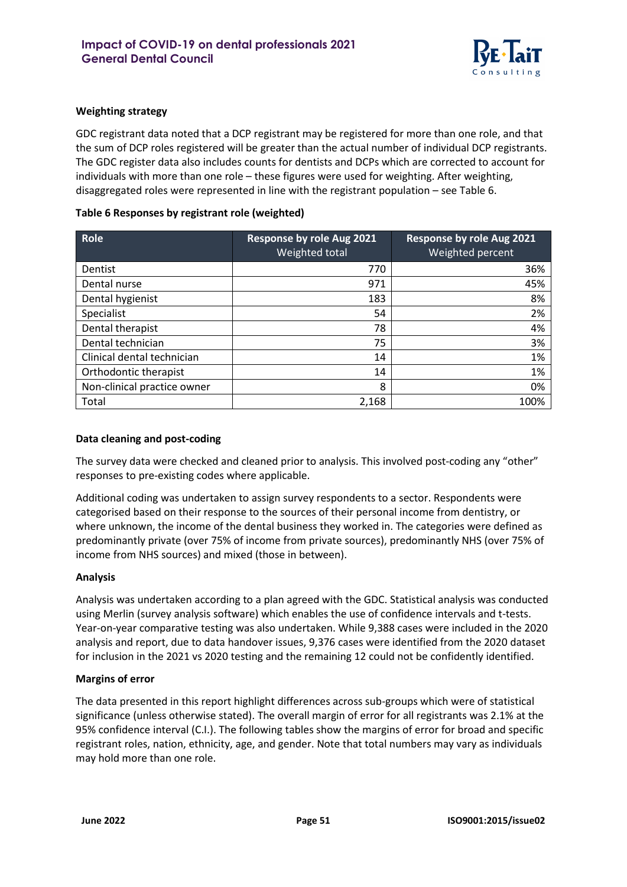**Weighting strategy**

GDC registrant data noted that a DCP registrant may be registered for more than one role, and that the sum of DCP roles registered will be greater than the actual number of individual DCP registrants. The GDC register data also includes counts for dentists and DCPs which are corrected to account for individuals with more than one role – these figures were used for weighting. After weighting, disaggregated roles were represented in line with the registrant population – see Table 6.

**Table 6 Responses by registrant role (weighted)**

| Role | Response by role Aug 2021 Weighted total | Response by role Aug 2021 Weighted percent |
|---|---|---|
| Dentist | 770 | 36% |
| Dental nurse | 971 | 45% |
| Dental hygienist | 183 | 8% |
| Specialist | 54 | 2% |
| Dental therapist | 78 | 4% |
| Dental technician | 75 | 3% |
| Clinical dental technician | 14 | 1% |
| Orthodontic therapist | 14 | 1% |
| Non-clinical practice owner | 8 | 0% |
| Total | 2,168 | 100% |

**Data cleaning and post-coding**

The survey data were checked and cleaned prior to analysis. This involved post-coding any "other" responses to pre-existing codes where applicable.

Additional coding was undertaken to assign survey respondents to a sector. Respondents were categorised based on their response to the sources of their personal income from dentistry, or where unknown, the income of the dental business they worked in. The categories were defined as predominantly private (over 75% of income from private sources), predominantly NHS (over 75% of income from NHS sources) and mixed (those in between).

**Analysis**

Analysis was undertaken according to a plan agreed with the GDC. Statistical analysis was conducted using Merlin (survey analysis software) which enables the use of confidence intervals and t-tests. Year-on-year comparative testing was also undertaken. While 9,388 cases were included in the 2020 analysis and report, due to data handover issues, 9,376 cases were identified from the 2020 dataset for inclusion in the 2021 vs 2020 testing and the remaining 12 could not be confidently identified.

**Margins of error**

The data presented in this report highlight differences across sub-groups which were of statistical significance (unless otherwise stated). The overall margin of error for all registrants was 2.1% at the 95% confidence interval (C.I.). The following tables show the margins of error for broad and specific registrant roles, nation, ethnicity, age, and gender. Note that total numbers may vary as individuals may hold more than one role.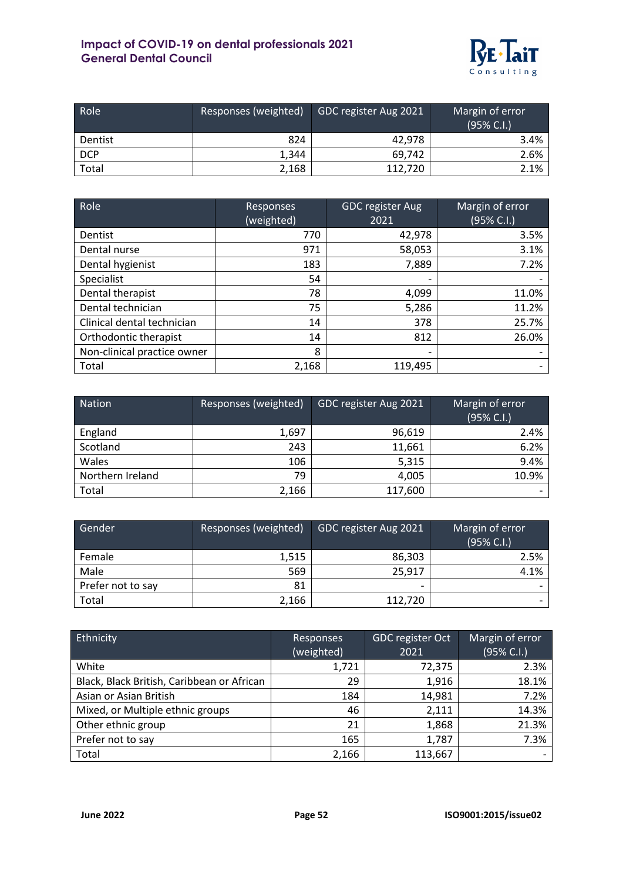| Role | Responses (weighted) | GDC register Aug 2021 | Margin of error (95% C.I.) |
|---|---|---|---|
| Dentist | 824 | 42,978 | 3.4% |
| DCP | 1,344 | 69,742 | 2.6% |
| Total | 2,168 | 112,720 | 2.1% |

| Role | Responses (weighted) | GDC register Aug 2021 | Margin of error (95% C.I.) |
|---|---|---|---|
| Dentist | 770 | 42,978 | 3.5% |
| Dental nurse | 971 | 58,053 | 3.1% |
| Dental hygienist | 183 | 7,889 | 7.2% |
| Specialist | 54 | - | - |
| Dental therapist | 78 | 4,099 | 11.0% |
| Dental technician | 75 | 5,286 | 11.2% |
| Clinical dental technician | 14 | 378 | 25.7% |
| Orthodontic therapist | 14 | 812 | 26.0% |
| Non-clinical practice owner | 8 | - | - |
| Total | 2,168 | 119,495 | - |

| Nation | Responses (weighted) | GDC register Aug 2021 | Margin of error (95% C.I.) |
|---|---|---|---|
| England | 1,697 | 96,619 | 2.4% |
| Scotland | 243 | 11,661 | 6.2% |
| Wales | 106 | 5,315 | 9.4% |
| Northern Ireland | 79 | 4,005 | 10.9% |
| Total | 2,166 | 117,600 | - |

| Gender | Responses (weighted) | GDC register Aug 2021 | Margin of error (95% C.I.) |
|---|---|---|---|
| Female | 1,515 | 86,303 | 2.5% |
| Male | 569 | 25,917 | 4.1% |
| Prefer not to say | 81 | - | - |
| Total | 2,166 | 112,720 | - |

| Ethnicity | Responses (weighted) | GDC register Oct 2021 | Margin of error (95% C.I.) |
|---|---|---|---|
| White | 1,721 | 72,375 | 2.3% |
| Black, Black British, Caribbean or African | 29 | 1,916 | 18.1% |
| Asian or Asian British | 184 | 14,981 | 7.2% |
| Mixed, or Multiple ethnic groups | 46 | 2,111 | 14.3% |
| Other ethnic group | 21 | 1,868 | 21.3% |
| Prefer not to say | 165 | 1,787 | 7.3% |
| Total | 2,166 | 113,667 | - |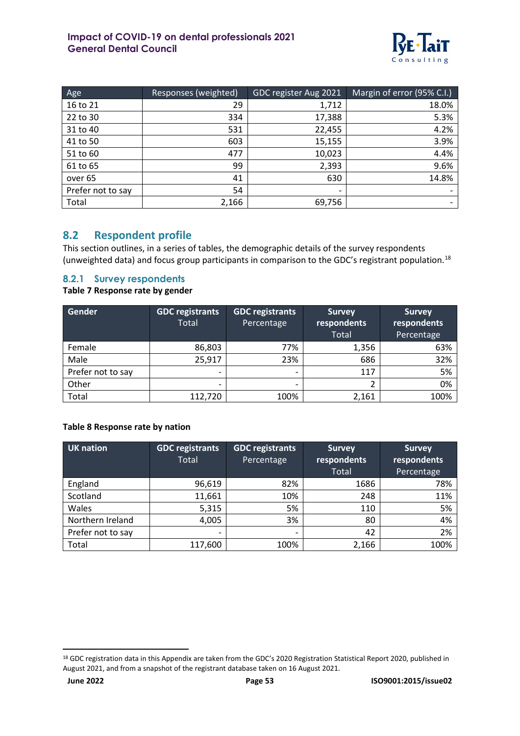| Age | Responses (weighted) | GDC register Aug 2021 | Margin of error (95% C.I.) |
|---|---|---|---|
| 16 to 21 | 29 | 1,712 | 18.0% |
| 22 to 30 | 334 | 17,388 | 5.3% |
| 31 to 40 | 531 | 22,455 | 4.2% |
| 41 to 50 | 603 | 15,155 | 3.9% |
| 51 to 60 | 477 | 10,023 | 4.4% |
| 61 to 65 | 99 | 2,393 | 9.6% |
| over 65 | 41 | 630 | 14.8% |
| Prefer not to say | 54 | - | - |
| Total | 2,166 | 69,756 | - |

## 8.2 Respondent profile

This section outlines, in a series of tables, the demographic details of the survey respondents (unweighted data) and focus group participants in comparison to the GDC's registrant population.[18]

### 8.2.1 Survey respondents

**Table 7 Response rate by gender**

| Gender | GDC registrants Total | GDC registrants Percentage | Survey respondents Total | Survey respondents Percentage |
|---|---|---|---|---|
| Female | 86,803 | 77% | 1,356 | 63% |
| Male | 25,917 | 23% | 686 | 32% |
| Prefer not to say | - | - | 117 | 5% |
| Other | - | - | 2 | 0% |
| Total | 112,720 | 100% | 2,161 | 100% |

**Table 8 Response rate by nation**

| UK nation | GDC registrants Total | GDC registrants Percentage | Survey respondents Total | Survey respondents Percentage |
|---|---|---|---|---|
| England | 96,619 | 82% | 1686 | 78% |
| Scotland | 11,661 | 10% | 248 | 11% |
| Wales | 5,315 | 5% | 110 | 5% |
| Northern Ireland | 4,005 | 3% | 80 | 4% |
| Prefer not to say | - | - | 42 | 2% |
| Total | 117,600 | 100% | 2,166 | 100% |

[18] GDC registration data in this Appendix are taken from the GDC's 2020 Registration Statistical Report 2020, published in August 2021, and from a snapshot of the registrant database taken on 16 August 2021.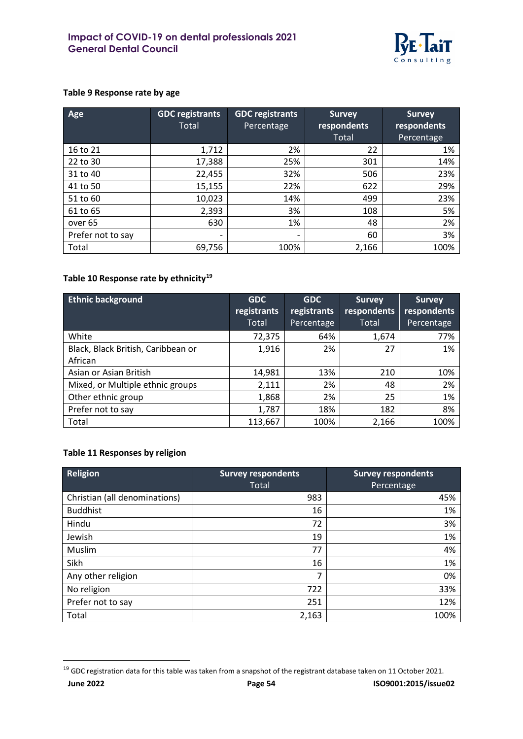**Table 9 Response rate by age**

| Age | GDC registrants Total | GDC registrants Percentage | Survey respondents Total | Survey respondents Percentage |
|---|---|---|---|---|
| 16 to 21 | 1,712 | 2% | 22 | 1% |
| 22 to 30 | 17,388 | 25% | 301 | 14% |
| 31 to 40 | 22,455 | 32% | 506 | 23% |
| 41 to 50 | 15,155 | 22% | 622 | 29% |
| 51 to 60 | 10,023 | 14% | 499 | 23% |
| 61 to 65 | 2,393 | 3% | 108 | 5% |
| over 65 | 630 | 1% | 48 | 2% |
| Prefer not to say | - | - | 60 | 3% |
| Total | 69,756 | 100% | 2,166 | 100% |

**Table 10 Response rate by ethnicity[19]**

| Ethnic background | GDC registrants Total | GDC registrants Percentage | Survey respondents Total | Survey respondents Percentage |
|---|---|---|---|---|
| White | 72,375 | 64% | 1,674 | 77% |
| Black, Black British, Caribbean or African | 1,916 | 2% | 27 | 1% |
| Asian or Asian British | 14,981 | 13% | 210 | 10% |
| Mixed, or Multiple ethnic groups | 2,111 | 2% | 48 | 2% |
| Other ethnic group | 1,868 | 2% | 25 | 1% |
| Prefer not to say | 1,787 | 18% | 182 | 8% |
| Total | 113,667 | 100% | 2,166 | 100% |

**Table 11 Responses by religion**

| Religion | Survey respondents Total | Survey respondents Percentage |
|---|---|---|
| Christian (all denominations) | 983 | 45% |
| Buddhist | 16 | 1% |
| Hindu | 72 | 3% |
| Jewish | 19 | 1% |
| Muslim | 77 | 4% |
| Sikh | 16 | 1% |
| Any other religion | 7 | 0% |
| No religion | 722 | 33% |
| Prefer not to say | 251 | 12% |
| Total | 2,163 | 100% |

[19] GDC registration data for this table was taken from a snapshot of the registrant database taken on 11 October 2021.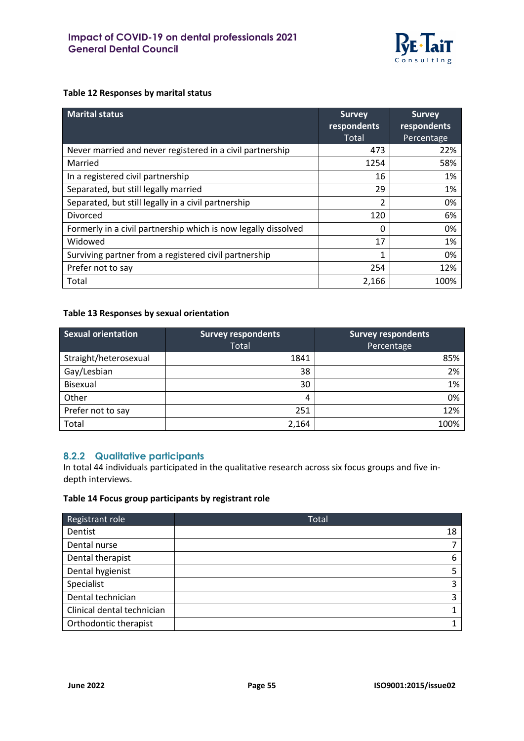**Table 12 Responses by marital status**

| Marital status | Survey respondents Total | Survey respondents Percentage |
|---|---|---|
| Never married and never registered in a civil partnership | 473 | 22% |
| Married | 1254 | 58% |
| In a registered civil partnership | 16 | 1% |
| Separated, but still legally married | 29 | 1% |
| Separated, but still legally in a civil partnership | 2 | 0% |
| Divorced | 120 | 6% |
| Formerly in a civil partnership which is now legally dissolved | 0 | 0% |
| Widowed | 17 | 1% |
| Surviving partner from a registered civil partnership | 1 | 0% |
| Prefer not to say | 254 | 12% |
| Total | 2,166 | 100% |

**Table 13 Responses by sexual orientation**

| Sexual orientation | Survey respondents Total | Survey respondents Percentage |
|---|---|---|
| Straight/heterosexual | 1841 | 85% |
| Gay/Lesbian | 38 | 2% |
| Bisexual | 30 | 1% |
| Other | 4 | 0% |
| Prefer not to say | 251 | 12% |
| Total | 2,164 | 100% |

### 8.2.2 Qualitative participants

In total 44 individuals participated in the qualitative research across six focus groups and five in-depth interviews.

**Table 14 Focus group participants by registrant role**

| Registrant role | Total |
|---|---|
| Dentist | 18 |
| Dental nurse | 7 |
| Dental therapist | 6 |
| Dental hygienist | 5 |
| Specialist | 3 |
| Dental technician | 3 |
| Clinical dental technician | 1 |
| Orthodontic therapist | 1 |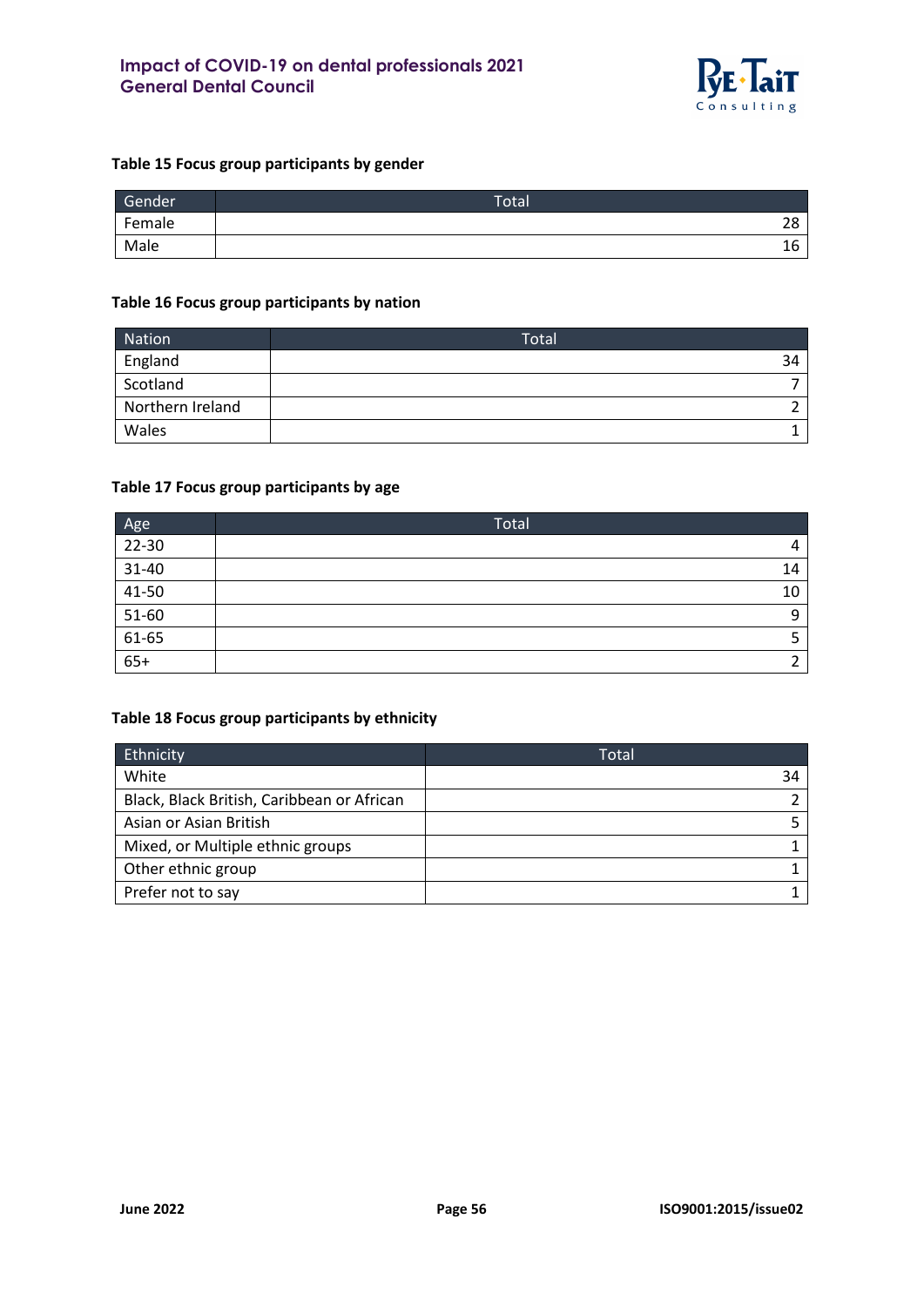**Table 15 Focus group participants by gender**

| Gender | Total |
|---|---|
| Female | 28 |
| Male | 16 |

**Table 16 Focus group participants by nation**

| Nation | Total |
|---|---|
| England | 34 |
| Scotland | 7 |
| Northern Ireland | 2 |
| Wales | 1 |

**Table 17 Focus group participants by age**

| Age | Total |
|---|---|
| 22-30 | 4 |
| 31-40 | 14 |
| 41-50 | 10 |
| 51-60 | 9 |
| 61-65 | 5 |
| 65+ | 2 |

**Table 18 Focus group participants by ethnicity**

| Ethnicity | Total |
|---|---|
| White | 34 |
| Black, Black British, Caribbean or African | 2 |
| Asian or Asian British | 5 |
| Mixed, or Multiple ethnic groups | 1 |
| Other ethnic group | 1 |
| Prefer not to say | 1 |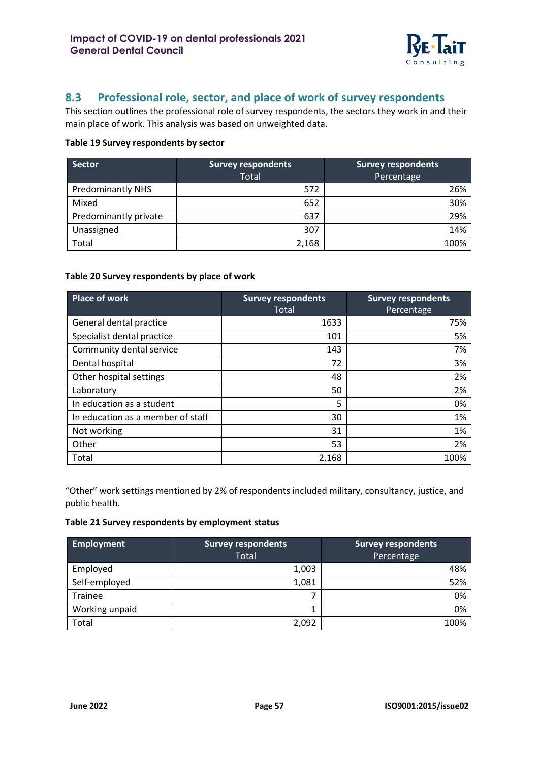## 8.3 Professional role, sector, and place of work of survey respondents

This section outlines the professional role of survey respondents, the sectors they work in and their main place of work. This analysis was based on unweighted data.

**Table 19 Survey respondents by sector**

| Sector | Survey respondents Total | Survey respondents Percentage |
|---|---|---|
| Predominantly NHS | 572 | 26% |
| Mixed | 652 | 30% |
| Predominantly private | 637 | 29% |
| Unassigned | 307 | 14% |
| Total | 2,168 | 100% |

**Table 20 Survey respondents by place of work**

| Place of work | Survey respondents Total | Survey respondents Percentage |
|---|---|---|
| General dental practice | 1633 | 75% |
| Specialist dental practice | 101 | 5% |
| Community dental service | 143 | 7% |
| Dental hospital | 72 | 3% |
| Other hospital settings | 48 | 2% |
| Laboratory | 50 | 2% |
| In education as a student | 5 | 0% |
| In education as a member of staff | 30 | 1% |
| Not working | 31 | 1% |
| Other | 53 | 2% |
| Total | 2,168 | 100% |

"Other" work settings mentioned by 2% of respondents included military, consultancy, justice, and public health.

**Table 21 Survey respondents by employment status**

| Employment | Survey respondents Total | Survey respondents Percentage |
|---|---|---|
| Employed | 1,003 | 48% |
| Self-employed | 1,081 | 52% |
| Trainee | 7 | 0% |
| Working unpaid | 1 | 0% |
| Total | 2,092 | 100% |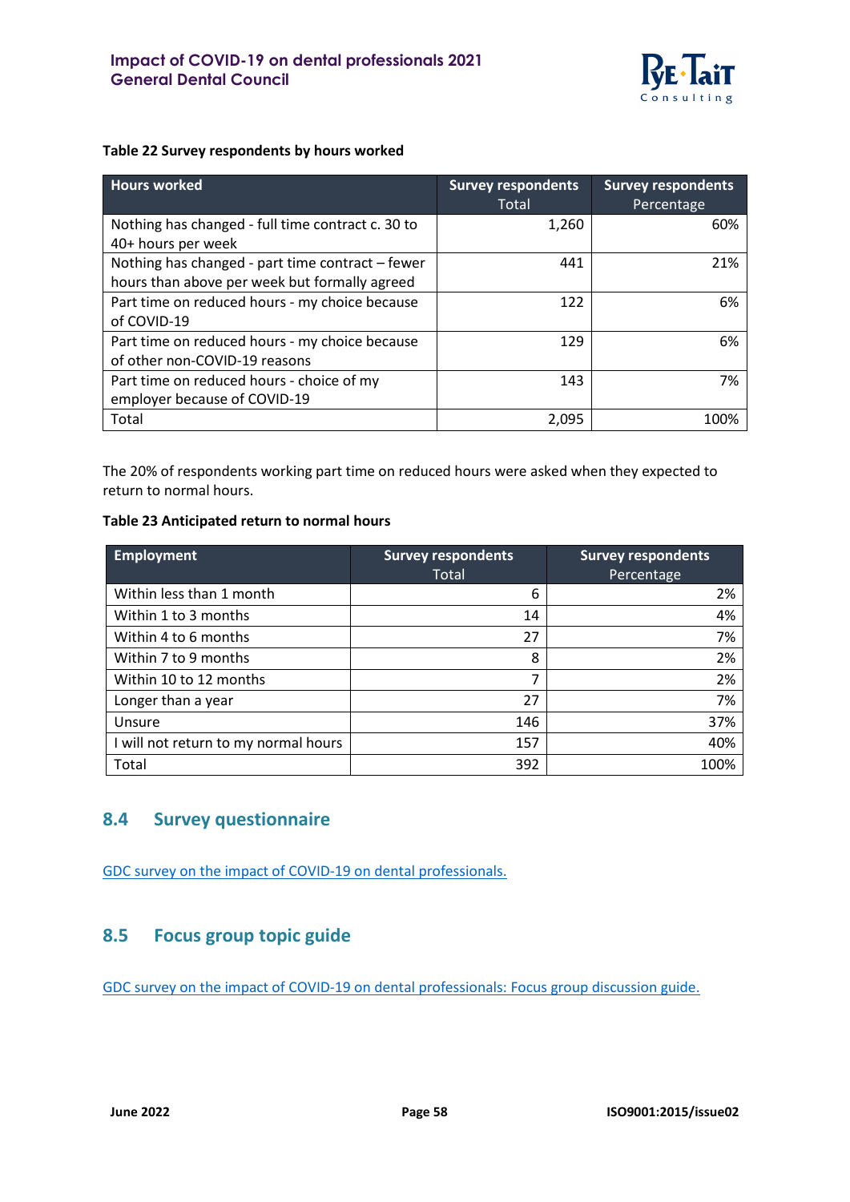**Table 22 Survey respondents by hours worked**

| Hours worked | Survey respondents Total | Survey respondents Percentage |
|---|---|---|
| Nothing has changed - full time contract c. 30 to 40+ hours per week | 1,260 | 60% |
| Nothing has changed - part time contract – fewer hours than above per week but formally agreed | 441 | 21% |
| Part time on reduced hours - my choice because of COVID-19 | 122 | 6% |
| Part time on reduced hours - my choice because of other non-COVID-19 reasons | 129 | 6% |
| Part time on reduced hours - choice of my employer because of COVID-19 | 143 | 7% |
| Total | 2,095 | 100% |

The 20% of respondents working part time on reduced hours were asked when they expected to return to normal hours.

**Table 23 Anticipated return to normal hours**

| Employment | Survey respondents Total | Survey respondents Percentage |
|---|---|---|
| Within less than 1 month | 6 | 2% |
| Within 1 to 3 months | 14 | 4% |
| Within 4 to 6 months | 27 | 7% |
| Within 7 to 9 months | 8 | 2% |
| Within 10 to 12 months | 7 | 2% |
| Longer than a year | 27 | 7% |
| Unsure | 146 | 37% |
| I will not return to my normal hours | 157 | 40% |
| Total | 392 | 100% |

## 8.4 Survey questionnaire

GDC survey on the impact of COVID-19 on dental professionals.

## 8.5 Focus group topic guide

GDC survey on the impact of COVID-19 on dental professionals: Focus group discussion guide.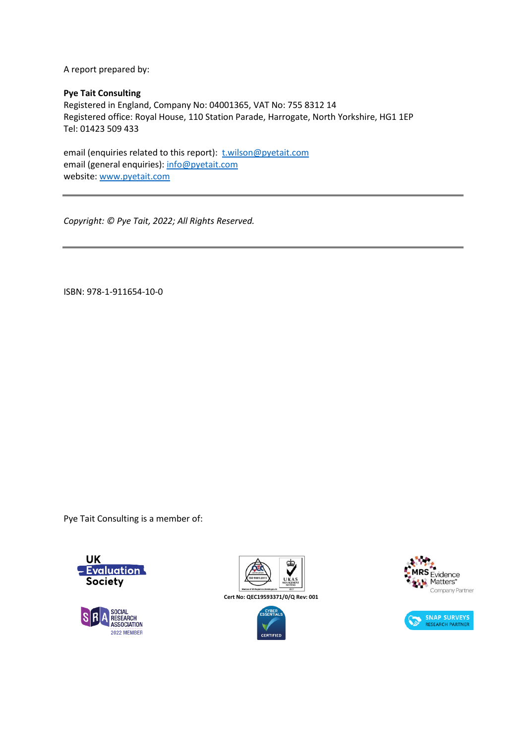A report prepared by:

**Pye Tait Consulting**
Registered in England, Company No: 04001365, VAT No: 755 8312 14
Registered office: Royal House, 110 Station Parade, Harrogate, North Yorkshire, HG1 1EP
Tel: 01423 509 433

email (enquiries related to this report): t.wilson@pyetait.com
email (general enquiries): info@pyetait.com
website: www.pyetait.com

---

*Copyright: © Pye Tait, 2022; All Rights Reserved.*

---

ISBN: 978-1-911654-10-0

Pye Tait Consulting is a member of:

Cert No: QEC19593371/0/Q Rev: 001